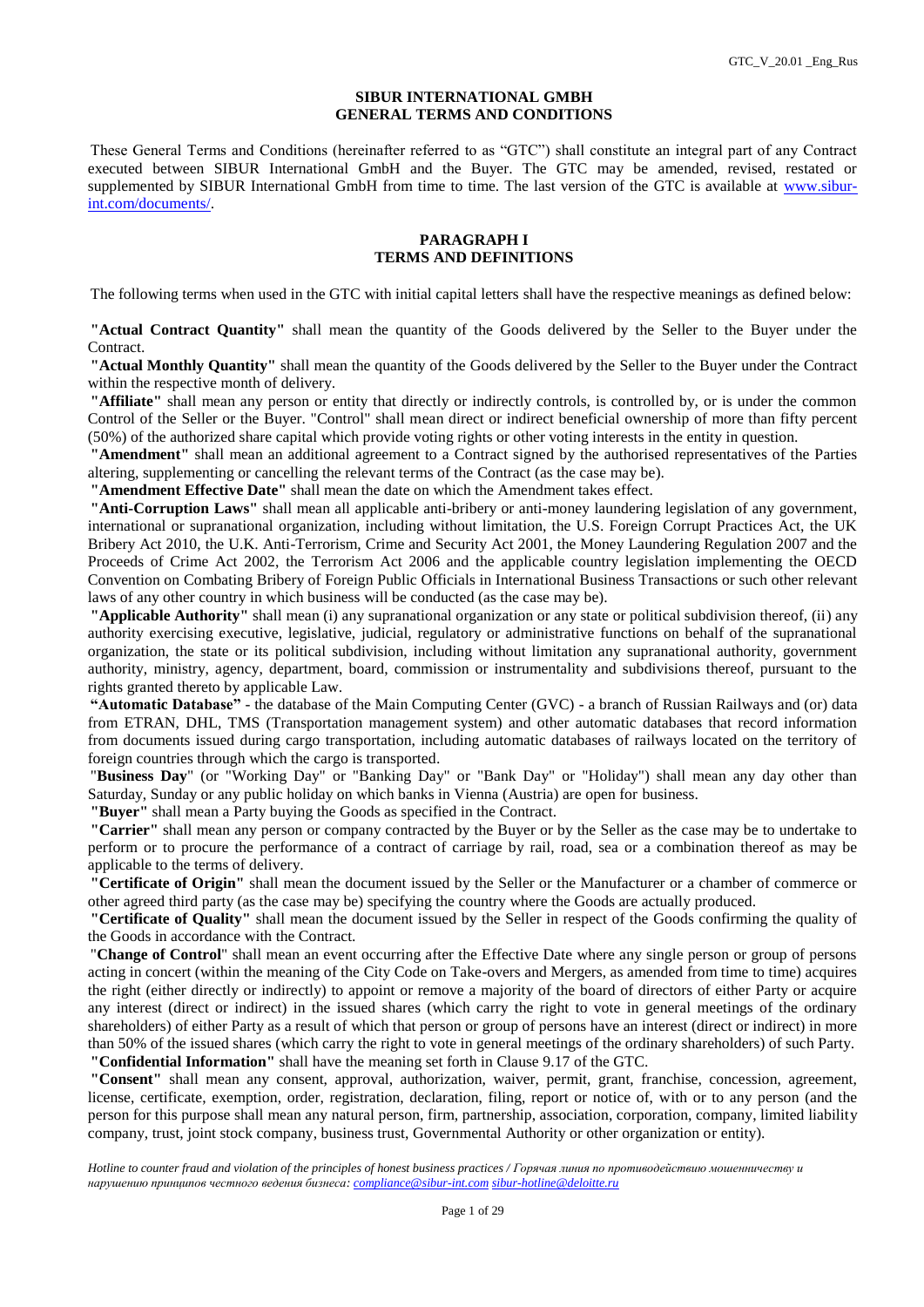# SIBUR INTERNATIONAL GMBH
# GENERAL TERMS AND CONDITIONS

These General Terms and Conditions (hereinafter referred to as "GTC") shall constitute an integral part of any Contract executed between SIBUR International GmbH and the Buyer. The GTC may be amended, revised, restated or supplemented by SIBUR International GmbH from time to time. The last version of the GTC is available at www.sibur-int.com/documents/.

## PARAGRAPH I
## TERMS AND DEFINITIONS

The following terms when used in the GTC with initial capital letters shall have the respective meanings as defined below:

**"Actual Contract Quantity"** shall mean the quantity of the Goods delivered by the Seller to the Buyer under the Contract.

**"Actual Monthly Quantity"** shall mean the quantity of the Goods delivered by the Seller to the Buyer under the Contract within the respective month of delivery.

**"Affiliate"** shall mean any person or entity that directly or indirectly controls, is controlled by, or is under the common Control of the Seller or the Buyer. "Control" shall mean direct or indirect beneficial ownership of more than fifty percent (50%) of the authorized share capital which provide voting rights or other voting interests in the entity in question.

**"Amendment"** shall mean an additional agreement to a Contract signed by the authorised representatives of the Parties altering, supplementing or cancelling the relevant terms of the Contract (as the case may be).

**"Amendment Effective Date"** shall mean the date on which the Amendment takes effect.

**"Anti-Corruption Laws"** shall mean all applicable anti-bribery or anti-money laundering legislation of any government, international or supranational organization, including without limitation, the U.S. Foreign Corrupt Practices Act, the UK Bribery Act 2010, the U.K. Anti-Terrorism, Crime and Security Act 2001, the Money Laundering Regulation 2007 and the Proceeds of Crime Act 2002, the Terrorism Act 2006 and the applicable country legislation implementing the OECD Convention on Combating Bribery of Foreign Public Officials in International Business Transactions or such other relevant laws of any other country in which business will be conducted (as the case may be).

**"Applicable Authority"** shall mean (i) any supranational organization or any state or political subdivision thereof, (ii) any authority exercising executive, legislative, judicial, regulatory or administrative functions on behalf of the supranational organization, the state or its political subdivision, including without limitation any supranational authority, government authority, ministry, agency, department, board, commission or instrumentality and subdivisions thereof, pursuant to the rights granted thereto by applicable Law.

**"Automatic Database"** - the database of the Main Computing Center (GVC) - a branch of Russian Railways and (or) data from ETRAN, DHL, TMS (Transportation management system) and other automatic databases that record information from documents issued during cargo transportation, including automatic databases of railways located on the territory of foreign countries through which the cargo is transported.

"**Business Day**" (or "Working Day" or "Banking Day" or "Bank Day" or "Holiday") shall mean any day other than Saturday, Sunday or any public holiday on which banks in Vienna (Austria) are open for business.

**"Buyer"** shall mean a Party buying the Goods as specified in the Contract.

**"Carrier"** shall mean any person or company contracted by the Buyer or by the Seller as the case may be to undertake to perform or to procure the performance of a contract of carriage by rail, road, sea or a combination thereof as may be applicable to the terms of delivery.

**"Certificate of Origin"** shall mean the document issued by the Seller or the Manufacturer or a chamber of commerce or other agreed third party (as the case may be) specifying the country where the Goods are actually produced.

**"Certificate of Quality"** shall mean the document issued by the Seller in respect of the Goods confirming the quality of the Goods in accordance with the Contract.

"**Change of Control**" shall mean an event occurring after the Effective Date where any single person or group of persons acting in concert (within the meaning of the City Code on Take-overs and Mergers, as amended from time to time) acquires the right (either directly or indirectly) to appoint or remove a majority of the board of directors of either Party or acquire any interest (direct or indirect) in the issued shares (which carry the right to vote in general meetings of the ordinary shareholders) of either Party as a result of which that person or group of persons have an interest (direct or indirect) in more than 50% of the issued shares (which carry the right to vote in general meetings of the ordinary shareholders) of such Party.

**"Confidential Information"** shall have the meaning set forth in Clause 9.17 of the GTC.

**"Consent"** shall mean any consent, approval, authorization, waiver, permit, grant, franchise, concession, agreement, license, certificate, exemption, order, registration, declaration, filing, report or notice of, with or to any person (and the person for this purpose shall mean any natural person, firm, partnership, association, corporation, company, limited liability company, trust, joint stock company, business trust, Governmental Authority or other organization or entity).

*Hotline to counter fraud and violation of the principles of honest business practices / Горячая линия по противодействию мошенничеству и нарушению принципов честного ведения бизнеса: compliance@sibur-int.com sibur-hotline@deloitte.ru*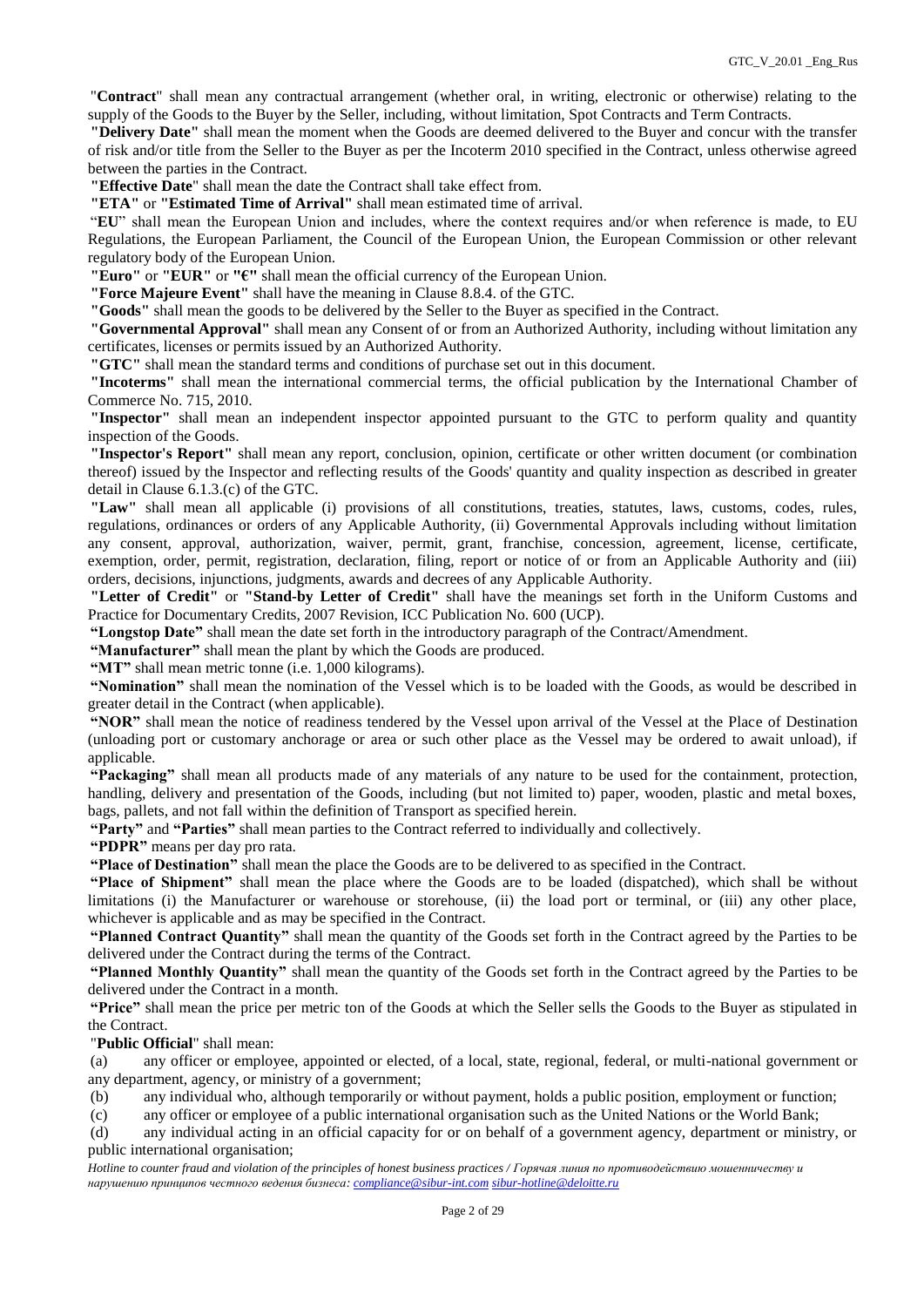"**Contract**" shall mean any contractual arrangement (whether oral, in writing, electronic or otherwise) relating to the supply of the Goods to the Buyer by the Seller, including, without limitation, Spot Contracts and Term Contracts.

**"Delivery Date"** shall mean the moment when the Goods are deemed delivered to the Buyer and concur with the transfer of risk and/or title from the Seller to the Buyer as per the Incoterm 2010 specified in the Contract, unless otherwise agreed between the parties in the Contract.

**"Effective Date**" shall mean the date the Contract shall take effect from.

**"ETA"** or **"Estimated Time of Arrival"** shall mean estimated time of arrival.

"**EU**" shall mean the European Union and includes, where the context requires and/or when reference is made, to EU Regulations, the European Parliament, the Council of the European Union, the European Commission or other relevant regulatory body of the European Union.

**"Euro"** or **"EUR"** or **"€"** shall mean the official currency of the European Union.

**"Force Majeure Event"** shall have the meaning in Clause 8.8.4. of the GTC.

**"Goods"** shall mean the goods to be delivered by the Seller to the Buyer as specified in the Contract.

**"Governmental Approval"** shall mean any Consent of or from an Authorized Authority, including without limitation any certificates, licenses or permits issued by an Authorized Authority.

**"GTC"** shall mean the standard terms and conditions of purchase set out in this document.

**"Incoterms"** shall mean the international commercial terms, the official publication by the International Chamber of Commerce No. 715, 2010.

**"Inspector"** shall mean an independent inspector appointed pursuant to the GTC to perform quality and quantity inspection of the Goods.

**"Inspector's Report"** shall mean any report, conclusion, opinion, certificate or other written document (or combination thereof) issued by the Inspector and reflecting results of the Goods' quantity and quality inspection as described in greater detail in Clause 6.1.3.(c) of the GTC.

**"Law"** shall mean all applicable (i) provisions of all constitutions, treaties, statutes, laws, customs, codes, rules, regulations, ordinances or orders of any Applicable Authority, (ii) Governmental Approvals including without limitation any consent, approval, authorization, waiver, permit, grant, franchise, concession, agreement, license, certificate, exemption, order, permit, registration, declaration, filing, report or notice of or from an Applicable Authority and (iii) orders, decisions, injunctions, judgments, awards and decrees of any Applicable Authority.

**"Letter of Credit"** or **"Stand-by Letter of Credit"** shall have the meanings set forth in the Uniform Customs and Practice for Documentary Credits, 2007 Revision, ICC Publication No. 600 (UCP).

**"Longstop Date"** shall mean the date set forth in the introductory paragraph of the Contract/Amendment.

**"Manufacturer"** shall mean the plant by which the Goods are produced.

**"MT"** shall mean metric tonne (i.e. 1,000 kilograms).

**"Nomination"** shall mean the nomination of the Vessel which is to be loaded with the Goods, as would be described in greater detail in the Contract (when applicable).

**"NOR"** shall mean the notice of readiness tendered by the Vessel upon arrival of the Vessel at the Place of Destination (unloading port or customary anchorage or area or such other place as the Vessel may be ordered to await unload), if applicable.

**"Packaging"** shall mean all products made of any materials of any nature to be used for the containment, protection, handling, delivery and presentation of the Goods, including (but not limited to) paper, wooden, plastic and metal boxes, bags, pallets, and not fall within the definition of Transport as specified herein.

**"Party"** and **"Parties"** shall mean parties to the Contract referred to individually and collectively.

**"PDPR"** means per day pro rata.

**"Place of Destination"** shall mean the place the Goods are to be delivered to as specified in the Contract.

**"Place of Shipment"** shall mean the place where the Goods are to be loaded (dispatched), which shall be without limitations (i) the Manufacturer or warehouse or storehouse, (ii) the load port or terminal, or (iii) any other place, whichever is applicable and as may be specified in the Contract.

**"Planned Contract Quantity"** shall mean the quantity of the Goods set forth in the Contract agreed by the Parties to be delivered under the Contract during the terms of the Contract.

**"Planned Monthly Quantity"** shall mean the quantity of the Goods set forth in the Contract agreed by the Parties to be delivered under the Contract in a month.

**"Price"** shall mean the price per metric ton of the Goods at which the Seller sells the Goods to the Buyer as stipulated in the Contract.

"**Public Official**" shall mean:

(a) any officer or employee, appointed or elected, of a local, state, regional, federal, or multi-national government or any department, agency, or ministry of a government;

(b) any individual who, although temporarily or without payment, holds a public position, employment or function;

(c) any officer or employee of a public international organisation such as the United Nations or the World Bank;

(d) any individual acting in an official capacity for or on behalf of a government agency, department or ministry, or public international organisation;

*Hotline to counter fraud and violation of the principles of honest business practices / Горячая линия по противодействию мошенничеству и нарушению принципов честного ведения бизнеса: compliance@sibur-int.com sibur-hotline@deloitte.ru*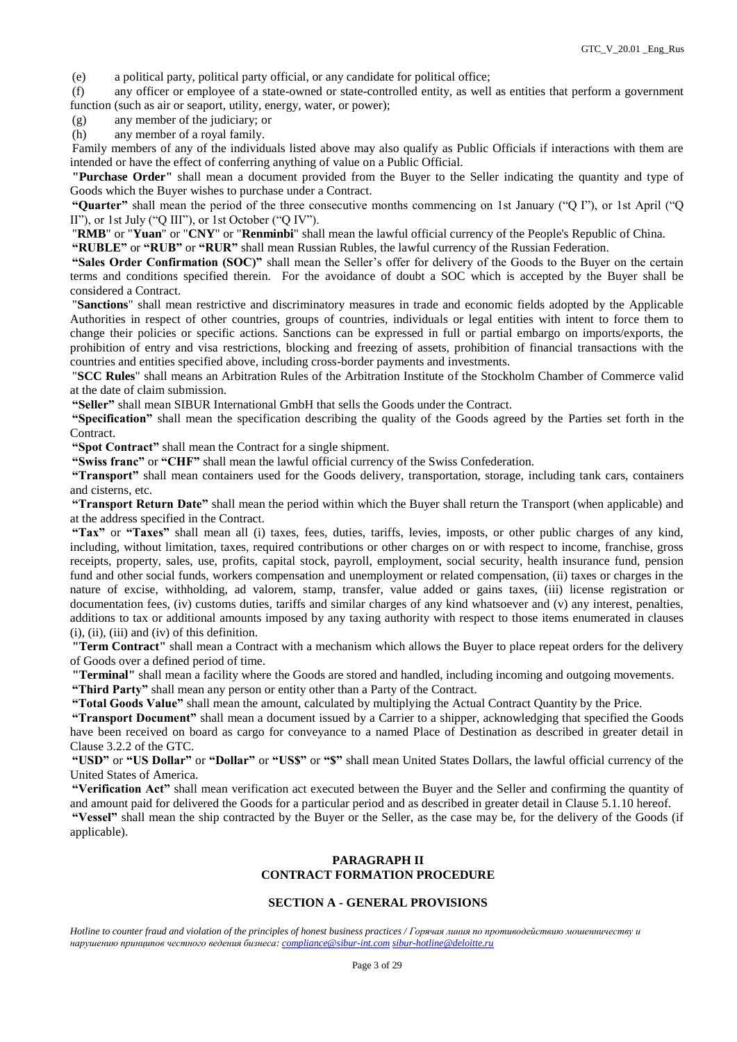(e) a political party, political party official, or any candidate for political office;

(f) any officer or employee of a state-owned or state-controlled entity, as well as entities that perform a government function (such as air or seaport, utility, energy, water, or power);

(g) any member of the judiciary; or

(h) any member of a royal family.

Family members of any of the individuals listed above may also qualify as Public Officials if interactions with them are intended or have the effect of conferring anything of value on a Public Official.

**"Purchase Order"** shall mean a document provided from the Buyer to the Seller indicating the quantity and type of Goods which the Buyer wishes to purchase under a Contract.

**"Quarter"** shall mean the period of the three consecutive months commencing on 1st January ("Q I"), or 1st April ("Q II"), or 1st July ("Q III"), or 1st October ("Q IV").

"**RMB**" or "**Yuan**" or "**CNY**" or "**Renminbi**" shall mean the lawful official currency of the People's Republic of China.

**"RUBLE"** or **"RUB"** or **"RUR"** shall mean Russian Rubles, the lawful currency of the Russian Federation.

**"Sales Order Confirmation (SOC)"** shall mean the Seller's offer for delivery of the Goods to the Buyer on the certain terms and conditions specified therein. For the avoidance of doubt a SOC which is accepted by the Buyer shall be considered a Contract.

"**Sanctions**" shall mean restrictive and discriminatory measures in trade and economic fields adopted by the Applicable Authorities in respect of other countries, groups of countries, individuals or legal entities with intent to force them to change their policies or specific actions. Sanctions can be expressed in full or partial embargo on imports/exports, the prohibition of entry and visa restrictions, blocking and freezing of assets, prohibition of financial transactions with the countries and entities specified above, including cross-border payments and investments.

"**SCC Rules**" shall means an Arbitration Rules of the Arbitration Institute of the Stockholm Chamber of Commerce valid at the date of claim submission.

**"Seller"** shall mean SIBUR International GmbH that sells the Goods under the Contract.

**"Specification"** shall mean the specification describing the quality of the Goods agreed by the Parties set forth in the Contract.

**"Spot Contract"** shall mean the Contract for a single shipment.

**"Swiss franc"** or **"CHF"** shall mean the lawful official currency of the Swiss Confederation.

**"Transport"** shall mean containers used for the Goods delivery, transportation, storage, including tank cars, containers and cisterns, etc.

**"Transport Return Date"** shall mean the period within which the Buyer shall return the Transport (when applicable) and at the address specified in the Contract.

**"Tax"** or **"Taxes"** shall mean all (i) taxes, fees, duties, tariffs, levies, imposts, or other public charges of any kind, including, without limitation, taxes, required contributions or other charges on or with respect to income, franchise, gross receipts, property, sales, use, profits, capital stock, payroll, employment, social security, health insurance fund, pension fund and other social funds, workers compensation and unemployment or related compensation, (ii) taxes or charges in the nature of excise, withholding, ad valorem, stamp, transfer, value added or gains taxes, (iii) license registration or documentation fees, (iv) customs duties, tariffs and similar charges of any kind whatsoever and (v) any interest, penalties, additions to tax or additional amounts imposed by any taxing authority with respect to those items enumerated in clauses (i), (ii), (iii) and (iv) of this definition.

**"Term Contract"** shall mean a Contract with a mechanism which allows the Buyer to place repeat orders for the delivery of Goods over a defined period of time.

**"Terminal"** shall mean a facility where the Goods are stored and handled, including incoming and outgoing movements.

**"Third Party"** shall mean any person or entity other than a Party of the Contract.

**"Total Goods Value"** shall mean the amount, calculated by multiplying the Actual Contract Quantity by the Price.

**"Transport Document"** shall mean a document issued by a Carrier to a shipper, acknowledging that specified the Goods have been received on board as cargo for conveyance to a named Place of Destination as described in greater detail in Clause 3.2.2 of the GTC.

**"USD"** or **"US Dollar"** or **"Dollar"** or **"US$"** or **"$"** shall mean United States Dollars, the lawful official currency of the United States of America.

**"Verification Act"** shall mean verification act executed between the Buyer and the Seller and confirming the quantity of and amount paid for delivered the Goods for a particular period and as described in greater detail in Clause 5.1.10 hereof.

**"Vessel"** shall mean the ship contracted by the Buyer or the Seller, as the case may be, for the delivery of the Goods (if applicable).

## PARAGRAPH II
## CONTRACT FORMATION PROCEDURE

### SECTION A - GENERAL PROVISIONS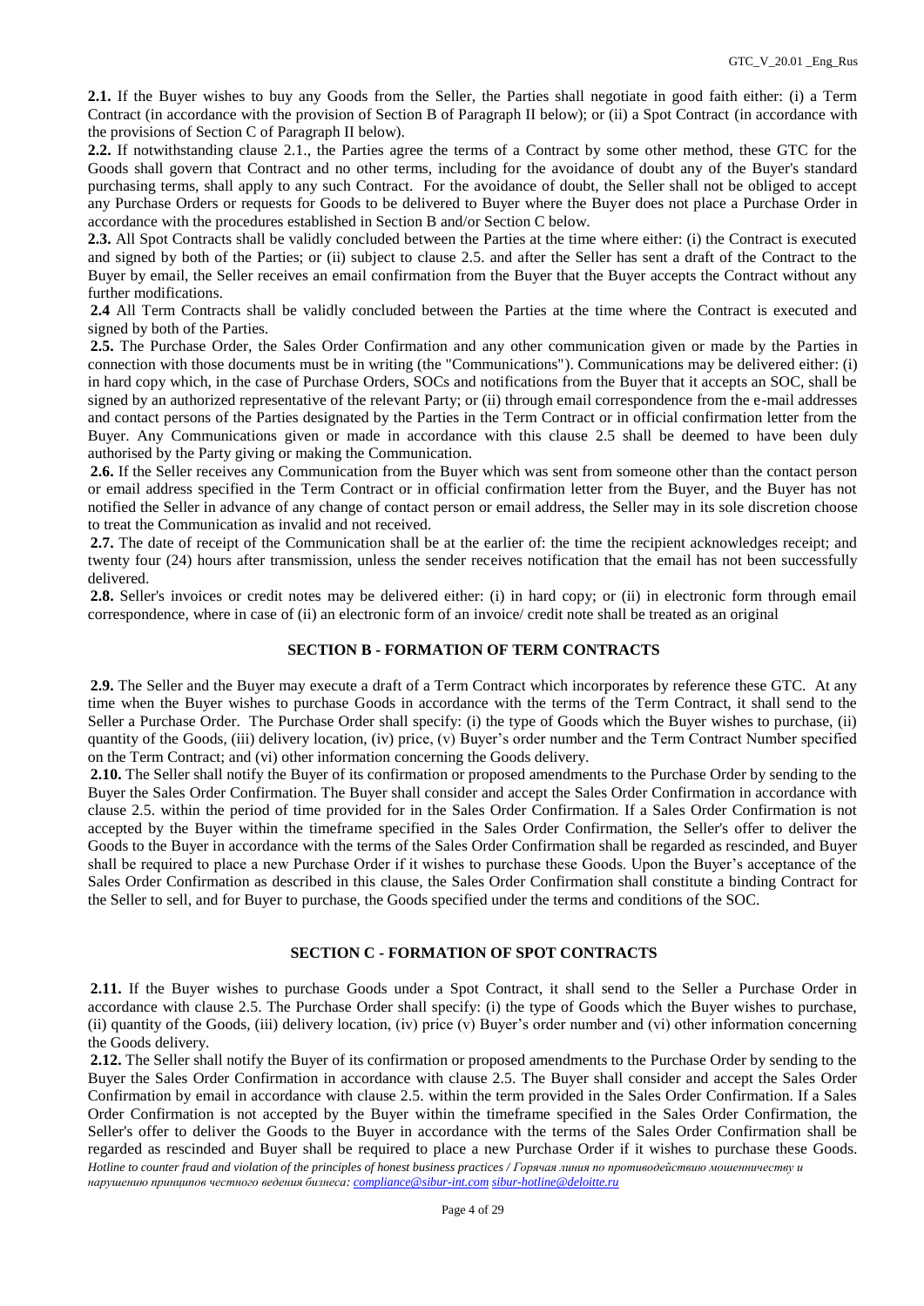**2.1.** If the Buyer wishes to buy any Goods from the Seller, the Parties shall negotiate in good faith either: (i) a Term Contract (in accordance with the provision of Section B of Paragraph II below); or (ii) a Spot Contract (in accordance with the provisions of Section C of Paragraph II below).

**2.2.** If notwithstanding clause 2.1., the Parties agree the terms of a Contract by some other method, these GTC for the Goods shall govern that Contract and no other terms, including for the avoidance of doubt any of the Buyer's standard purchasing terms, shall apply to any such Contract. For the avoidance of doubt, the Seller shall not be obliged to accept any Purchase Orders or requests for Goods to be delivered to Buyer where the Buyer does not place a Purchase Order in accordance with the procedures established in Section B and/or Section C below.

**2.3.** All Spot Contracts shall be validly concluded between the Parties at the time where either: (i) the Contract is executed and signed by both of the Parties; or (ii) subject to clause 2.5. and after the Seller has sent a draft of the Contract to the Buyer by email, the Seller receives an email confirmation from the Buyer that the Buyer accepts the Contract without any further modifications.

**2.4** All Term Contracts shall be validly concluded between the Parties at the time where the Contract is executed and signed by both of the Parties.

**2.5.** The Purchase Order, the Sales Order Confirmation and any other communication given or made by the Parties in connection with those documents must be in writing (the "Communications"). Communications may be delivered either: (i) in hard copy which, in the case of Purchase Orders, SOCs and notifications from the Buyer that it accepts an SOC, shall be signed by an authorized representative of the relevant Party; or (ii) through email correspondence from the e-mail addresses and contact persons of the Parties designated by the Parties in the Term Contract or in official confirmation letter from the Buyer. Any Communications given or made in accordance with this clause 2.5 shall be deemed to have been duly authorised by the Party giving or making the Communication.

**2.6.** If the Seller receives any Communication from the Buyer which was sent from someone other than the contact person or email address specified in the Term Contract or in official confirmation letter from the Buyer, and the Buyer has not notified the Seller in advance of any change of contact person or email address, the Seller may in its sole discretion choose to treat the Communication as invalid and not received.

**2.7.** The date of receipt of the Communication shall be at the earlier of: the time the recipient acknowledges receipt; and twenty four (24) hours after transmission, unless the sender receives notification that the email has not been successfully delivered.

**2.8.** Seller's invoices or credit notes may be delivered either: (i) in hard copy; or (ii) in electronic form through email correspondence, where in case of (ii) an electronic form of an invoice/ credit note shall be treated as an original

## SECTION B - FORMATION OF TERM CONTRACTS

**2.9.** The Seller and the Buyer may execute a draft of a Term Contract which incorporates by reference these GTC. At any time when the Buyer wishes to purchase Goods in accordance with the terms of the Term Contract, it shall send to the Seller a Purchase Order. The Purchase Order shall specify: (i) the type of Goods which the Buyer wishes to purchase, (ii) quantity of the Goods, (iii) delivery location, (iv) price, (v) Buyer's order number and the Term Contract Number specified on the Term Contract; and (vi) other information concerning the Goods delivery.

**2.10.** The Seller shall notify the Buyer of its confirmation or proposed amendments to the Purchase Order by sending to the Buyer the Sales Order Confirmation. The Buyer shall consider and accept the Sales Order Confirmation in accordance with clause 2.5. within the period of time provided for in the Sales Order Confirmation. If a Sales Order Confirmation is not accepted by the Buyer within the timeframe specified in the Sales Order Confirmation, the Seller's offer to deliver the Goods to the Buyer in accordance with the terms of the Sales Order Confirmation shall be regarded as rescinded, and Buyer shall be required to place a new Purchase Order if it wishes to purchase these Goods. Upon the Buyer's acceptance of the Sales Order Confirmation as described in this clause, the Sales Order Confirmation shall constitute a binding Contract for the Seller to sell, and for Buyer to purchase, the Goods specified under the terms and conditions of the SOC.

## SECTION C - FORMATION OF SPOT CONTRACTS

**2.11.** If the Buyer wishes to purchase Goods under a Spot Contract, it shall send to the Seller a Purchase Order in accordance with clause 2.5. The Purchase Order shall specify: (i) the type of Goods which the Buyer wishes to purchase, (ii) quantity of the Goods, (iii) delivery location, (iv) price (v) Buyer's order number and (vi) other information concerning the Goods delivery.

**2.12.** The Seller shall notify the Buyer of its confirmation or proposed amendments to the Purchase Order by sending to the Buyer the Sales Order Confirmation in accordance with clause 2.5. The Buyer shall consider and accept the Sales Order Confirmation by email in accordance with clause 2.5. within the term provided in the Sales Order Confirmation. If a Sales Order Confirmation is not accepted by the Buyer within the timeframe specified in the Sales Order Confirmation, the Seller's offer to deliver the Goods to the Buyer in accordance with the terms of the Sales Order Confirmation shall be regarded as rescinded and Buyer shall be required to place a new Purchase Order if it wishes to purchase these Goods.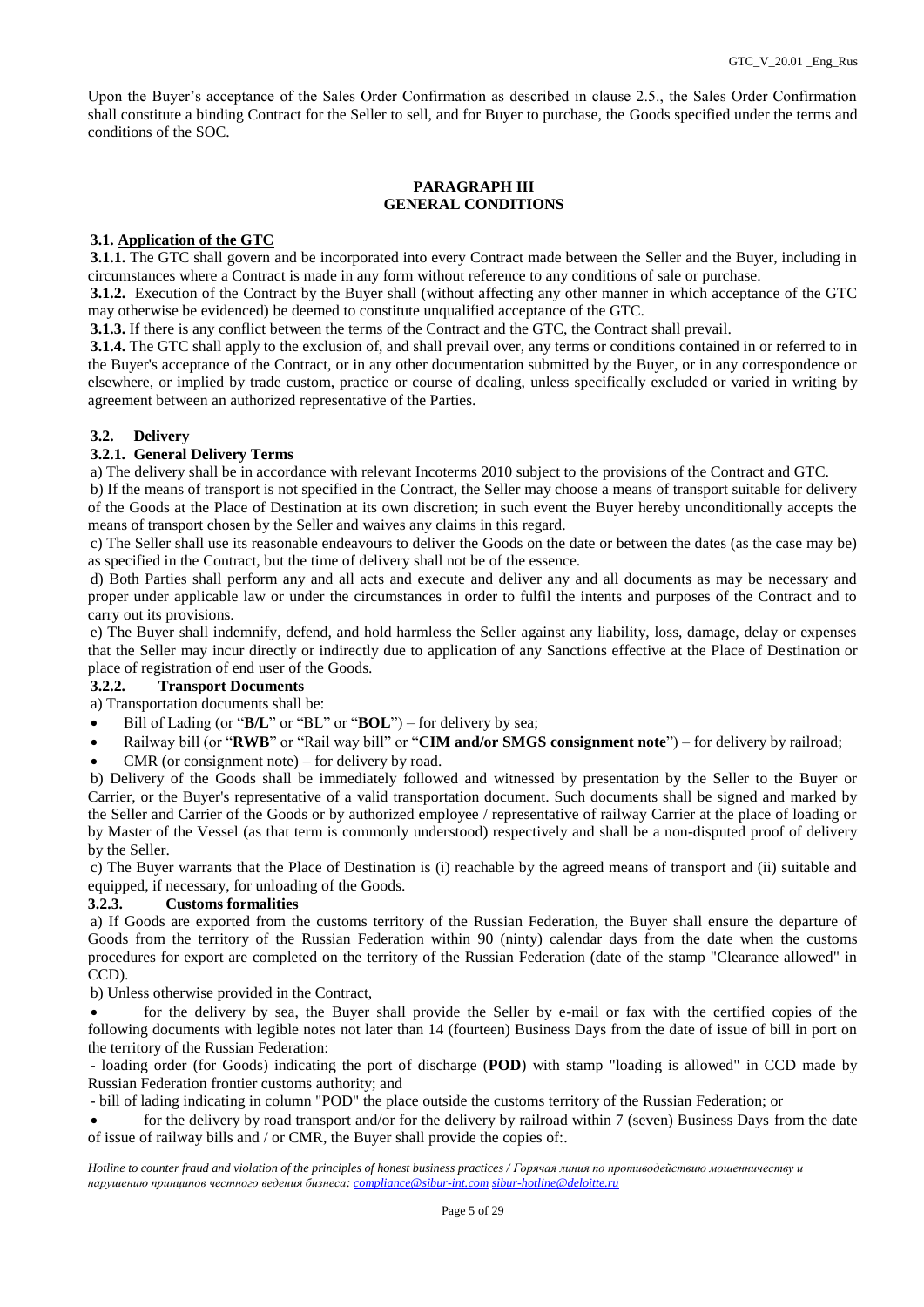Upon the Buyer's acceptance of the Sales Order Confirmation as described in clause 2.5., the Sales Order Confirmation shall constitute a binding Contract for the Seller to sell, and for Buyer to purchase, the Goods specified under the terms and conditions of the SOC.

## PARAGRAPH III
## GENERAL CONDITIONS

**3.1. Application of the GTC**

**3.1.1.** The GTC shall govern and be incorporated into every Contract made between the Seller and the Buyer, including in circumstances where a Contract is made in any form without reference to any conditions of sale or purchase.

**3.1.2.** Execution of the Contract by the Buyer shall (without affecting any other manner in which acceptance of the GTC may otherwise be evidenced) be deemed to constitute unqualified acceptance of the GTC.

**3.1.3.** If there is any conflict between the terms of the Contract and the GTC, the Contract shall prevail.

**3.1.4.** The GTC shall apply to the exclusion of, and shall prevail over, any terms or conditions contained in or referred to in the Buyer's acceptance of the Contract, or in any other documentation submitted by the Buyer, or in any correspondence or elsewhere, or implied by trade custom, practice or course of dealing, unless specifically excluded or varied in writing by agreement between an authorized representative of the Parties.

**3.2. Delivery**

**3.2.1. General Delivery Terms**

a) The delivery shall be in accordance with relevant Incoterms 2010 subject to the provisions of the Contract and GTC.

b) If the means of transport is not specified in the Contract, the Seller may choose a means of transport suitable for delivery of the Goods at the Place of Destination at its own discretion; in such event the Buyer hereby unconditionally accepts the means of transport chosen by the Seller and waives any claims in this regard.

c) The Seller shall use its reasonable endeavours to deliver the Goods on the date or between the dates (as the case may be) as specified in the Contract, but the time of delivery shall not be of the essence.

d) Both Parties shall perform any and all acts and execute and deliver any and all documents as may be necessary and proper under applicable law or under the circumstances in order to fulfil the intents and purposes of the Contract and to carry out its provisions.

e) The Buyer shall indemnify, defend, and hold harmless the Seller against any liability, loss, damage, delay or expenses that the Seller may incur directly or indirectly due to application of any Sanctions effective at the Place of Destination or place of registration of end user of the Goods.

**3.2.2. Transport Documents**

a) Transportation documents shall be:

- Bill of Lading (or "**B/L**" or "BL" or "**BOL**") – for delivery by sea;
- Railway bill (or "**RWB**" or "Rail way bill" or "**CIM and/or SMGS consignment note**") – for delivery by railroad;
- CMR (or consignment note) – for delivery by road.

b) Delivery of the Goods shall be immediately followed and witnessed by presentation by the Seller to the Buyer or Carrier, or the Buyer's representative of a valid transportation document. Such documents shall be signed and marked by the Seller and Carrier of the Goods or by authorized employee / representative of railway Carrier at the place of loading or by Master of the Vessel (as that term is commonly understood) respectively and shall be a non-disputed proof of delivery by the Seller.

c) The Buyer warrants that the Place of Destination is (i) reachable by the agreed means of transport and (ii) suitable and equipped, if necessary, for unloading of the Goods.

**3.2.3. Customs formalities**

a) If Goods are exported from the customs territory of the Russian Federation, the Buyer shall ensure the departure of Goods from the territory of the Russian Federation within 90 (ninty) calendar days from the date when the customs procedures for export are completed on the territory of the Russian Federation (date of the stamp "Clearance allowed" in CCD).

b) Unless otherwise provided in the Contract,

- for the delivery by sea, the Buyer shall provide the Seller by e-mail or fax with the certified copies of the following documents with legible notes not later than 14 (fourteen) Business Days from the date of issue of bill in port on the territory of the Russian Federation:

- loading order (for Goods) indicating the port of discharge (**POD**) with stamp "loading is allowed" in CCD made by Russian Federation frontier customs authority; and

- bill of lading indicating in column "POD" the place outside the customs territory of the Russian Federation; or

- for the delivery by road transport and/or for the delivery by railroad within 7 (seven) Business Days from the date of issue of railway bills and / or CMR, the Buyer shall provide the copies of:.

*Hotline to counter fraud and violation of the principles of honest business practices / Горячая линия по противодействию мошенничеству и нарушению принципов честного ведения бизнеса: compliance@sibur-int.com sibur-hotline@deloitte.ru*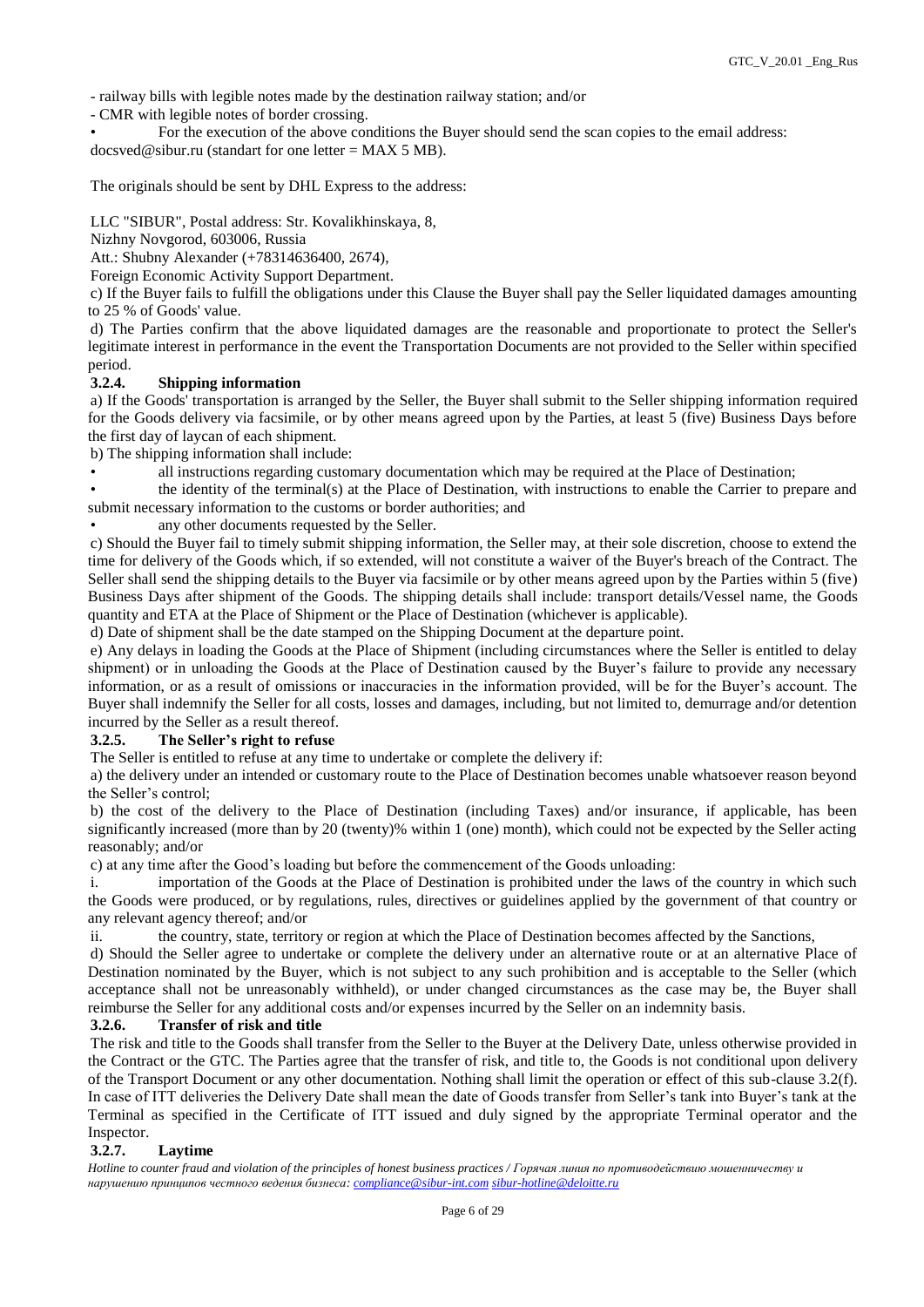- railway bills with legible notes made by the destination railway station; and/or

- CMR with legible notes of border crossing.

• For the execution of the above conditions the Buyer should send the scan copies to the email address: docsved@sibur.ru (standart for one letter = MAX 5 MB).

The originals should be sent by DHL Express to the address:

LLC "SIBUR", Postal address: Str. Kovalikhinskaya, 8,

Nizhny Novgorod, 603006, Russia

Att.: Shubny Alexander (+78314636400, 2674),

Foreign Economic Activity Support Department.

c) If the Buyer fails to fulfill the obligations under this Clause the Buyer shall pay the Seller liquidated damages amounting to 25 % of Goods' value.

d) The Parties confirm that the above liquidated damages are the reasonable and proportionate to protect the Seller's legitimate interest in performance in the event the Transportation Documents are not provided to the Seller within specified period.

### 3.2.4. Shipping information

a) If the Goods' transportation is arranged by the Seller, the Buyer shall submit to the Seller shipping information required for the Goods delivery via facsimile, or by other means agreed upon by the Parties, at least 5 (five) Business Days before the first day of laycan of each shipment.

b) The shipping information shall include:

• all instructions regarding customary documentation which may be required at the Place of Destination;

• the identity of the terminal(s) at the Place of Destination, with instructions to enable the Carrier to prepare and submit necessary information to the customs or border authorities; and

• any other documents requested by the Seller.

c) Should the Buyer fail to timely submit shipping information, the Seller may, at their sole discretion, choose to extend the time for delivery of the Goods which, if so extended, will not constitute a waiver of the Buyer's breach of the Contract. The Seller shall send the shipping details to the Buyer via facsimile or by other means agreed upon by the Parties within 5 (five) Business Days after shipment of the Goods. The shipping details shall include: transport details/Vessel name, the Goods quantity and ETA at the Place of Shipment or the Place of Destination (whichever is applicable).

d) Date of shipment shall be the date stamped on the Shipping Document at the departure point.

e) Any delays in loading the Goods at the Place of Shipment (including circumstances where the Seller is entitled to delay shipment) or in unloading the Goods at the Place of Destination caused by the Buyer's failure to provide any necessary information, or as a result of omissions or inaccuracies in the information provided, will be for the Buyer's account. The Buyer shall indemnify the Seller for all costs, losses and damages, including, but not limited to, demurrage and/or detention incurred by the Seller as a result thereof.

### 3.2.5. The Seller's right to refuse

The Seller is entitled to refuse at any time to undertake or complete the delivery if:

a) the delivery under an intended or customary route to the Place of Destination becomes unable whatsoever reason beyond the Seller's control;

b) the cost of the delivery to the Place of Destination (including Taxes) and/or insurance, if applicable, has been significantly increased (more than by 20 (twenty)% within 1 (one) month), which could not be expected by the Seller acting reasonably; and/or

c) at any time after the Good's loading but before the commencement of the Goods unloading:

i. importation of the Goods at the Place of Destination is prohibited under the laws of the country in which such the Goods were produced, or by regulations, rules, directives or guidelines applied by the government of that country or any relevant agency thereof; and/or

ii. the country, state, territory or region at which the Place of Destination becomes affected by the Sanctions,

d) Should the Seller agree to undertake or complete the delivery under an alternative route or at an alternative Place of Destination nominated by the Buyer, which is not subject to any such prohibition and is acceptable to the Seller (which acceptance shall not be unreasonably withheld), or under changed circumstances as the case may be, the Buyer shall reimburse the Seller for any additional costs and/or expenses incurred by the Seller on an indemnity basis.

### 3.2.6. Transfer of risk and title

The risk and title to the Goods shall transfer from the Seller to the Buyer at the Delivery Date, unless otherwise provided in the Contract or the GTC. The Parties agree that the transfer of risk, and title to, the Goods is not conditional upon delivery of the Transport Document or any other documentation. Nothing shall limit the operation or effect of this sub-clause 3.2(f). In case of ITT deliveries the Delivery Date shall mean the date of Goods transfer from Seller's tank into Buyer's tank at the Terminal as specified in the Certificate of ITT issued and duly signed by the appropriate Terminal operator and the Inspector.

### 3.2.7. Laytime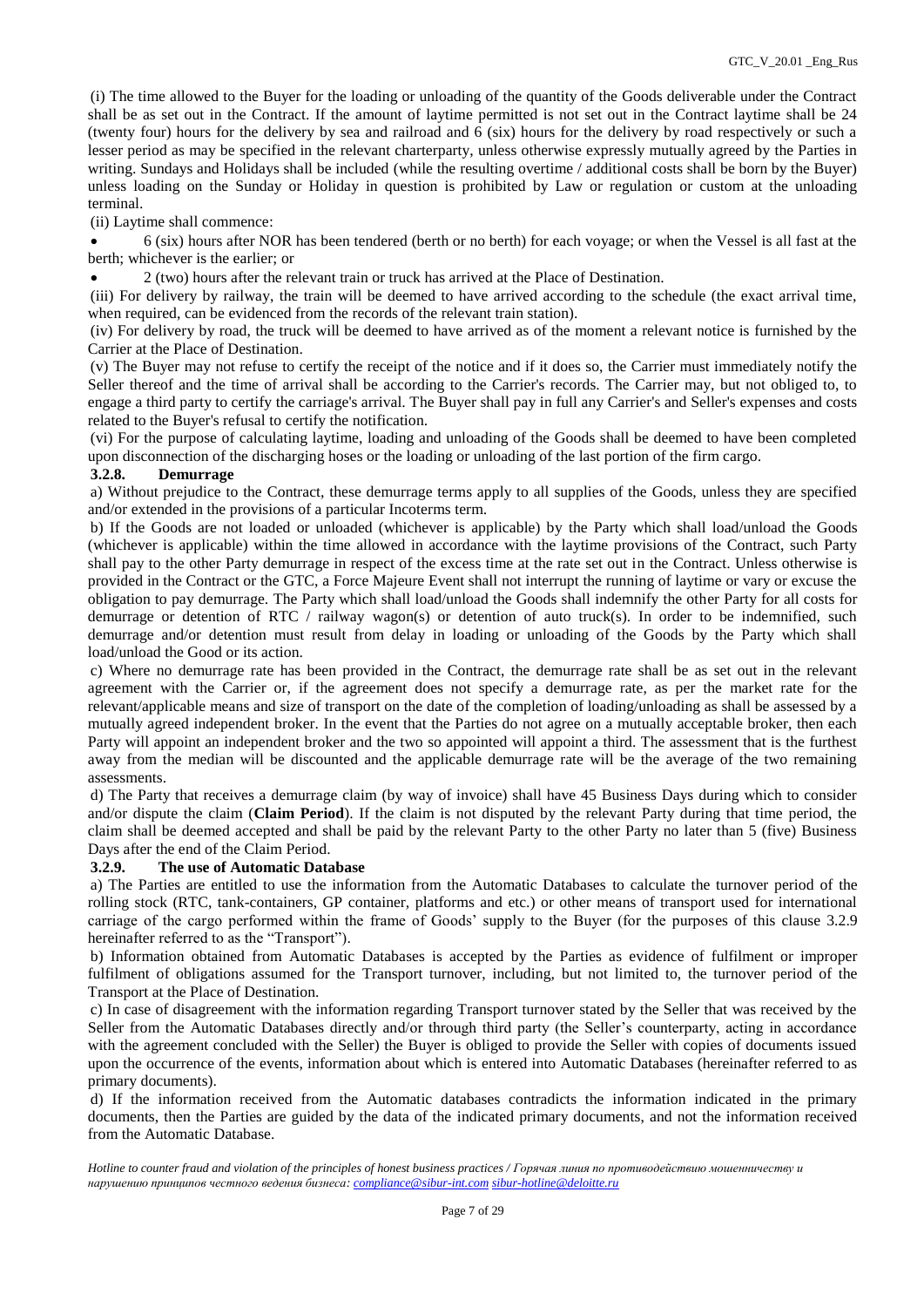(i) The time allowed to the Buyer for the loading or unloading of the quantity of the Goods deliverable under the Contract shall be as set out in the Contract. If the amount of laytime permitted is not set out in the Contract laytime shall be 24 (twenty four) hours for the delivery by sea and railroad and 6 (six) hours for the delivery by road respectively or such a lesser period as may be specified in the relevant charterparty, unless otherwise expressly mutually agreed by the Parties in writing. Sundays and Holidays shall be included (while the resulting overtime / additional costs shall be born by the Buyer) unless loading on the Sunday or Holiday in question is prohibited by Law or regulation or custom at the unloading terminal.

(ii) Laytime shall commence:

- 6 (six) hours after NOR has been tendered (berth or no berth) for each voyage; or when the Vessel is all fast at the berth; whichever is the earlier; or
- 2 (two) hours after the relevant train or truck has arrived at the Place of Destination.

(iii) For delivery by railway, the train will be deemed to have arrived according to the schedule (the exact arrival time, when required, can be evidenced from the records of the relevant train station).

(iv) For delivery by road, the truck will be deemed to have arrived as of the moment a relevant notice is furnished by the Carrier at the Place of Destination.

(v) The Buyer may not refuse to certify the receipt of the notice and if it does so, the Carrier must immediately notify the Seller thereof and the time of arrival shall be according to the Carrier's records. The Carrier may, but not obliged to, to engage a third party to certify the carriage's arrival. The Buyer shall pay in full any Carrier's and Seller's expenses and costs related to the Buyer's refusal to certify the notification.

(vi) For the purpose of calculating laytime, loading and unloading of the Goods shall be deemed to have been completed upon disconnection of the discharging hoses or the loading or unloading of the last portion of the firm cargo.

### 3.2.8. Demurrage

a) Without prejudice to the Contract, these demurrage terms apply to all supplies of the Goods, unless they are specified and/or extended in the provisions of a particular Incoterms term.

b) If the Goods are not loaded or unloaded (whichever is applicable) by the Party which shall load/unload the Goods (whichever is applicable) within the time allowed in accordance with the laytime provisions of the Contract, such Party shall pay to the other Party demurrage in respect of the excess time at the rate set out in the Contract. Unless otherwise is provided in the Contract or the GTC, a Force Majeure Event shall not interrupt the running of laytime or vary or excuse the obligation to pay demurrage. The Party which shall load/unload the Goods shall indemnify the other Party for all costs for demurrage or detention of RTC / railway wagon(s) or detention of auto truck(s). In order to be indemnified, such demurrage and/or detention must result from delay in loading or unloading of the Goods by the Party which shall load/unload the Good or its action.

c) Where no demurrage rate has been provided in the Contract, the demurrage rate shall be as set out in the relevant agreement with the Carrier or, if the agreement does not specify a demurrage rate, as per the market rate for the relevant/applicable means and size of transport on the date of the completion of loading/unloading as shall be assessed by a mutually agreed independent broker. In the event that the Parties do not agree on a mutually acceptable broker, then each Party will appoint an independent broker and the two so appointed will appoint a third. The assessment that is the furthest away from the median will be discounted and the applicable demurrage rate will be the average of the two remaining assessments.

d) The Party that receives a demurrage claim (by way of invoice) shall have 45 Business Days during which to consider and/or dispute the claim (**Claim Period**). If the claim is not disputed by the relevant Party during that time period, the claim shall be deemed accepted and shall be paid by the relevant Party to the other Party no later than 5 (five) Business Days after the end of the Claim Period.

### 3.2.9. The use of Automatic Database

a) The Parties are entitled to use the information from the Automatic Databases to calculate the turnover period of the rolling stock (RTC, tank-containers, GP container, platforms and etc.) or other means of transport used for international carriage of the cargo performed within the frame of Goods' supply to the Buyer (for the purposes of this clause 3.2.9 hereinafter referred to as the "Transport").

b) Information obtained from Automatic Databases is accepted by the Parties as evidence of fulfilment or improper fulfilment of obligations assumed for the Transport turnover, including, but not limited to, the turnover period of the Transport at the Place of Destination.

c) In case of disagreement with the information regarding Transport turnover stated by the Seller that was received by the Seller from the Automatic Databases directly and/or through third party (the Seller's counterparty, acting in accordance with the agreement concluded with the Seller) the Buyer is obliged to provide the Seller with copies of documents issued upon the occurrence of the events, information about which is entered into Automatic Databases (hereinafter referred to as primary documents).

d) If the information received from the Automatic databases contradicts the information indicated in the primary documents, then the Parties are guided by the data of the indicated primary documents, and not the information received from the Automatic Database.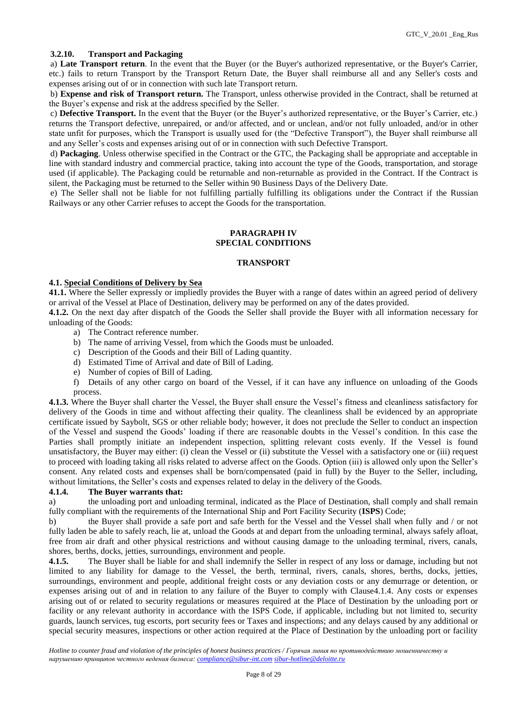**3.2.10. Transport and Packaging**

a) **Late Transport return**. In the event that the Buyer (or the Buyer's authorized representative, or the Buyer's Carrier, etc.) fails to return Transport by the Transport Return Date, the Buyer shall reimburse all and any Seller's costs and expenses arising out of or in connection with such late Transport return.

b) **Expense and risk of Transport return.** The Transport, unless otherwise provided in the Contract, shall be returned at the Buyer's expense and risk at the address specified by the Seller.

c) **Defective Transport.** In the event that the Buyer (or the Buyer's authorized representative, or the Buyer's Carrier, etc.) returns the Transport defective, unrepaired, or and/or affected, and or unclean, and/or not fully unloaded, and/or in other state unfit for purposes, which the Transport is usually used for (the "Defective Transport"), the Buyer shall reimburse all and any Seller's costs and expenses arising out of or in connection with such Defective Transport.

d) **Packaging**. Unless otherwise specified in the Contract or the GTC, the Packaging shall be appropriate and acceptable in line with standard industry and commercial practice, taking into account the type of the Goods, transportation, and storage used (if applicable). The Packaging could be returnable and non-returnable as provided in the Contract. If the Contract is silent, the Packaging must be returned to the Seller within 90 Business Days of the Delivery Date.

e) The Seller shall not be liable for not fulfilling partially fulfilling its obligations under the Contract if the Russian Railways or any other Carrier refuses to accept the Goods for the transportation.

## PARAGRAPH IV
## SPECIAL CONDITIONS

### TRANSPORT

**4.1. Special Conditions of Delivery by Sea**

**41.1.** Where the Seller expressly or impliedly provides the Buyer with a range of dates within an agreed period of delivery or arrival of the Vessel at Place of Destination, delivery may be performed on any of the dates provided.

**4.1.2.** On the next day after dispatch of the Goods the Seller shall provide the Buyer with all information necessary for unloading of the Goods:

a) The Contract reference number.
b) The name of arriving Vessel, from which the Goods must be unloaded.
c) Description of the Goods and their Bill of Lading quantity.
d) Estimated Time of Arrival and date of Bill of Lading.
e) Number of copies of Bill of Lading.
f) Details of any other cargo on board of the Vessel, if it can have any influence on unloading of the Goods process.

**4.1.3.** Where the Buyer shall charter the Vessel, the Buyer shall ensure the Vessel's fitness and cleanliness satisfactory for delivery of the Goods in time and without affecting their quality. The cleanliness shall be evidenced by an appropriate certificate issued by Saybolt, SGS or other reliable body; however, it does not preclude the Seller to conduct an inspection of the Vessel and suspend the Goods' loading if there are reasonable doubts in the Vessel's condition. In this case the Parties shall promptly initiate an independent inspection, splitting relevant costs evenly. If the Vessel is found unsatisfactory, the Buyer may either: (i) clean the Vessel or (ii) substitute the Vessel with a satisfactory one or (iii) request to proceed with loading taking all risks related to adverse affect on the Goods. Option (iii) is allowed only upon the Seller's consent. Any related costs and expenses shall be born/compensated (paid in full) by the Buyer to the Seller, including, without limitations, the Seller's costs and expenses related to delay in the delivery of the Goods.

**4.1.4. The Buyer warrants that:**

a) the unloading port and unloading terminal, indicated as the Place of Destination, shall comply and shall remain fully compliant with the requirements of the International Ship and Port Facility Security (**ISPS**) Code;

b) the Buyer shall provide a safe port and safe berth for the Vessel and the Vessel shall when fully and / or not fully laden be able to safely reach, lie at, unload the Goods at and depart from the unloading terminal, always safely afloat, free from air draft and other physical restrictions and without causing damage to the unloading terminal, rivers, canals, shores, berths, docks, jetties, surroundings, environment and people.

**4.1.5.** The Buyer shall be liable for and shall indemnify the Seller in respect of any loss or damage, including but not limited to any liability for damage to the Vessel, the berth, terminal, rivers, canals, shores, berths, docks, jetties, surroundings, environment and people, additional freight costs or any deviation costs or any demurrage or detention, or expenses arising out of and in relation to any failure of the Buyer to comply with Clause4.1.4. Any costs or expenses arising out of or related to security regulations or measures required at the Place of Destination by the unloading port or facility or any relevant authority in accordance with the ISPS Code, if applicable, including but not limited to, security guards, launch services, tug escorts, port security fees or Taxes and inspections; and any delays caused by any additional or special security measures, inspections or other action required at the Place of Destination by the unloading port or facility

*Hotline to counter fraud and violation of the principles of honest business practices / Горячая линия по противодействию мошенничеству и нарушению принципов честного ведения бизнеса: compliance@sibur-int.com sibur-hotline@deloitte.ru*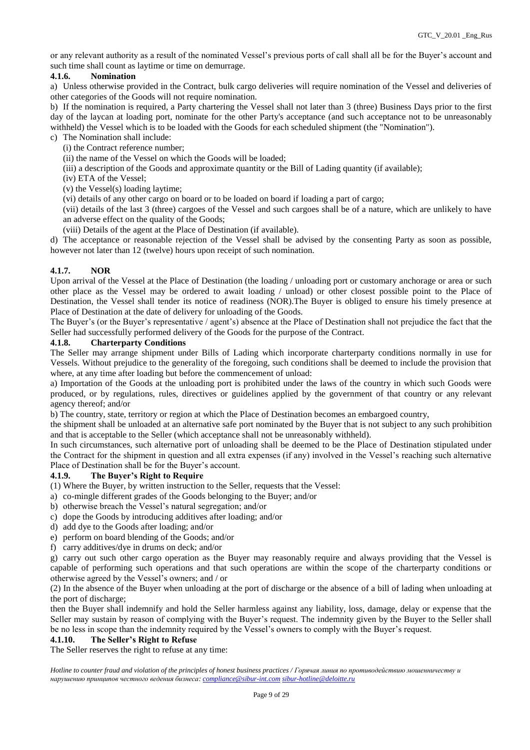or any relevant authority as a result of the nominated Vessel's previous ports of call shall all be for the Buyer's account and such time shall count as laytime or time on demurrage.

#### 4.1.6. Nomination

a) Unless otherwise provided in the Contract, bulk cargo deliveries will require nomination of the Vessel and deliveries of other categories of the Goods will not require nomination.

b) If the nomination is required, a Party chartering the Vessel shall not later than 3 (three) Business Days prior to the first day of the laycan at loading port, nominate for the other Party's acceptance (and such acceptance not to be unreasonably withheld) the Vessel which is to be loaded with the Goods for each scheduled shipment (the "Nomination").

c) The Nomination shall include:

(i) the Contract reference number;

(ii) the name of the Vessel on which the Goods will be loaded;

(iii) a description of the Goods and approximate quantity or the Bill of Lading quantity (if available);

(iv) ETA of the Vessel;

(v) the Vessel(s) loading laytime;

(vi) details of any other cargo on board or to be loaded on board if loading a part of cargo;

(vii) details of the last 3 (three) cargoes of the Vessel and such cargoes shall be of a nature, which are unlikely to have an adverse effect on the quality of the Goods;

(viii) Details of the agent at the Place of Destination (if available).

d) The acceptance or reasonable rejection of the Vessel shall be advised by the consenting Party as soon as possible, however not later than 12 (twelve) hours upon receipt of such nomination.

#### 4.1.7. NOR

Upon arrival of the Vessel at the Place of Destination (the loading / unloading port or customary anchorage or area or such other place as the Vessel may be ordered to await loading / unload) or other closest possible point to the Place of Destination, the Vessel shall tender its notice of readiness (NOR).The Buyer is obliged to ensure his timely presence at Place of Destination at the date of delivery for unloading of the Goods.

The Buyer's (or the Buyer's representative / agent's) absence at the Place of Destination shall not prejudice the fact that the Seller had successfully performed delivery of the Goods for the purpose of the Contract.

#### 4.1.8. Charterparty Conditions

The Seller may arrange shipment under Bills of Lading which incorporate charterparty conditions normally in use for Vessels. Without prejudice to the generality of the foregoing, such conditions shall be deemed to include the provision that where, at any time after loading but before the commencement of unload:

a) Importation of the Goods at the unloading port is prohibited under the laws of the country in which such Goods were produced, or by regulations, rules, directives or guidelines applied by the government of that country or any relevant agency thereof; and/or

b) The country, state, territory or region at which the Place of Destination becomes an embargoed country,

the shipment shall be unloaded at an alternative safe port nominated by the Buyer that is not subject to any such prohibition and that is acceptable to the Seller (which acceptance shall not be unreasonably withheld).

In such circumstances, such alternative port of unloading shall be deemed to be the Place of Destination stipulated under the Contract for the shipment in question and all extra expenses (if any) involved in the Vessel's reaching such alternative Place of Destination shall be for the Buyer's account.

#### 4.1.9. The Buyer's Right to Require

(1) Where the Buyer, by written instruction to the Seller, requests that the Vessel:

a) co-mingle different grades of the Goods belonging to the Buyer; and/or

b) otherwise breach the Vessel's natural segregation; and/or

c) dope the Goods by introducing additives after loading; and/or

d) add dye to the Goods after loading; and/or

e) perform on board blending of the Goods; and/or

f) carry additives/dye in drums on deck; and/or

g) carry out such other cargo operation as the Buyer may reasonably require and always providing that the Vessel is capable of performing such operations and that such operations are within the scope of the charterparty conditions or otherwise agreed by the Vessel's owners; and / or

(2) In the absence of the Buyer when unloading at the port of discharge or the absence of a bill of lading when unloading at the port of discharge;

then the Buyer shall indemnify and hold the Seller harmless against any liability, loss, damage, delay or expense that the Seller may sustain by reason of complying with the Buyer's request. The indemnity given by the Buyer to the Seller shall be no less in scope than the indemnity required by the Vessel's owners to comply with the Buyer's request.

#### 4.1.10. The Seller's Right to Refuse

The Seller reserves the right to refuse at any time: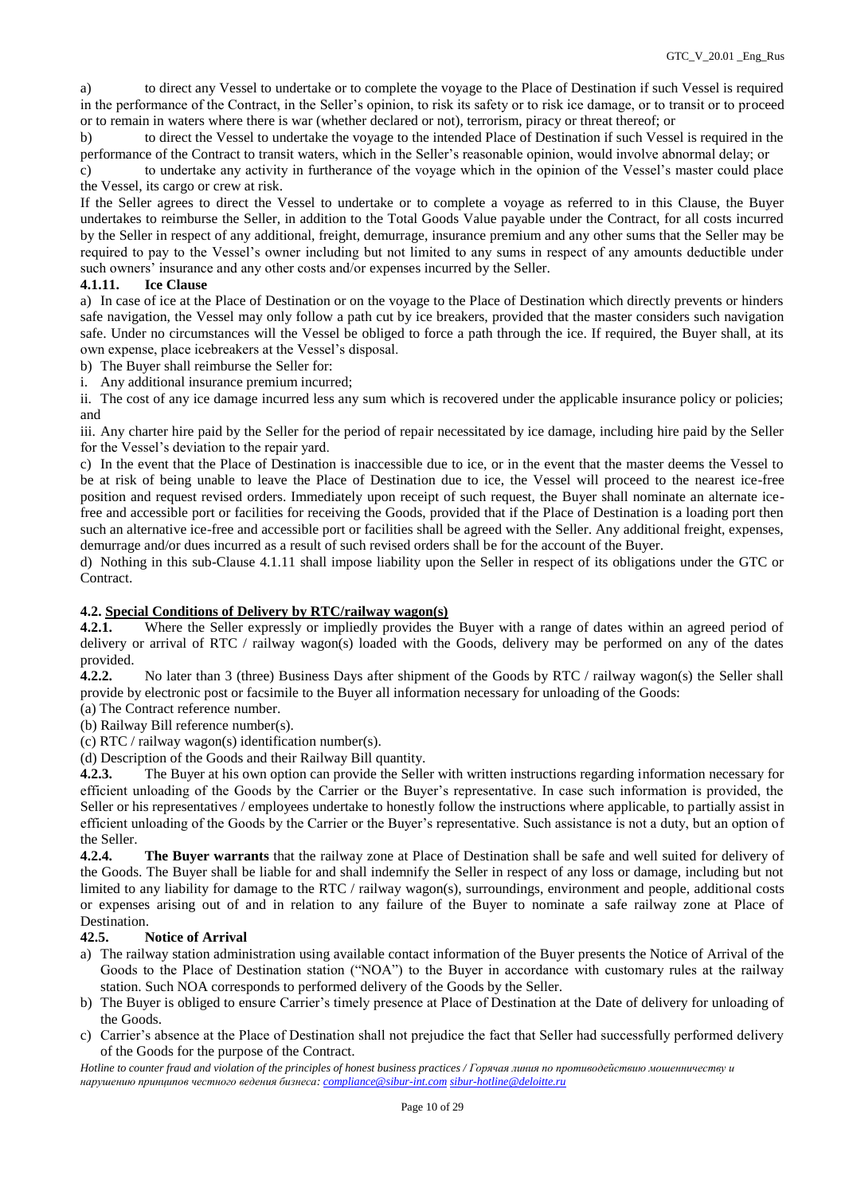a) to direct any Vessel to undertake or to complete the voyage to the Place of Destination if such Vessel is required in the performance of the Contract, in the Seller's opinion, to risk its safety or to risk ice damage, or to transit or to proceed or to remain in waters where there is war (whether declared or not), terrorism, piracy or threat thereof; or

b) to direct the Vessel to undertake the voyage to the intended Place of Destination if such Vessel is required in the performance of the Contract to transit waters, which in the Seller's reasonable opinion, would involve abnormal delay; or

c) to undertake any activity in furtherance of the voyage which in the opinion of the Vessel's master could place the Vessel, its cargo or crew at risk.

If the Seller agrees to direct the Vessel to undertake or to complete a voyage as referred to in this Clause, the Buyer undertakes to reimburse the Seller, in addition to the Total Goods Value payable under the Contract, for all costs incurred by the Seller in respect of any additional, freight, demurrage, insurance premium and any other sums that the Seller may be required to pay to the Vessel's owner including but not limited to any sums in respect of any amounts deductible under such owners' insurance and any other costs and/or expenses incurred by the Seller.

**4.1.11. Ice Clause**

a) In case of ice at the Place of Destination or on the voyage to the Place of Destination which directly prevents or hinders safe navigation, the Vessel may only follow a path cut by ice breakers, provided that the master considers such navigation safe. Under no circumstances will the Vessel be obliged to force a path through the ice. If required, the Buyer shall, at its own expense, place icebreakers at the Vessel's disposal.

b) The Buyer shall reimburse the Seller for:

i. Any additional insurance premium incurred;

ii. The cost of any ice damage incurred less any sum which is recovered under the applicable insurance policy or policies; and

iii. Any charter hire paid by the Seller for the period of repair necessitated by ice damage, including hire paid by the Seller for the Vessel's deviation to the repair yard.

c) In the event that the Place of Destination is inaccessible due to ice, or in the event that the master deems the Vessel to be at risk of being unable to leave the Place of Destination due to ice, the Vessel will proceed to the nearest ice-free position and request revised orders. Immediately upon receipt of such request, the Buyer shall nominate an alternate ice-free and accessible port or facilities for receiving the Goods, provided that if the Place of Destination is a loading port then such an alternative ice-free and accessible port or facilities shall be agreed with the Seller. Any additional freight, expenses, demurrage and/or dues incurred as a result of such revised orders shall be for the account of the Buyer.

d) Nothing in this sub-Clause 4.1.11 shall impose liability upon the Seller in respect of its obligations under the GTC or Contract.

**4.2. Special Conditions of Delivery by RTC/railway wagon(s)**

**4.2.1.** Where the Seller expressly or impliedly provides the Buyer with a range of dates within an agreed period of delivery or arrival of RTC / railway wagon(s) loaded with the Goods, delivery may be performed on any of the dates provided.

**4.2.2.** No later than 3 (three) Business Days after shipment of the Goods by RTC / railway wagon(s) the Seller shall provide by electronic post or facsimile to the Buyer all information necessary for unloading of the Goods:

(a) The Contract reference number.

(b) Railway Bill reference number(s).

(c) RTC / railway wagon(s) identification number(s).

(d) Description of the Goods and their Railway Bill quantity.

**4.2.3.** The Buyer at his own option can provide the Seller with written instructions regarding information necessary for efficient unloading of the Goods by the Carrier or the Buyer's representative. In case such information is provided, the Seller or his representatives / employees undertake to honestly follow the instructions where applicable, to partially assist in efficient unloading of the Goods by the Carrier or the Buyer's representative. Such assistance is not a duty, but an option of the Seller.

**4.2.4. The Buyer warrants** that the railway zone at Place of Destination shall be safe and well suited for delivery of the Goods. The Buyer shall be liable for and shall indemnify the Seller in respect of any loss or damage, including but not limited to any liability for damage to the RTC / railway wagon(s), surroundings, environment and people, additional costs or expenses arising out of and in relation to any failure of the Buyer to nominate a safe railway zone at Place of Destination.

**42.5. Notice of Arrival**

a) The railway station administration using available contact information of the Buyer presents the Notice of Arrival of the Goods to the Place of Destination station ("NOA") to the Buyer in accordance with customary rules at the railway station. Such NOA corresponds to performed delivery of the Goods by the Seller.

b) The Buyer is obliged to ensure Carrier's timely presence at Place of Destination at the Date of delivery for unloading of the Goods.

c) Carrier's absence at the Place of Destination shall not prejudice the fact that Seller had successfully performed delivery of the Goods for the purpose of the Contract.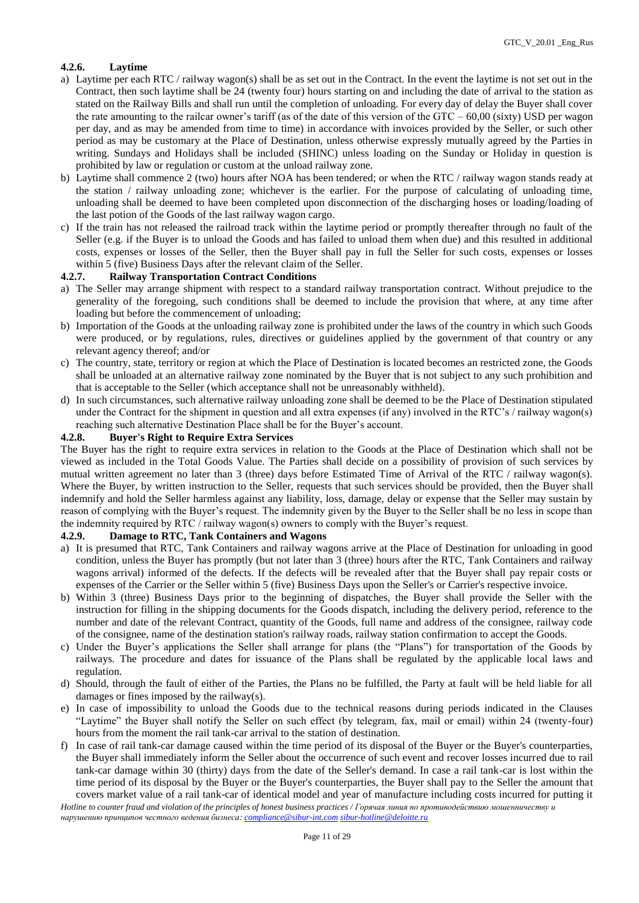#### 4.2.6. Laytime

a) Laytime per each RTC / railway wagon(s) shall be as set out in the Contract. In the event the laytime is not set out in the Contract, then such laytime shall be 24 (twenty four) hours starting on and including the date of arrival to the station as stated on the Railway Bills and shall run until the completion of unloading. For every day of delay the Buyer shall cover the rate amounting to the railcar owner's tariff (as of the date of this version of the GTC – 60,00 (sixty) USD per wagon per day, and as may be amended from time to time) in accordance with invoices provided by the Seller, or such other period as may be customary at the Place of Destination, unless otherwise expressly mutually agreed by the Parties in writing. Sundays and Holidays shall be included (SHINC) unless loading on the Sunday or Holiday in question is prohibited by law or regulation or custom at the unload railway zone.

b) Laytime shall commence 2 (two) hours after NOA has been tendered; or when the RTC / railway wagon stands ready at the station / railway unloading zone; whichever is the earlier. For the purpose of calculating of unloading time, unloading shall be deemed to have been completed upon disconnection of the discharging hoses or loading/loading of the last potion of the Goods of the last railway wagon cargo.

c) If the train has not released the railroad track within the laytime period or promptly thereafter through no fault of the Seller (e.g. if the Buyer is to unload the Goods and has failed to unload them when due) and this resulted in additional costs, expenses or losses of the Seller, then the Buyer shall pay in full the Seller for such costs, expenses or losses within 5 (five) Business Days after the relevant claim of the Seller.

#### 4.2.7. Railway Transportation Contract Conditions

a) The Seller may arrange shipment with respect to a standard railway transportation contract. Without prejudice to the generality of the foregoing, such conditions shall be deemed to include the provision that where, at any time after loading but before the commencement of unloading;

b) Importation of the Goods at the unloading railway zone is prohibited under the laws of the country in which such Goods were produced, or by regulations, rules, directives or guidelines applied by the government of that country or any relevant agency thereof; and/or

c) The country, state, territory or region at which the Place of Destination is located becomes an restricted zone, the Goods shall be unloaded at an alternative railway zone nominated by the Buyer that is not subject to any such prohibition and that is acceptable to the Seller (which acceptance shall not be unreasonably withheld).

d) In such circumstances, such alternative railway unloading zone shall be deemed to be the Place of Destination stipulated under the Contract for the shipment in question and all extra expenses (if any) involved in the RTC's / railway wagon(s) reaching such alternative Destination Place shall be for the Buyer's account.

#### 4.2.8. Buyer's Right to Require Extra Services

The Buyer has the right to require extra services in relation to the Goods at the Place of Destination which shall not be viewed as included in the Total Goods Value. The Parties shall decide on a possibility of provision of such services by mutual written agreement no later than 3 (three) days before Estimated Time of Arrival of the RTC / railway wagon(s). Where the Buyer, by written instruction to the Seller, requests that such services should be provided, then the Buyer shall indemnify and hold the Seller harmless against any liability, loss, damage, delay or expense that the Seller may sustain by reason of complying with the Buyer's request. The indemnity given by the Buyer to the Seller shall be no less in scope than the indemnity required by RTC / railway wagon(s) owners to comply with the Buyer's request.

#### 4.2.9. Damage to RTC, Tank Containers and Wagons

a) It is presumed that RTC, Tank Containers and railway wagons arrive at the Place of Destination for unloading in good condition, unless the Buyer has promptly (but not later than 3 (three) hours after the RTC, Tank Containers and railway wagons arrival) informed of the defects. If the defects will be revealed after that the Buyer shall pay repair costs or expenses of the Carrier or the Seller within 5 (five) Business Days upon the Seller's or Carrier's respective invoice.

b) Within 3 (three) Business Days prior to the beginning of dispatches, the Buyer shall provide the Seller with the instruction for filling in the shipping documents for the Goods dispatch, including the delivery period, reference to the number and date of the relevant Contract, quantity of the Goods, full name and address of the consignee, railway code of the consignee, name of the destination station's railway roads, railway station confirmation to accept the Goods.

c) Under the Buyer's applications the Seller shall arrange for plans (the "Plans") for transportation of the Goods by railways. The procedure and dates for issuance of the Plans shall be regulated by the applicable local laws and regulation.

d) Should, through the fault of either of the Parties, the Plans no be fulfilled, the Party at fault will be held liable for all damages or fines imposed by the railway(s).

e) In case of impossibility to unload the Goods due to the technical reasons during periods indicated in the Clauses "Laytime" the Buyer shall notify the Seller on such effect (by telegram, fax, mail or email) within 24 (twenty-four) hours from the moment the rail tank-car arrival to the station of destination.

f) In case of rail tank-car damage caused within the time period of its disposal of the Buyer or the Buyer's counterparties, the Buyer shall immediately inform the Seller about the occurrence of such event and recover losses incurred due to rail tank-car damage within 30 (thirty) days from the date of the Seller's demand. In case a rail tank-car is lost within the time period of its disposal by the Buyer or the Buyer's counterparties, the Buyer shall pay to the Seller the amount that covers market value of a rail tank-car of identical model and year of manufacture including costs incurred for putting it

*Hotline to counter fraud and violation of the principles of honest business practices / Горячая линия по противодействию мошенничеству и нарушению принципов честного ведения бизнеса: compliance@sibur-int.com sibur-hotline@deloitte.ru*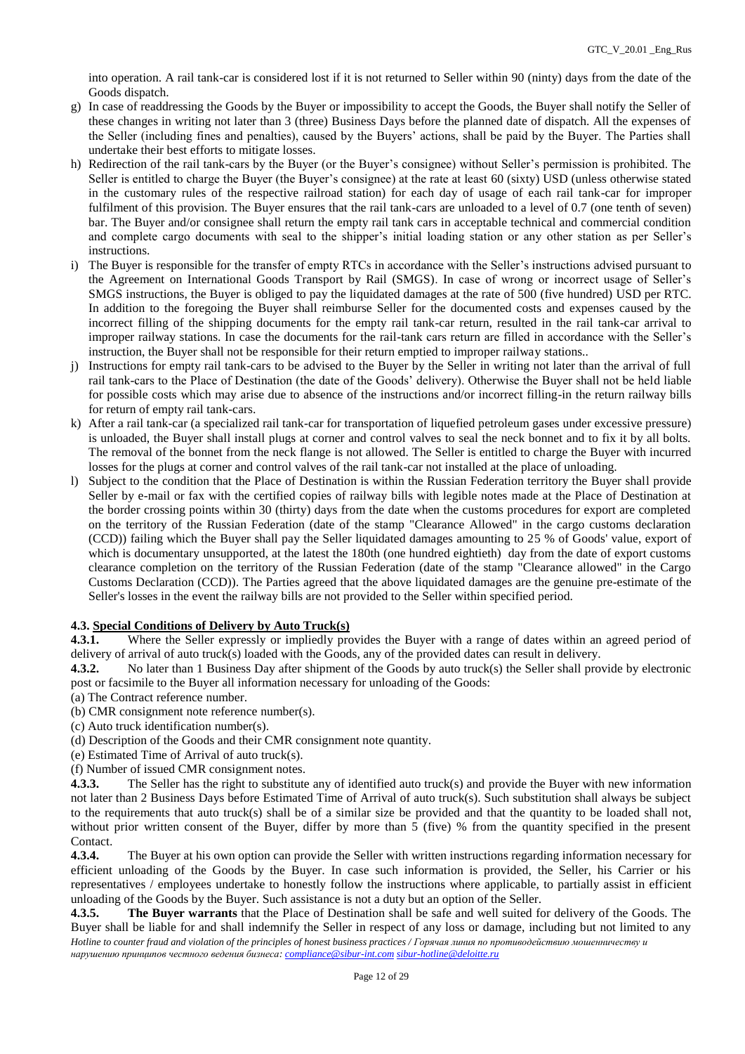into operation. A rail tank-car is considered lost if it is not returned to Seller within 90 (ninty) days from the date of the Goods dispatch.

g) In case of readdressing the Goods by the Buyer or impossibility to accept the Goods, the Buyer shall notify the Seller of these changes in writing not later than 3 (three) Business Days before the planned date of dispatch. All the expenses of the Seller (including fines and penalties), caused by the Buyers' actions, shall be paid by the Buyer. The Parties shall undertake their best efforts to mitigate losses.

h) Redirection of the rail tank-cars by the Buyer (or the Buyer's consignee) without Seller's permission is prohibited. The Seller is entitled to charge the Buyer (the Buyer's consignee) at the rate at least 60 (sixty) USD (unless otherwise stated in the customary rules of the respective railroad station) for each day of usage of each rail tank-car for improper fulfilment of this provision. The Buyer ensures that the rail tank-cars are unloaded to a level of 0.7 (one tenth of seven) bar. The Buyer and/or consignee shall return the empty rail tank cars in acceptable technical and commercial condition and complete cargo documents with seal to the shipper's initial loading station or any other station as per Seller's instructions.

i) The Buyer is responsible for the transfer of empty RTCs in accordance with the Seller's instructions advised pursuant to the Agreement on International Goods Transport by Rail (SMGS). In case of wrong or incorrect usage of Seller's SMGS instructions, the Buyer is obliged to pay the liquidated damages at the rate of 500 (five hundred) USD per RTC. In addition to the foregoing the Buyer shall reimburse Seller for the documented costs and expenses caused by the incorrect filling of the shipping documents for the empty rail tank-car return, resulted in the rail tank-car arrival to improper railway stations. In case the documents for the rail-tank cars return are filled in accordance with the Seller's instruction, the Buyer shall not be responsible for their return emptied to improper railway stations..

j) Instructions for empty rail tank-cars to be advised to the Buyer by the Seller in writing not later than the arrival of full rail tank-cars to the Place of Destination (the date of the Goods' delivery). Otherwise the Buyer shall not be held liable for possible costs which may arise due to absence of the instructions and/or incorrect filling-in the return railway bills for return of empty rail tank-cars.

k) After a rail tank-car (a specialized rail tank-car for transportation of liquefied petroleum gases under excessive pressure) is unloaded, the Buyer shall install plugs at corner and control valves to seal the neck bonnet and to fix it by all bolts. The removal of the bonnet from the neck flange is not allowed. The Seller is entitled to charge the Buyer with incurred losses for the plugs at corner and control valves of the rail tank-car not installed at the place of unloading.

l) Subject to the condition that the Place of Destination is within the Russian Federation territory the Buyer shall provide Seller by e-mail or fax with the certified copies of railway bills with legible notes made at the Place of Destination at the border crossing points within 30 (thirty) days from the date when the customs procedures for export are completed on the territory of the Russian Federation (date of the stamp "Clearance Allowed" in the cargo customs declaration (CCD)) failing which the Buyer shall pay the Seller liquidated damages amounting to 25 % of Goods' value, export of which is documentary unsupported, at the latest the 180th (one hundred eightieth) day from the date of export customs clearance completion on the territory of the Russian Federation (date of the stamp "Clearance allowed" in the Cargo Customs Declaration (CCD)). The Parties agreed that the above liquidated damages are the genuine pre-estimate of the Seller's losses in the event the railway bills are not provided to the Seller within specified period.

### 4.3. Special Conditions of Delivery by Auto Truck(s)

**4.3.1.** Where the Seller expressly or impliedly provides the Buyer with a range of dates within an agreed period of delivery of arrival of auto truck(s) loaded with the Goods, any of the provided dates can result in delivery.

**4.3.2.** No later than 1 Business Day after shipment of the Goods by auto truck(s) the Seller shall provide by electronic post or facsimile to the Buyer all information necessary for unloading of the Goods:

(a) The Contract reference number.
(b) CMR consignment note reference number(s).
(c) Auto truck identification number(s).
(d) Description of the Goods and their CMR consignment note quantity.
(e) Estimated Time of Arrival of auto truck(s).
(f) Number of issued CMR consignment notes.

**4.3.3.** The Seller has the right to substitute any of identified auto truck(s) and provide the Buyer with new information not later than 2 Business Days before Estimated Time of Arrival of auto truck(s). Such substitution shall always be subject to the requirements that auto truck(s) shall be of a similar size be provided and that the quantity to be loaded shall not, without prior written consent of the Buyer, differ by more than 5 (five) % from the quantity specified in the present Contact.

**4.3.4.** The Buyer at his own option can provide the Seller with written instructions regarding information necessary for efficient unloading of the Goods by the Buyer. In case such information is provided, the Seller, his Carrier or his representatives / employees undertake to honestly follow the instructions where applicable, to partially assist in efficient unloading of the Goods by the Buyer. Such assistance is not a duty but an option of the Seller.

**4.3.5.** **The Buyer warrants** that the Place of Destination shall be safe and well suited for delivery of the Goods. The Buyer shall be liable for and shall indemnify the Seller in respect of any loss or damage, including but not limited to any

*Hotline to counter fraud and violation of the principles of honest business practices / Горячая линия по противодействию мошенничеству и нарушению принципов честного ведения бизнеса: compliance@sibur-int.com sibur-hotline@deloitte.ru*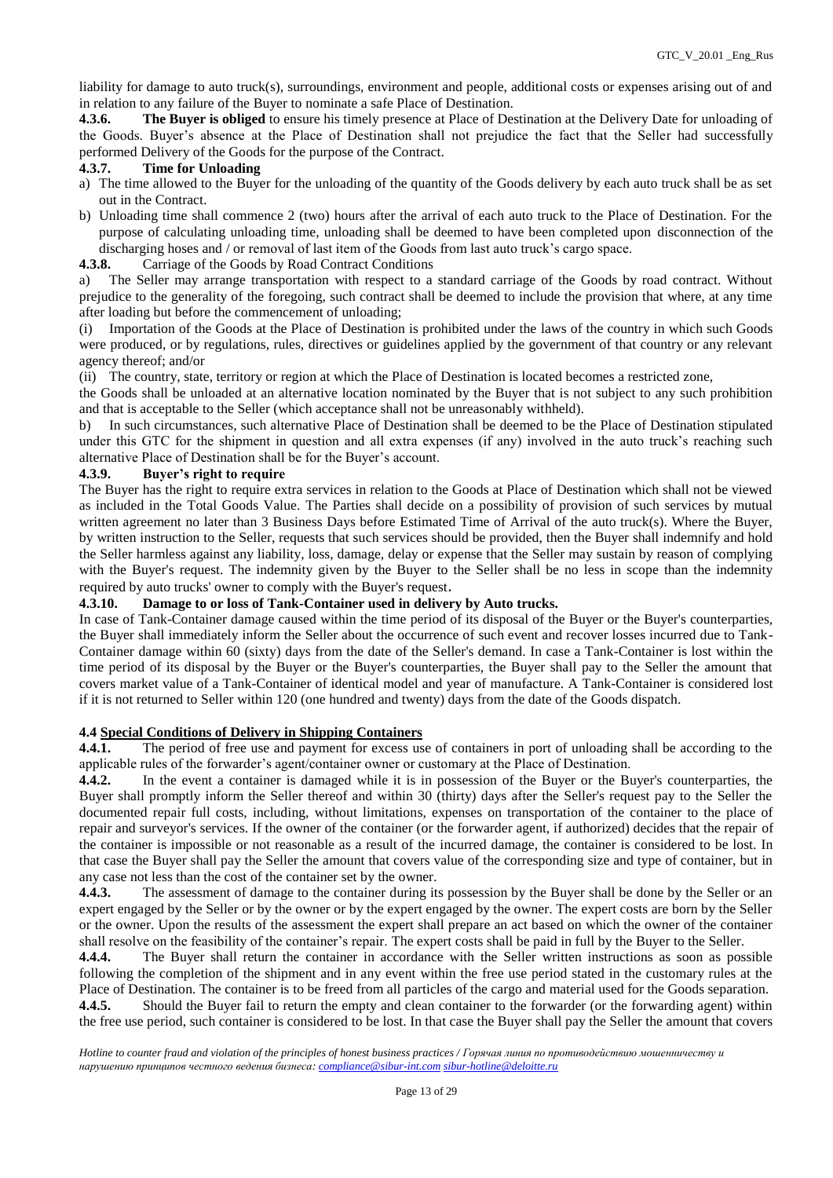liability for damage to auto truck(s), surroundings, environment and people, additional costs or expenses arising out of and in relation to any failure of the Buyer to nominate a safe Place of Destination.

**4.3.6. The Buyer is obliged** to ensure his timely presence at Place of Destination at the Delivery Date for unloading of the Goods. Buyer's absence at the Place of Destination shall not prejudice the fact that the Seller had successfully performed Delivery of the Goods for the purpose of the Contract.

**4.3.7. Time for Unloading**

a) The time allowed to the Buyer for the unloading of the quantity of the Goods delivery by each auto truck shall be as set out in the Contract.

b) Unloading time shall commence 2 (two) hours after the arrival of each auto truck to the Place of Destination. For the purpose of calculating unloading time, unloading shall be deemed to have been completed upon disconnection of the discharging hoses and / or removal of last item of the Goods from last auto truck's cargo space.

**4.3.8.** Carriage of the Goods by Road Contract Conditions

a) The Seller may arrange transportation with respect to a standard carriage of the Goods by road contract. Without prejudice to the generality of the foregoing, such contract shall be deemed to include the provision that where, at any time after loading but before the commencement of unloading;

(i) Importation of the Goods at the Place of Destination is prohibited under the laws of the country in which such Goods were produced, or by regulations, rules, directives or guidelines applied by the government of that country or any relevant agency thereof; and/or

(ii) The country, state, territory or region at which the Place of Destination is located becomes a restricted zone,

the Goods shall be unloaded at an alternative location nominated by the Buyer that is not subject to any such prohibition and that is acceptable to the Seller (which acceptance shall not be unreasonably withheld).

b) In such circumstances, such alternative Place of Destination shall be deemed to be the Place of Destination stipulated under this GTC for the shipment in question and all extra expenses (if any) involved in the auto truck's reaching such alternative Place of Destination shall be for the Buyer's account.

**4.3.9. Buyer's right to require**

The Buyer has the right to require extra services in relation to the Goods at Place of Destination which shall not be viewed as included in the Total Goods Value. The Parties shall decide on a possibility of provision of such services by mutual written agreement no later than 3 Business Days before Estimated Time of Arrival of the auto truck(s). Where the Buyer, by written instruction to the Seller, requests that such services should be provided, then the Buyer shall indemnify and hold the Seller harmless against any liability, loss, damage, delay or expense that the Seller may sustain by reason of complying with the Buyer's request. The indemnity given by the Buyer to the Seller shall be no less in scope than the indemnity required by auto trucks' owner to comply with the Buyer's request.

**4.3.10. Damage to or loss of Tank-Container used in delivery by Auto trucks.**

In case of Tank-Container damage caused within the time period of its disposal of the Buyer or the Buyer's counterparties, the Buyer shall immediately inform the Seller about the occurrence of such event and recover losses incurred due to Tank-Container damage within 60 (sixty) days from the date of the Seller's demand. In case a Tank-Container is lost within the time period of its disposal by the Buyer or the Buyer's counterparties, the Buyer shall pay to the Seller the amount that covers market value of a Tank-Container of identical model and year of manufacture. A Tank-Container is considered lost if it is not returned to Seller within 120 (one hundred and twenty) days from the date of the Goods dispatch.

**4.4 Special Conditions of Delivery in Shipping Containers**

**4.4.1.** The period of free use and payment for excess use of containers in port of unloading shall be according to the applicable rules of the forwarder's agent/container owner or customary at the Place of Destination.

**4.4.2.** In the event a container is damaged while it is in possession of the Buyer or the Buyer's counterparties, the Buyer shall promptly inform the Seller thereof and within 30 (thirty) days after the Seller's request pay to the Seller the documented repair full costs, including, without limitations, expenses on transportation of the container to the place of repair and surveyor's services. If the owner of the container (or the forwarder agent, if authorized) decides that the repair of the container is impossible or not reasonable as a result of the incurred damage, the container is considered to be lost. In that case the Buyer shall pay the Seller the amount that covers value of the corresponding size and type of container, but in any case not less than the cost of the container set by the owner.

**4.4.3.** The assessment of damage to the container during its possession by the Buyer shall be done by the Seller or an expert engaged by the Seller or by the owner or by the expert engaged by the owner. The expert costs are born by the Seller or the owner. Upon the results of the assessment the expert shall prepare an act based on which the owner of the container shall resolve on the feasibility of the container's repair. The expert costs shall be paid in full by the Buyer to the Seller.

**4.4.4.** The Buyer shall return the container in accordance with the Seller written instructions as soon as possible following the completion of the shipment and in any event within the free use period stated in the customary rules at the Place of Destination. The container is to be freed from all particles of the cargo and material used for the Goods separation.

**4.4.5.** Should the Buyer fail to return the empty and clean container to the forwarder (or the forwarding agent) within the free use period, such container is considered to be lost. In that case the Buyer shall pay the Seller the amount that covers

*Hotline to counter fraud and violation of the principles of honest business practices / Горячая линия по противодействию мошенничеству и нарушению принципов честного ведения бизнеса: compliance@sibur-int.com sibur-hotline@deloitte.ru*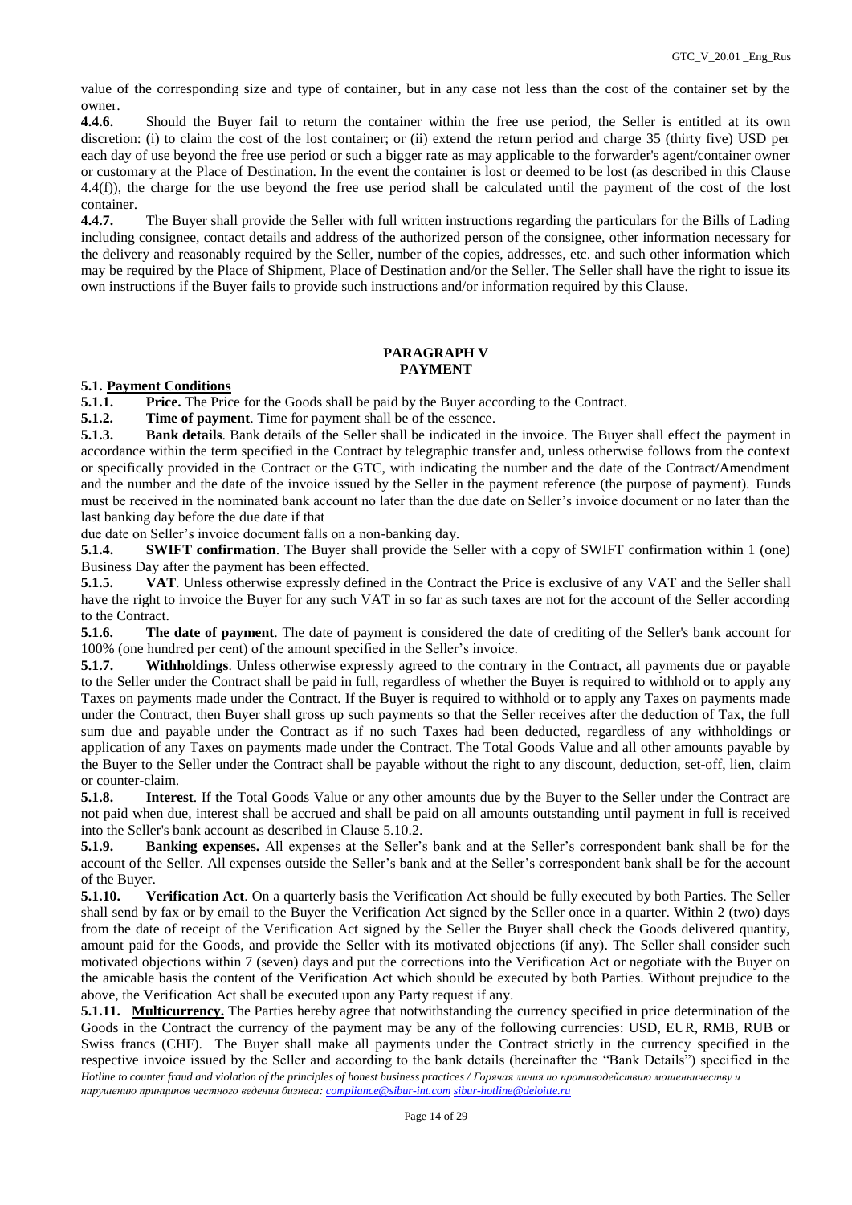value of the corresponding size and type of container, but in any case not less than the cost of the container set by the owner.

**4.4.6.** Should the Buyer fail to return the container within the free use period, the Seller is entitled at its own discretion: (i) to claim the cost of the lost container; or (ii) extend the return period and charge 35 (thirty five) USD per each day of use beyond the free use period or such a bigger rate as may applicable to the forwarder's agent/container owner or customary at the Place of Destination. In the event the container is lost or deemed to be lost (as described in this Clause 4.4(f)), the charge for the use beyond the free use period shall be calculated until the payment of the cost of the lost container.

**4.4.7.** The Buyer shall provide the Seller with full written instructions regarding the particulars for the Bills of Lading including consignee, contact details and address of the authorized person of the consignee, other information necessary for the delivery and reasonably required by the Seller, number of the copies, addresses, etc. and such other information which may be required by the Place of Shipment, Place of Destination and/or the Seller. The Seller shall have the right to issue its own instructions if the Buyer fails to provide such instructions and/or information required by this Clause.

## PARAGRAPH V
## PAYMENT

**5.1. Payment Conditions**

**5.1.1. Price.** The Price for the Goods shall be paid by the Buyer according to the Contract.

**5.1.2. Time of payment**. Time for payment shall be of the essence.

**5.1.3. Bank details**. Bank details of the Seller shall be indicated in the invoice. The Buyer shall effect the payment in accordance within the term specified in the Contract by telegraphic transfer and, unless otherwise follows from the context or specifically provided in the Contract or the GTC, with indicating the number and the date of the Contract/Amendment and the number and the date of the invoice issued by the Seller in the payment reference (the purpose of payment). Funds must be received in the nominated bank account no later than the due date on Seller's invoice document or no later than the last banking day before the due date if that due date on Seller's invoice document falls on a non-banking day.

**5.1.4. SWIFT confirmation**. The Buyer shall provide the Seller with a copy of SWIFT confirmation within 1 (one) Business Day after the payment has been effected.

**5.1.5. VAT**. Unless otherwise expressly defined in the Contract the Price is exclusive of any VAT and the Seller shall have the right to invoice the Buyer for any such VAT in so far as such taxes are not for the account of the Seller according to the Contract.

**5.1.6. The date of payment**. The date of payment is considered the date of crediting of the Seller's bank account for 100% (one hundred per cent) of the amount specified in the Seller's invoice.

**5.1.7. Withholdings**. Unless otherwise expressly agreed to the contrary in the Contract, all payments due or payable to the Seller under the Contract shall be paid in full, regardless of whether the Buyer is required to withhold or to apply any Taxes on payments made under the Contract. If the Buyer is required to withhold or to apply any Taxes on payments made under the Contract, then Buyer shall gross up such payments so that the Seller receives after the deduction of Tax, the full sum due and payable under the Contract as if no such Taxes had been deducted, regardless of any withholdings or application of any Taxes on payments made under the Contract. The Total Goods Value and all other amounts payable by the Buyer to the Seller under the Contract shall be payable without the right to any discount, deduction, set-off, lien, claim or counter-claim.

**5.1.8. Interest**. If the Total Goods Value or any other amounts due by the Buyer to the Seller under the Contract are not paid when due, interest shall be accrued and shall be paid on all amounts outstanding until payment in full is received into the Seller's bank account as described in Clause 5.10.2.

**5.1.9. Banking expenses.** All expenses at the Seller's bank and at the Seller's correspondent bank shall be for the account of the Seller. All expenses outside the Seller's bank and at the Seller's correspondent bank shall be for the account of the Buyer.

**5.1.10. Verification Act**. On a quarterly basis the Verification Act should be fully executed by both Parties. The Seller shall send by fax or by email to the Buyer the Verification Act signed by the Seller once in a quarter. Within 2 (two) days from the date of receipt of the Verification Act signed by the Seller the Buyer shall check the Goods delivered quantity, amount paid for the Goods, and provide the Seller with its motivated objections (if any). The Seller shall consider such motivated objections within 7 (seven) days and put the corrections into the Verification Act or negotiate with the Buyer on the amicable basis the content of the Verification Act which should be executed by both Parties. Without prejudice to the above, the Verification Act shall be executed upon any Party request if any.

**5.1.11. Multicurrency.** The Parties hereby agree that notwithstanding the currency specified in price determination of the Goods in the Contract the currency of the payment may be any of the following currencies: USD, EUR, RMB, RUB or Swiss francs (CHF). The Buyer shall make all payments under the Contract strictly in the currency specified in the respective invoice issued by the Seller and according to the bank details (hereinafter the "Bank Details") specified in the

*Hotline to counter fraud and violation of the principles of honest business practices / Горячая линия по противодействию мошенничеству и нарушению принципов честного ведения бизнеса: compliance@sibur-int.com sibur-hotline@deloitte.ru*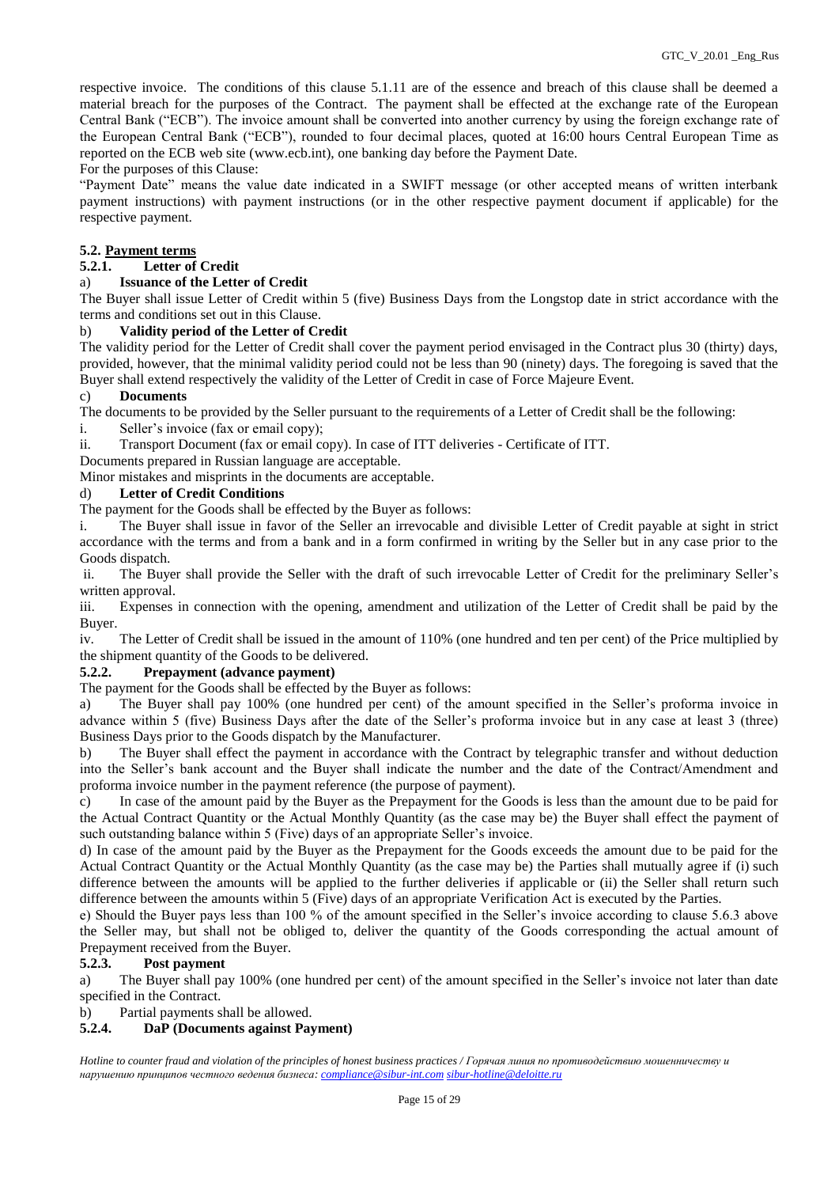respective invoice. The conditions of this clause 5.1.11 are of the essence and breach of this clause shall be deemed a material breach for the purposes of the Contract. The payment shall be effected at the exchange rate of the European Central Bank ("ECB"). The invoice amount shall be converted into another currency by using the foreign exchange rate of the European Central Bank ("ECB"), rounded to four decimal places, quoted at 16:00 hours Central European Time as reported on the ECB web site (www.ecb.int), one banking day before the Payment Date.

For the purposes of this Clause:

"Payment Date" means the value date indicated in a SWIFT message (or other accepted means of written interbank payment instructions) with payment instructions (or in the other respective payment document if applicable) for the respective payment.

**5.2. Payment terms**

**5.2.1. Letter of Credit**

a) **Issuance of the Letter of Credit**

The Buyer shall issue Letter of Credit within 5 (five) Business Days from the Longstop date in strict accordance with the terms and conditions set out in this Clause.

b) **Validity period of the Letter of Credit**

The validity period for the Letter of Credit shall cover the payment period envisaged in the Contract plus 30 (thirty) days, provided, however, that the minimal validity period could not be less than 90 (ninety) days. The foregoing is saved that the Buyer shall extend respectively the validity of the Letter of Credit in case of Force Majeure Event.

c) **Documents**

The documents to be provided by the Seller pursuant to the requirements of a Letter of Credit shall be the following:

i. Seller's invoice (fax or email copy);

ii. Transport Document (fax or email copy). In case of ITT deliveries - Certificate of ITT.

Documents prepared in Russian language are acceptable.

Minor mistakes and misprints in the documents are acceptable.

d) **Letter of Credit Conditions**

The payment for the Goods shall be effected by the Buyer as follows:

i. The Buyer shall issue in favor of the Seller an irrevocable and divisible Letter of Credit payable at sight in strict accordance with the terms and from a bank and in a form confirmed in writing by the Seller but in any case prior to the Goods dispatch.

ii. The Buyer shall provide the Seller with the draft of such irrevocable Letter of Credit for the preliminary Seller's written approval.

iii. Expenses in connection with the opening, amendment and utilization of the Letter of Credit shall be paid by the Buyer.

iv. The Letter of Credit shall be issued in the amount of 110% (one hundred and ten per cent) of the Price multiplied by the shipment quantity of the Goods to be delivered.

**5.2.2. Prepayment (advance payment)**

The payment for the Goods shall be effected by the Buyer as follows:

a) The Buyer shall pay 100% (one hundred per cent) of the amount specified in the Seller's proforma invoice in advance within 5 (five) Business Days after the date of the Seller's proforma invoice but in any case at least 3 (three) Business Days prior to the Goods dispatch by the Manufacturer.

b) The Buyer shall effect the payment in accordance with the Contract by telegraphic transfer and without deduction into the Seller's bank account and the Buyer shall indicate the number and the date of the Contract/Amendment and proforma invoice number in the payment reference (the purpose of payment).

c) In case of the amount paid by the Buyer as the Prepayment for the Goods is less than the amount due to be paid for the Actual Contract Quantity or the Actual Monthly Quantity (as the case may be) the Buyer shall effect the payment of such outstanding balance within 5 (Five) days of an appropriate Seller's invoice.

d) In case of the amount paid by the Buyer as the Prepayment for the Goods exceeds the amount due to be paid for the Actual Contract Quantity or the Actual Monthly Quantity (as the case may be) the Parties shall mutually agree if (i) such difference between the amounts will be applied to the further deliveries if applicable or (ii) the Seller shall return such difference between the amounts within 5 (Five) days of an appropriate Verification Act is executed by the Parties.

e) Should the Buyer pays less than 100 % of the amount specified in the Seller's invoice according to clause 5.6.3 above the Seller may, but shall not be obliged to, deliver the quantity of the Goods corresponding the actual amount of Prepayment received from the Buyer.

**5.2.3. Post payment**

a) The Buyer shall pay 100% (one hundred per cent) of the amount specified in the Seller's invoice not later than date specified in the Contract.

b) Partial payments shall be allowed.

**5.2.4. DaP (Documents against Payment)**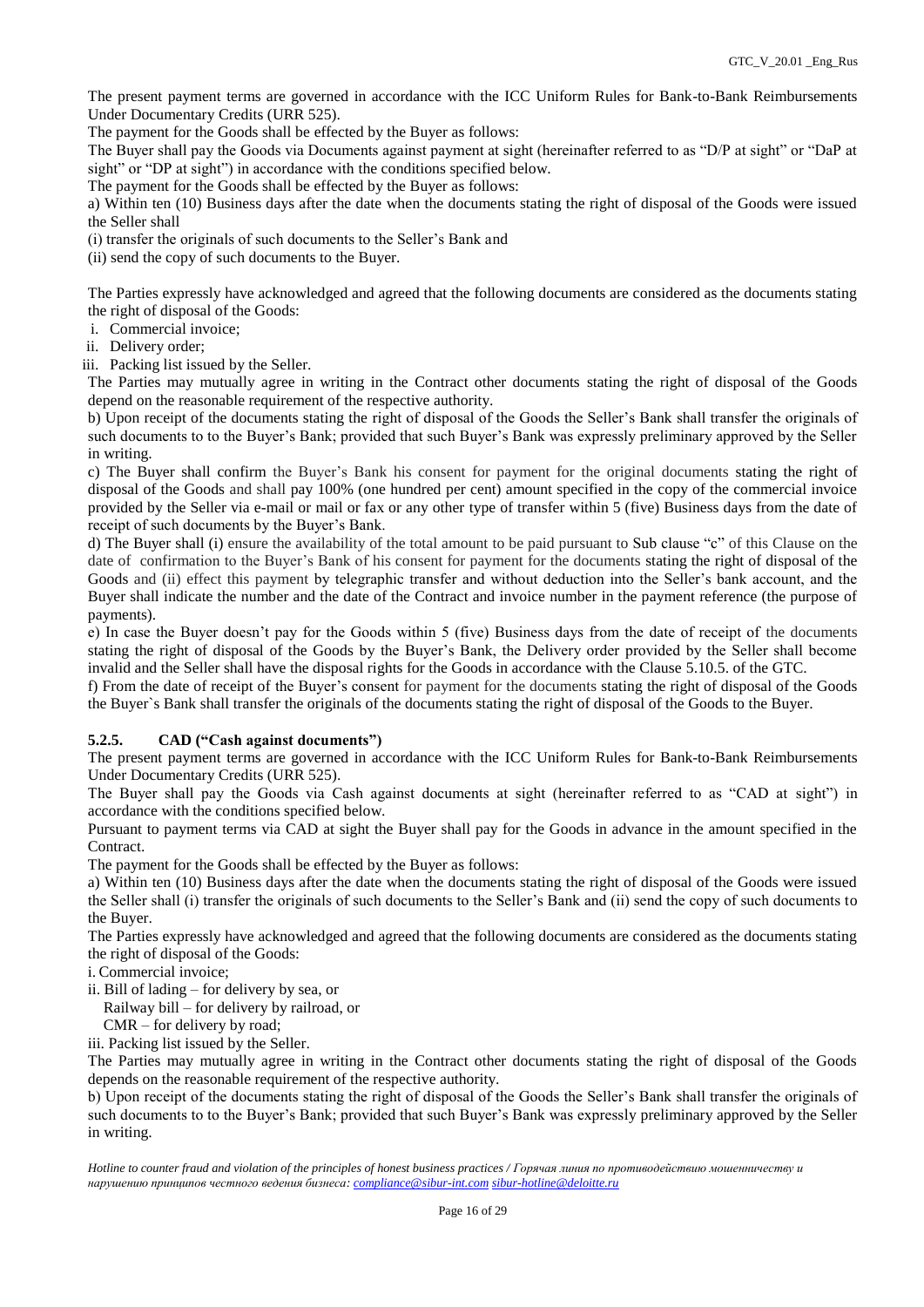The present payment terms are governed in accordance with the ICC Uniform Rules for Bank-to-Bank Reimbursements Under Documentary Credits (URR 525).

The payment for the Goods shall be effected by the Buyer as follows:

The Buyer shall pay the Goods via Documents against payment at sight (hereinafter referred to as "D/P at sight" or "DaP at sight" or "DP at sight") in accordance with the conditions specified below.

The payment for the Goods shall be effected by the Buyer as follows:

a) Within ten (10) Business days after the date when the documents stating the right of disposal of the Goods were issued the Seller shall

(i) transfer the originals of such documents to the Seller's Bank and

(ii) send the copy of such documents to the Buyer.

The Parties expressly have acknowledged and agreed that the following documents are considered as the documents stating the right of disposal of the Goods:

i. Commercial invoice;
ii. Delivery order;
iii. Packing list issued by the Seller.

The Parties may mutually agree in writing in the Contract other documents stating the right of disposal of the Goods depend on the reasonable requirement of the respective authority.

b) Upon receipt of the documents stating the right of disposal of the Goods the Seller's Bank shall transfer the originals of such documents to to the Buyer's Bank; provided that such Buyer's Bank was expressly preliminary approved by the Seller in writing.

c) The Buyer shall confirm the Buyer's Bank his consent for payment for the original documents stating the right of disposal of the Goods and shall pay 100% (one hundred per cent) amount specified in the copy of the commercial invoice provided by the Seller via e-mail or mail or fax or any other type of transfer within 5 (five) Business days from the date of receipt of such documents by the Buyer's Bank.

d) The Buyer shall (i) ensure the availability of the total amount to be paid pursuant to Sub clause "c" of this Clause on the date of confirmation to the Buyer's Bank of his consent for payment for the documents stating the right of disposal of the Goods and (ii) effect this payment by telegraphic transfer and without deduction into the Seller's bank account, and the Buyer shall indicate the number and the date of the Contract and invoice number in the payment reference (the purpose of payments).

e) In case the Buyer doesn't pay for the Goods within 5 (five) Business days from the date of receipt of the documents stating the right of disposal of the Goods by the Buyer's Bank, the Delivery order provided by the Seller shall become invalid and the Seller shall have the disposal rights for the Goods in accordance with the Clause 5.10.5. of the GTC.

f) From the date of receipt of the Buyer's consent for payment for the documents stating the right of disposal of the Goods the Buyer`s Bank shall transfer the originals of the documents stating the right of disposal of the Goods to the Buyer.

#### 5.2.5. CAD ("Cash against documents")

The present payment terms are governed in accordance with the ICC Uniform Rules for Bank-to-Bank Reimbursements Under Documentary Credits (URR 525).

The Buyer shall pay the Goods via Cash against documents at sight (hereinafter referred to as "CAD at sight") in accordance with the conditions specified below.

Pursuant to payment terms via CAD at sight the Buyer shall pay for the Goods in advance in the amount specified in the Contract.

The payment for the Goods shall be effected by the Buyer as follows:

a) Within ten (10) Business days after the date when the documents stating the right of disposal of the Goods were issued the Seller shall (i) transfer the originals of such documents to the Seller's Bank and (ii) send the copy of such documents to the Buyer.

The Parties expressly have acknowledged and agreed that the following documents are considered as the documents stating the right of disposal of the Goods:

i. Commercial invoice;
ii. Bill of lading – for delivery by sea, or
   Railway bill – for delivery by railroad, or
   CMR – for delivery by road;
iii. Packing list issued by the Seller.

The Parties may mutually agree in writing in the Contract other documents stating the right of disposal of the Goods depends on the reasonable requirement of the respective authority.

b) Upon receipt of the documents stating the right of disposal of the Goods the Seller's Bank shall transfer the originals of such documents to to the Buyer's Bank; provided that such Buyer's Bank was expressly preliminary approved by the Seller in writing.

*Hotline to counter fraud and violation of the principles of honest business practices / Горячая линия по противодействию мошенничеству и нарушению принципов честного ведения бизнеса: compliance@sibur-int.com sibur-hotline@deloitte.ru*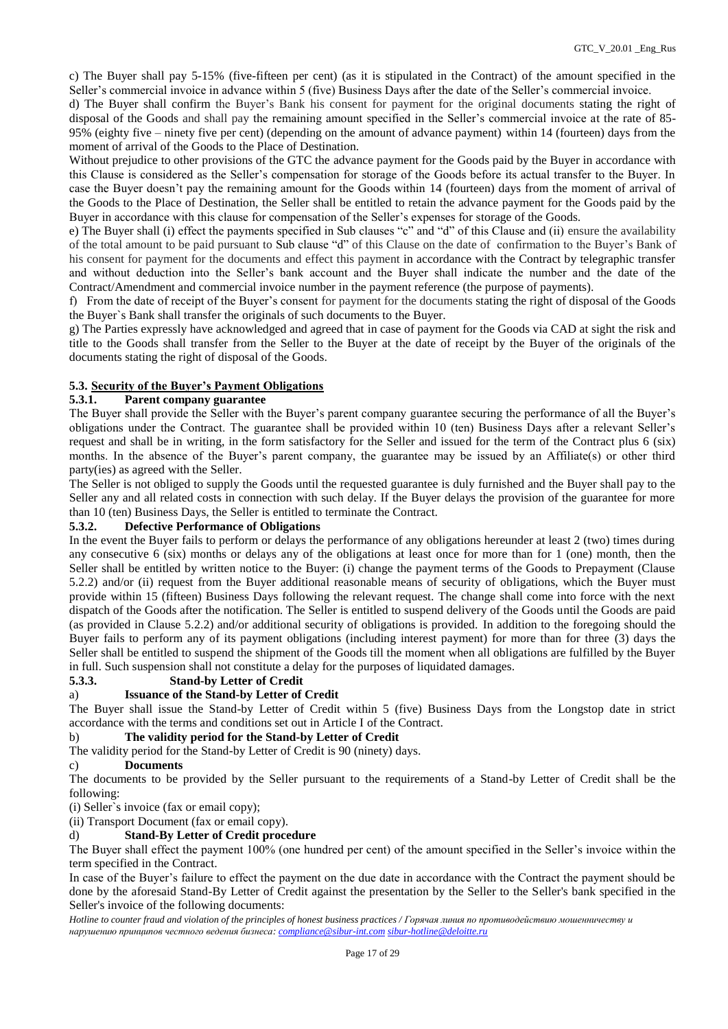c) The Buyer shall pay 5-15% (five-fifteen per cent) (as it is stipulated in the Contract) of the amount specified in the Seller's commercial invoice in advance within 5 (five) Business Days after the date of the Seller's commercial invoice.

d) The Buyer shall confirm the Buyer's Bank his consent for payment for the original documents stating the right of disposal of the Goods and shall pay the remaining amount specified in the Seller's commercial invoice at the rate of 85-95% (eighty five – ninety five per cent) (depending on the amount of advance payment) within 14 (fourteen) days from the moment of arrival of the Goods to the Place of Destination.

Without prejudice to other provisions of the GTC the advance payment for the Goods paid by the Buyer in accordance with this Clause is considered as the Seller's compensation for storage of the Goods before its actual transfer to the Buyer. In case the Buyer doesn't pay the remaining amount for the Goods within 14 (fourteen) days from the moment of arrival of the Goods to the Place of Destination, the Seller shall be entitled to retain the advance payment for the Goods paid by the Buyer in accordance with this clause for compensation of the Seller's expenses for storage of the Goods.

e) The Buyer shall (i) effect the payments specified in Sub clauses "c" and "d" of this Clause and (ii) ensure the availability of the total amount to be paid pursuant to Sub clause "d" of this Clause on the date of confirmation to the Buyer's Bank of his consent for payment for the documents and effect this payment in accordance with the Contract by telegraphic transfer and without deduction into the Seller's bank account and the Buyer shall indicate the number and the date of the Contract/Amendment and commercial invoice number in the payment reference (the purpose of payments).

f) From the date of receipt of the Buyer's consent for payment for the documents stating the right of disposal of the Goods the Buyer`s Bank shall transfer the originals of such documents to the Buyer.

g) The Parties expressly have acknowledged and agreed that in case of payment for the Goods via CAD at sight the risk and title to the Goods shall transfer from the Seller to the Buyer at the date of receipt by the Buyer of the originals of the documents stating the right of disposal of the Goods.

### 5.3. Security of the Buyer's Payment Obligations

#### 5.3.1. Parent company guarantee

The Buyer shall provide the Seller with the Buyer's parent company guarantee securing the performance of all the Buyer's obligations under the Contract. The guarantee shall be provided within 10 (ten) Business Days after a relevant Seller's request and shall be in writing, in the form satisfactory for the Seller and issued for the term of the Contract plus 6 (six) months. In the absence of the Buyer's parent company, the guarantee may be issued by an Affiliate(s) or other third party(ies) as agreed with the Seller.

The Seller is not obliged to supply the Goods until the requested guarantee is duly furnished and the Buyer shall pay to the Seller any and all related costs in connection with such delay. If the Buyer delays the provision of the guarantee for more than 10 (ten) Business Days, the Seller is entitled to terminate the Contract.

#### 5.3.2. Defective Performance of Obligations

In the event the Buyer fails to perform or delays the performance of any obligations hereunder at least 2 (two) times during any consecutive 6 (six) months or delays any of the obligations at least once for more than for 1 (one) month, then the Seller shall be entitled by written notice to the Buyer: (i) change the payment terms of the Goods to Prepayment (Clause 5.2.2) and/or (ii) request from the Buyer additional reasonable means of security of obligations, which the Buyer must provide within 15 (fifteen) Business Days following the relevant request. The change shall come into force with the next dispatch of the Goods after the notification. The Seller is entitled to suspend delivery of the Goods until the Goods are paid (as provided in Clause 5.2.2) and/or additional security of obligations is provided. In addition to the foregoing should the Buyer fails to perform any of its payment obligations (including interest payment) for more than three (3) days the Seller shall be entitled to suspend the shipment of the Goods till the moment when all obligations are fulfilled by the Buyer in full. Such suspension shall not constitute a delay for the purposes of liquidated damages.

#### 5.3.3. Stand-by Letter of Credit

**a) Issuance of the Stand-by Letter of Credit**

The Buyer shall issue the Stand-by Letter of Credit within 5 (five) Business Days from the Longstop date in strict accordance with the terms and conditions set out in Article I of the Contract.

**b) The validity period for the Stand-by Letter of Credit**

The validity period for the Stand-by Letter of Credit is 90 (ninety) days.

**c) Documents**

The documents to be provided by the Seller pursuant to the requirements of a Stand-by Letter of Credit shall be the following:

(i) Seller`s invoice (fax or email copy);

(ii) Transport Document (fax or email copy).

**d) Stand-By Letter of Credit procedure**

The Buyer shall effect the payment 100% (one hundred per cent) of the amount specified in the Seller's invoice within the term specified in the Contract.

In case of the Buyer's failure to effect the payment on the due date in accordance with the Contract the payment should be done by the aforesaid Stand-By Letter of Credit against the presentation by the Seller to the Seller's bank specified in the Seller's invoice of the following documents:

*Hotline to counter fraud and violation of the principles of honest business practices / Горячая линия по противодействию мошенничеству и нарушению принципов честного ведения бизнеса: compliance@sibur-int.com sibur-hotline@deloitte.ru*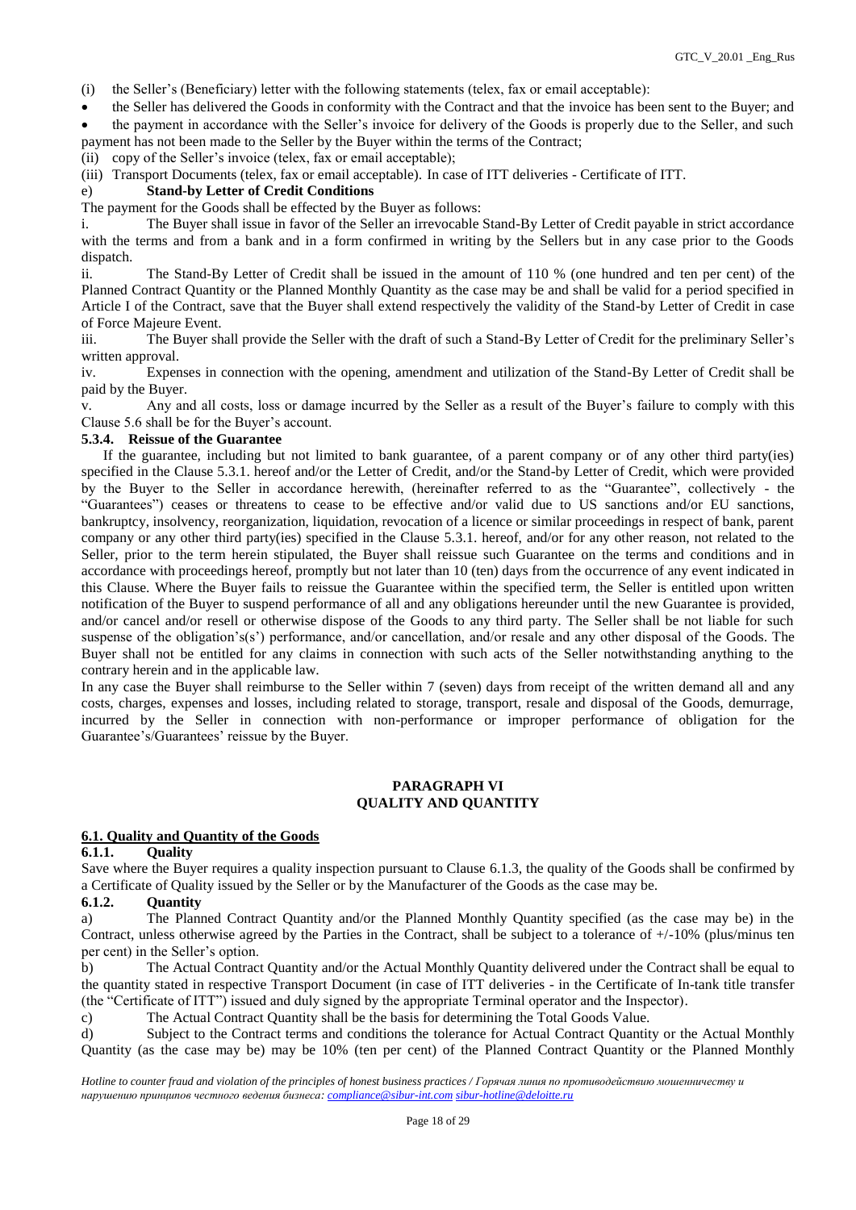(i) the Seller's (Beneficiary) letter with the following statements (telex, fax or email acceptable):

- the Seller has delivered the Goods in conformity with the Contract and that the invoice has been sent to the Buyer; and
- the payment in accordance with the Seller's invoice for delivery of the Goods is properly due to the Seller, and such payment has not been made to the Seller by the Buyer within the terms of the Contract;

(ii) copy of the Seller's invoice (telex, fax or email acceptable);

(iii) Transport Documents (telex, fax or email acceptable). In case of ITT deliveries - Certificate of ITT.

e) **Stand-by Letter of Credit Conditions**

The payment for the Goods shall be effected by the Buyer as follows:

i. The Buyer shall issue in favor of the Seller an irrevocable Stand-By Letter of Credit payable in strict accordance with the terms and from a bank and in a form confirmed in writing by the Sellers but in any case prior to the Goods dispatch.

ii. The Stand-By Letter of Credit shall be issued in the amount of 110 % (one hundred and ten per cent) of the Planned Contract Quantity or the Planned Monthly Quantity as the case may be and shall be valid for a period specified in Article I of the Contract, save that the Buyer shall extend respectively the validity of the Stand-by Letter of Credit in case of Force Majeure Event.

iii. The Buyer shall provide the Seller with the draft of such a Stand-By Letter of Credit for the preliminary Seller's written approval.

iv. Expenses in connection with the opening, amendment and utilization of the Stand-By Letter of Credit shall be paid by the Buyer.

v. Any and all costs, loss or damage incurred by the Seller as a result of the Buyer's failure to comply with this Clause 5.6 shall be for the Buyer's account.

**5.3.4. Reissue of the Guarantee**

If the guarantee, including but not limited to bank guarantee, of a parent company or of any other third party(ies) specified in the Clause 5.3.1. hereof and/or the Letter of Credit, and/or the Stand-by Letter of Credit, which were provided by the Buyer to the Seller in accordance herewith, (hereinafter referred to as the "Guarantee", collectively - the "Guarantees") ceases or threatens to cease to be effective and/or valid due to US sanctions and/or EU sanctions, bankruptcy, insolvency, reorganization, liquidation, revocation of a licence or similar proceedings in respect of bank, parent company or any other third party(ies) specified in the Clause 5.3.1. hereof, and/or for any other reason, not related to the Seller, prior to the term herein stipulated, the Buyer shall reissue such Guarantee on the terms and conditions and in accordance with proceedings hereof, promptly but not later than 10 (ten) days from the occurrence of any event indicated in this Clause. Where the Buyer fails to reissue the Guarantee within the specified term, the Seller is entitled upon written notification of the Buyer to suspend performance of all and any obligations hereunder until the new Guarantee is provided, and/or cancel and/or resell or otherwise dispose of the Goods to any third party. The Seller shall be not liable for such suspense of the obligation's(s') performance, and/or cancellation, and/or resale and any other disposal of the Goods. The Buyer shall not be entitled for any claims in connection with such acts of the Seller notwithstanding anything to the contrary herein and in the applicable law.

In any case the Buyer shall reimburse to the Seller within 7 (seven) days from receipt of the written demand all and any costs, charges, expenses and losses, including related to storage, transport, resale and disposal of the Goods, demurrage, incurred by the Seller in connection with non-performance or improper performance of obligation for the Guarantee's/Guarantees' reissue by the Buyer.

## PARAGRAPH VI
## QUALITY AND QUANTITY

### 6.1. Quality and Quantity of the Goods

**6.1.1. Quality**

Save where the Buyer requires a quality inspection pursuant to Clause 6.1.3, the quality of the Goods shall be confirmed by a Certificate of Quality issued by the Seller or by the Manufacturer of the Goods as the case may be.

**6.1.2. Quantity**

a) The Planned Contract Quantity and/or the Planned Monthly Quantity specified (as the case may be) in the Contract, unless otherwise agreed by the Parties in the Contract, shall be subject to a tolerance of +/-10% (plus/minus ten per cent) in the Seller's option.

b) The Actual Contract Quantity and/or the Actual Monthly Quantity delivered under the Contract shall be equal to the quantity stated in respective Transport Document (in case of ITT deliveries - in the Certificate of In-tank title transfer (the "Certificate of ITT") issued and duly signed by the appropriate Terminal operator and the Inspector).

c) The Actual Contract Quantity shall be the basis for determining the Total Goods Value.

d) Subject to the Contract terms and conditions the tolerance for Actual Contract Quantity or the Actual Monthly Quantity (as the case may be) may be 10% (ten per cent) of the Planned Contract Quantity or the Planned Monthly

*Hotline to counter fraud and violation of the principles of honest business practices / Горячая линия по противодействию мошенничеству и нарушению принципов честного ведения бизнеса: compliance@sibur-int.com sibur-hotline@deloitte.ru*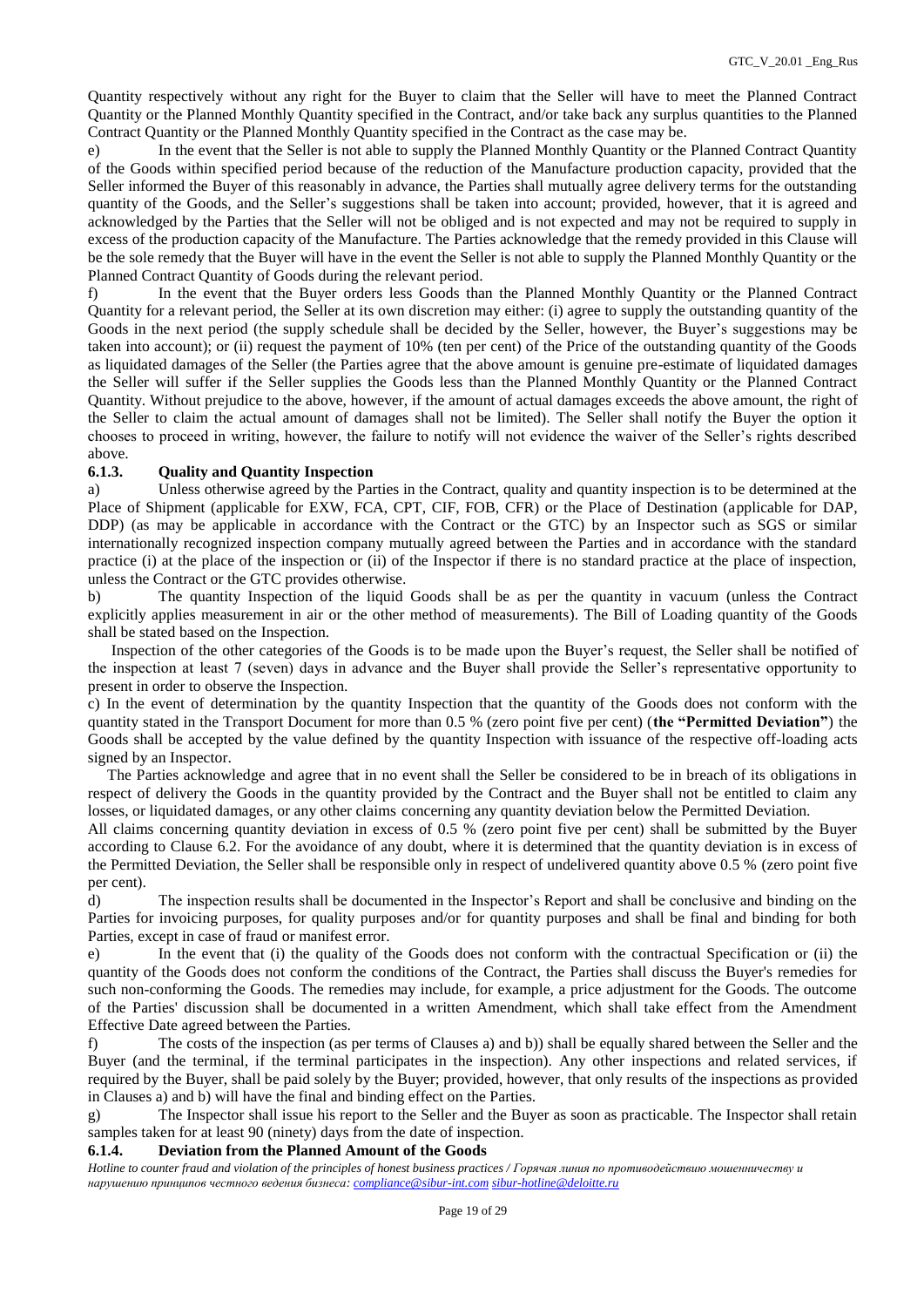Quantity respectively without any right for the Buyer to claim that the Seller will have to meet the Planned Contract Quantity or the Planned Monthly Quantity specified in the Contract, and/or take back any surplus quantities to the Planned Contract Quantity or the Planned Monthly Quantity specified in the Contract as the case may be.

e) In the event that the Seller is not able to supply the Planned Monthly Quantity or the Planned Contract Quantity of the Goods within specified period because of the reduction of the Manufacture production capacity, provided that the Seller informed the Buyer of this reasonably in advance, the Parties shall mutually agree delivery terms for the outstanding quantity of the Goods, and the Seller's suggestions shall be taken into account; provided, however, that it is agreed and acknowledged by the Parties that the Seller will not be obliged and is not expected and may not be required to supply in excess of the production capacity of the Manufacture. The Parties acknowledge that the remedy provided in this Clause will be the sole remedy that the Buyer will have in the event the Seller is not able to supply the Planned Monthly Quantity or the Planned Contract Quantity of Goods during the relevant period.

f) In the event that the Buyer orders less Goods than the Planned Monthly Quantity or the Planned Contract Quantity for a relevant period, the Seller at its own discretion may either: (i) agree to supply the outstanding quantity of the Goods in the next period (the supply schedule shall be decided by the Seller, however, the Buyer's suggestions may be taken into account); or (ii) request the payment of 10% (ten per cent) of the Price of the outstanding quantity of the Goods as liquidated damages of the Seller (the Parties agree that the above amount is genuine pre-estimate of liquidated damages the Seller will suffer if the Seller supplies the Goods less than the Planned Monthly Quantity or the Planned Contract Quantity. Without prejudice to the above, however, if the amount of actual damages exceeds the above amount, the right of the Seller to claim the actual amount of damages shall not be limited). The Seller shall notify the Buyer the option it chooses to proceed in writing, however, the failure to notify will not evidence the waiver of the Seller's rights described above.

#### 6.1.3. Quality and Quantity Inspection

a) Unless otherwise agreed by the Parties in the Contract, quality and quantity inspection is to be determined at the Place of Shipment (applicable for EXW, FCA, CPT, CIF, FOB, CFR) or the Place of Destination (applicable for DAP, DDP) (as may be applicable in accordance with the Contract or the GTC) by an Inspector such as SGS or similar internationally recognized inspection company mutually agreed between the Parties and in accordance with the standard practice (i) at the place of the inspection or (ii) of the Inspector if there is no standard practice at the place of inspection, unless the Contract or the GTC provides otherwise.

b) The quantity Inspection of the liquid Goods shall be as per the quantity in vacuum (unless the Contract explicitly applies measurement in air or the other method of measurements). The Bill of Loading quantity of the Goods shall be stated based on the Inspection.

Inspection of the other categories of the Goods is to be made upon the Buyer's request, the Seller shall be notified of the inspection at least 7 (seven) days in advance and the Buyer shall provide the Seller's representative opportunity to present in order to observe the Inspection.

c) In the event of determination by the quantity Inspection that the quantity of the Goods does not conform with the quantity stated in the Transport Document for more than 0.5 % (zero point five per cent) (**the "Permitted Deviation"**) the Goods shall be accepted by the value defined by the quantity Inspection with issuance of the respective off-loading acts signed by an Inspector.

The Parties acknowledge and agree that in no event shall the Seller be considered to be in breach of its obligations in respect of delivery the Goods in the quantity provided by the Contract and the Buyer shall not be entitled to claim any losses, or liquidated damages, or any other claims concerning any quantity deviation below the Permitted Deviation.

All claims concerning quantity deviation in excess of 0.5 % (zero point five per cent) shall be submitted by the Buyer according to Clause 6.2. For the avoidance of any doubt, where it is determined that the quantity deviation is in excess of the Permitted Deviation, the Seller shall be responsible only in respect of undelivered quantity above 0.5 % (zero point five per cent).

d) The inspection results shall be documented in the Inspector's Report and shall be conclusive and binding on the Parties for invoicing purposes, for quality purposes and/or for quantity purposes and shall be final and binding for both Parties, except in case of fraud or manifest error.

e) In the event that (i) the quality of the Goods does not conform with the contractual Specification or (ii) the quantity of the Goods does not conform the conditions of the Contract, the Parties shall discuss the Buyer's remedies for such non-conforming the Goods. The remedies may include, for example, a price adjustment for the Goods. The outcome of the Parties' discussion shall be documented in a written Amendment, which shall take effect from the Amendment Effective Date agreed between the Parties.

f) The costs of the inspection (as per terms of Clauses a) and b)) shall be equally shared between the Seller and the Buyer (and the terminal, if the terminal participates in the inspection). Any other inspections and related services, if required by the Buyer, shall be paid solely by the Buyer; provided, however, that only results of the inspections as provided in Clauses a) and b) will have the final and binding effect on the Parties.

g) The Inspector shall issue his report to the Seller and the Buyer as soon as practicable. The Inspector shall retain samples taken for at least 90 (ninety) days from the date of inspection.

#### 6.1.4. Deviation from the Planned Amount of the Goods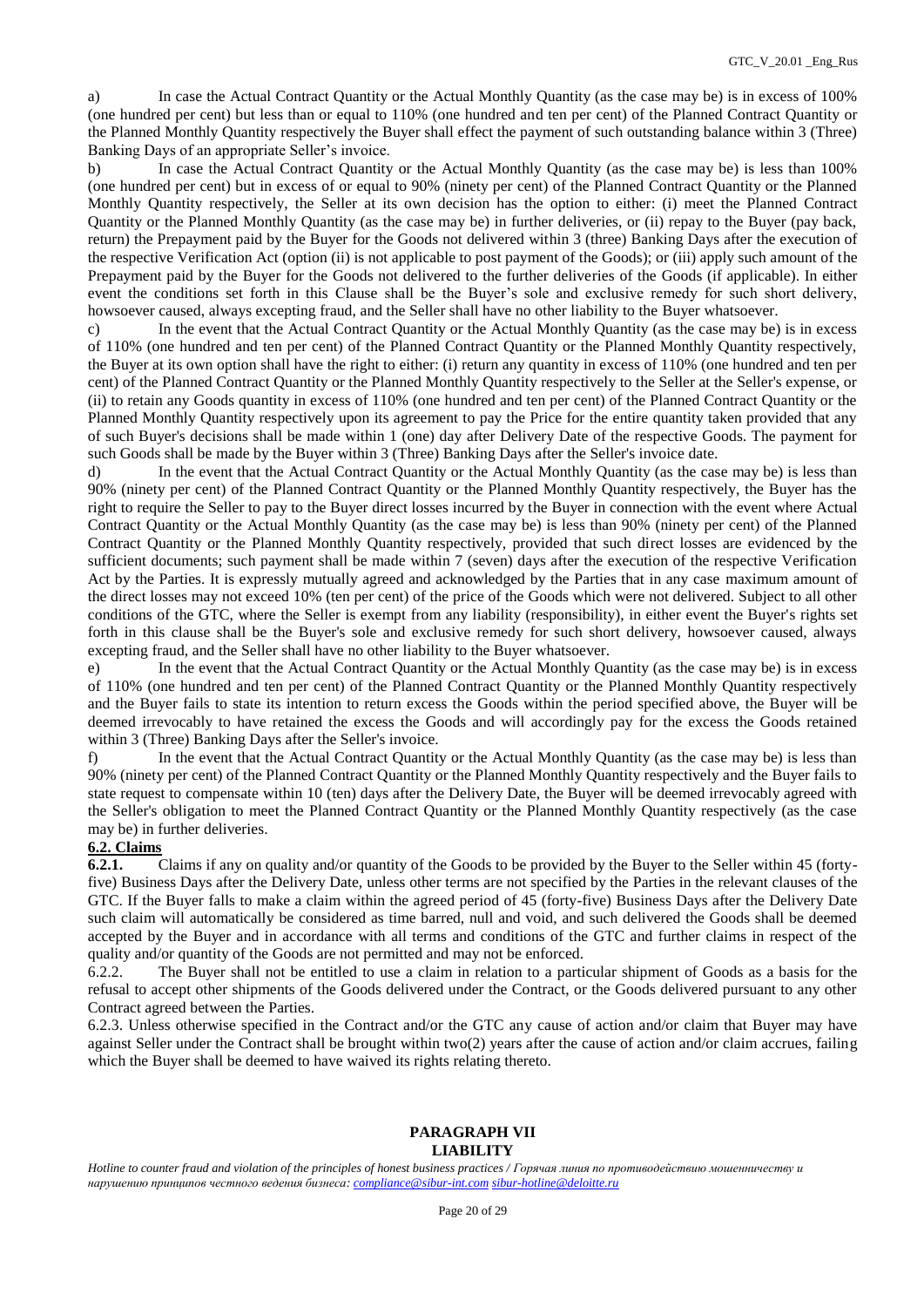a) In case the Actual Contract Quantity or the Actual Monthly Quantity (as the case may be) is in excess of 100% (one hundred per cent) but less than or equal to 110% (one hundred and ten per cent) of the Planned Contract Quantity or the Planned Monthly Quantity respectively the Buyer shall effect the payment of such outstanding balance within 3 (Three) Banking Days of an appropriate Seller's invoice.

b) In case the Actual Contract Quantity or the Actual Monthly Quantity (as the case may be) is less than 100% (one hundred per cent) but in excess of or equal to 90% (ninety per cent) of the Planned Contract Quantity or the Planned Monthly Quantity respectively, the Seller at its own decision has the option to either: (i) meet the Planned Contract Quantity or the Planned Monthly Quantity (as the case may be) in further deliveries, or (ii) repay to the Buyer (pay back, return) the Prepayment paid by the Buyer for the Goods not delivered within 3 (three) Banking Days after the execution of the respective Verification Act (option (ii) is not applicable to post payment of the Goods); or (iii) apply such amount of the Prepayment paid by the Buyer for the Goods not delivered to the further deliveries of the Goods (if applicable). In either event the conditions set forth in this Clause shall be the Buyer's sole and exclusive remedy for such short delivery, howsoever caused, always excepting fraud, and the Seller shall have no other liability to the Buyer whatsoever.

c) In the event that the Actual Contract Quantity or the Actual Monthly Quantity (as the case may be) is in excess of 110% (one hundred and ten per cent) of the Planned Contract Quantity or the Planned Monthly Quantity respectively, the Buyer at its own option shall have the right to either: (i) return any quantity in excess of 110% (one hundred and ten per cent) of the Planned Contract Quantity or the Planned Monthly Quantity respectively to the Seller at the Seller's expense, or (ii) to retain any Goods quantity in excess of 110% (one hundred and ten per cent) of the Planned Contract Quantity or the Planned Monthly Quantity respectively upon its agreement to pay the Price for the entire quantity taken provided that any of such Buyer's decisions shall be made within 1 (one) day after Delivery Date of the respective Goods. The payment for such Goods shall be made by the Buyer within 3 (Three) Banking Days after the Seller's invoice date.

d) In the event that the Actual Contract Quantity or the Actual Monthly Quantity (as the case may be) is less than 90% (ninety per cent) of the Planned Contract Quantity or the Planned Monthly Quantity respectively, the Buyer has the right to require the Seller to pay to the Buyer direct losses incurred by the Buyer in connection with the event where Actual Contract Quantity or the Actual Monthly Quantity (as the case may be) is less than 90% (ninety per cent) of the Planned Contract Quantity or the Planned Monthly Quantity respectively, provided that such direct losses are evidenced by the sufficient documents; such payment shall be made within 7 (seven) days after the execution of the respective Verification Act by the Parties. It is expressly mutually agreed and acknowledged by the Parties that in any case maximum amount of the direct losses may not exceed 10% (ten per cent) of the price of the Goods which were not delivered. Subject to all other conditions of the GTC, where the Seller is exempt from any liability (responsibility), in either event the Buyer's rights set forth in this clause shall be the Buyer's sole and exclusive remedy for such short delivery, howsoever caused, always excepting fraud, and the Seller shall have no other liability to the Buyer whatsoever.

e) In the event that the Actual Contract Quantity or the Actual Monthly Quantity (as the case may be) is in excess of 110% (one hundred and ten per cent) of the Planned Contract Quantity or the Planned Monthly Quantity respectively and the Buyer fails to state its intention to return excess the Goods within the period specified above, the Buyer will be deemed irrevocably to have retained the excess the Goods and will accordingly pay for the excess the Goods retained within 3 (Three) Banking Days after the Seller's invoice.

f) In the event that the Actual Contract Quantity or the Actual Monthly Quantity (as the case may be) is less than 90% (ninety per cent) of the Planned Contract Quantity or the Planned Monthly Quantity respectively and the Buyer fails to state request to compensate within 10 (ten) days after the Delivery Date, the Buyer will be deemed irrevocably agreed with the Seller's obligation to meet the Planned Contract Quantity or the Planned Monthly Quantity respectively (as the case may be) in further deliveries.

**6.2. Claims**

**6.2.1.** Claims if any on quality and/or quantity of the Goods to be provided by the Buyer to the Seller within 45 (forty-five) Business Days after the Delivery Date, unless other terms are not specified by the Parties in the relevant clauses of the GTC. If the Buyer falls to make a claim within the agreed period of 45 (forty-five) Business Days after the Delivery Date such claim will automatically be considered as time barred, null and void, and such delivered the Goods shall be deemed accepted by the Buyer and in accordance with all terms and conditions of the GTC and further claims in respect of the quality and/or quantity of the Goods are not permitted and may not be enforced.

6.2.2. The Buyer shall not be entitled to use a claim in relation to a particular shipment of Goods as a basis for the refusal to accept other shipments of the Goods delivered under the Contract, or the Goods delivered pursuant to any other Contract agreed between the Parties.

6.2.3. Unless otherwise specified in the Contract and/or the GTC any cause of action and/or claim that Buyer may have against Seller under the Contract shall be brought within two(2) years after the cause of action and/or claim accrues, failing which the Buyer shall be deemed to have waived its rights relating thereto.

## PARAGRAPH VII
## LIABILITY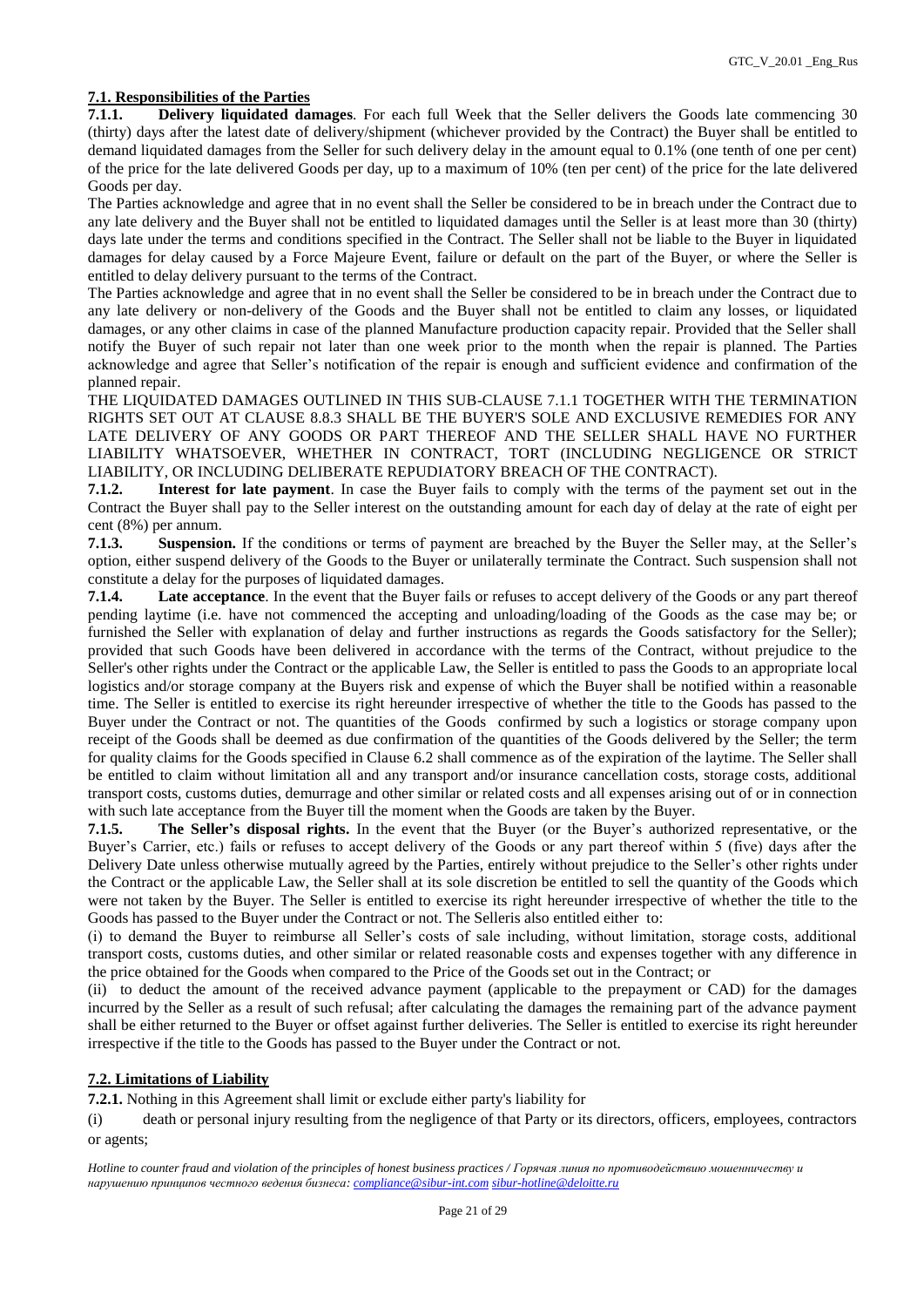**7.1. Responsibilities of the Parties**

**7.1.1. Delivery liquidated damages**. For each full Week that the Seller delivers the Goods late commencing 30 (thirty) days after the latest date of delivery/shipment (whichever provided by the Contract) the Buyer shall be entitled to demand liquidated damages from the Seller for such delivery delay in the amount equal to 0.1% (one tenth of one per cent) of the price for the late delivered Goods per day, up to a maximum of 10% (ten per cent) of the price for the late delivered Goods per day.

The Parties acknowledge and agree that in no event shall the Seller be considered to be in breach under the Contract due to any late delivery and the Buyer shall not be entitled to liquidated damages until the Seller is at least more than 30 (thirty) days late under the terms and conditions specified in the Contract. The Seller shall not be liable to the Buyer in liquidated damages for delay caused by a Force Majeure Event, failure or default on the part of the Buyer, or where the Seller is entitled to delay delivery pursuant to the terms of the Contract.

The Parties acknowledge and agree that in no event shall the Seller be considered to be in breach under the Contract due to any late delivery or non-delivery of the Goods and the Buyer shall not be entitled to claim any losses, or liquidated damages, or any other claims in case of the planned Manufacture production capacity repair. Provided that the Seller shall notify the Buyer of such repair not later than one week prior to the month when the repair is planned. The Parties acknowledge and agree that Seller's notification of the repair is enough and sufficient evidence and confirmation of the planned repair.

THE LIQUIDATED DAMAGES OUTLINED IN THIS SUB-CLAUSE 7.1.1 TOGETHER WITH THE TERMINATION RIGHTS SET OUT AT CLAUSE 8.8.3 SHALL BE THE BUYER'S SOLE AND EXCLUSIVE REMEDIES FOR ANY LATE DELIVERY OF ANY GOODS OR PART THEREOF AND THE SELLER SHALL HAVE NO FURTHER LIABILITY WHATSOEVER, WHETHER IN CONTRACT, TORT (INCLUDING NEGLIGENCE OR STRICT LIABILITY, OR INCLUDING DELIBERATE REPUDIATORY BREACH OF THE CONTRACT).

**7.1.2. Interest for late payment**. In case the Buyer fails to comply with the terms of the payment set out in the Contract the Buyer shall pay to the Seller interest on the outstanding amount for each day of delay at the rate of eight per cent (8%) per annum.

**7.1.3. Suspension.** If the conditions or terms of payment are breached by the Buyer the Seller may, at the Seller's option, either suspend delivery of the Goods to the Buyer or unilaterally terminate the Contract. Such suspension shall not constitute a delay for the purposes of liquidated damages.

**7.1.4. Late acceptance**. In the event that the Buyer fails or refuses to accept delivery of the Goods or any part thereof pending laytime (i.e. have not commenced the accepting and unloading/loading of the Goods as the case may be; or furnished the Seller with explanation of delay and further instructions as regards the Goods satisfactory for the Seller); provided that such Goods have been delivered in accordance with the terms of the Contract, without prejudice to the Seller's other rights under the Contract or the applicable Law, the Seller is entitled to pass the Goods to an appropriate local logistics and/or storage company at the Buyers risk and expense of which the Buyer shall be notified within a reasonable time. The Seller is entitled to exercise its right hereunder irrespective of whether the title to the Goods has passed to the Buyer under the Contract or not. The quantities of the Goods confirmed by such a logistics or storage company upon receipt of the Goods shall be deemed as due confirmation of the quantities of the Goods delivered by the Seller; the term for quality claims for the Goods specified in Clause 6.2 shall commence as of the expiration of the laytime. The Seller shall be entitled to claim without limitation all and any transport and/or insurance cancellation costs, storage costs, additional transport costs, customs duties, demurrage and other similar or related costs and all expenses arising out of or in connection with such late acceptance from the Buyer till the moment when the Goods are taken by the Buyer.

**7.1.5. The Seller's disposal rights.** In the event that the Buyer (or the Buyer's authorized representative, or the Buyer's Carrier, etc.) fails or refuses to accept delivery of the Goods or any part thereof within 5 (five) days after the Delivery Date unless otherwise mutually agreed by the Parties, entirely without prejudice to the Seller's other rights under the Contract or the applicable Law, the Seller shall at its sole discretion be entitled to sell the quantity of the Goods which were not taken by the Buyer. The Seller is entitled to exercise its right hereunder irrespective of whether the title to the Goods has passed to the Buyer under the Contract or not. The Selleris also entitled either to:

(i) to demand the Buyer to reimburse all Seller's costs of sale including, without limitation, storage costs, additional transport costs, customs duties, and other similar or related reasonable costs and expenses together with any difference in the price obtained for the Goods when compared to the Price of the Goods set out in the Contract; or

(ii) to deduct the amount of the received advance payment (applicable to the prepayment or CAD) for the damages incurred by the Seller as a result of such refusal; after calculating the damages the remaining part of the advance payment shall be either returned to the Buyer or offset against further deliveries. The Seller is entitled to exercise its right hereunder irrespective if the title to the Goods has passed to the Buyer under the Contract or not.

**7.2. Limitations of Liability**

**7.2.1.** Nothing in this Agreement shall limit or exclude either party's liability for

(i) death or personal injury resulting from the negligence of that Party or its directors, officers, employees, contractors or agents;

*Hotline to counter fraud and violation of the principles of honest business practices / Горячая линия по противодействию мошенничеству и нарушению принципов честного ведения бизнеса: compliance@sibur-int.com sibur-hotline@deloitte.ru*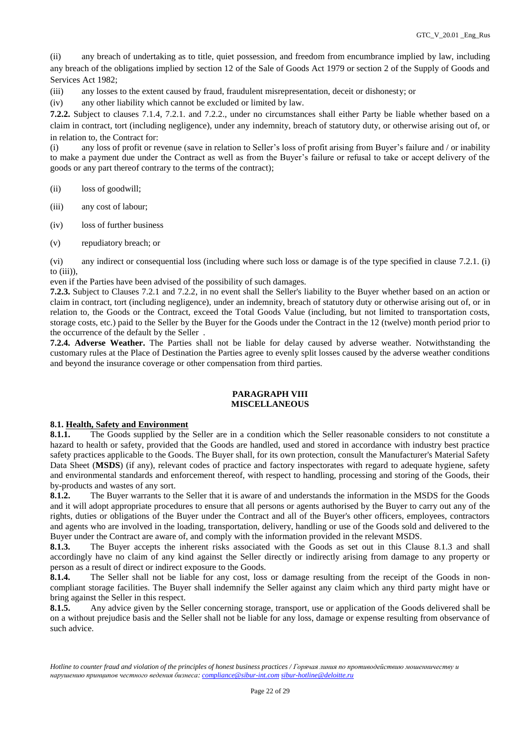(ii) any breach of undertaking as to title, quiet possession, and freedom from encumbrance implied by law, including any breach of the obligations implied by section 12 of the Sale of Goods Act 1979 or section 2 of the Supply of Goods and Services Act 1982;

(iii) any losses to the extent caused by fraud, fraudulent misrepresentation, deceit or dishonesty; or

(iv) any other liability which cannot be excluded or limited by law.

**7.2.2.** Subject to clauses 7.1.4, 7.2.1. and 7.2.2., under no circumstances shall either Party be liable whether based on a claim in contract, tort (including negligence), under any indemnity, breach of statutory duty, or otherwise arising out of, or in relation to, the Contract for:

(i) any loss of profit or revenue (save in relation to Seller's loss of profit arising from Buyer's failure and / or inability to make a payment due under the Contract as well as from the Buyer's failure or refusal to take or accept delivery of the goods or any part thereof contrary to the terms of the contract);

(ii) loss of goodwill;

(iii) any cost of labour;

(iv) loss of further business

(v) repudiatory breach; or

(vi) any indirect or consequential loss (including where such loss or damage is of the type specified in clause 7.2.1. (i) to (iii)),

even if the Parties have been advised of the possibility of such damages.

**7.2.3.** Subject to Clauses 7.2.1 and 7.2.2, in no event shall the Seller's liability to the Buyer whether based on an action or claim in contract, tort (including negligence), under an indemnity, breach of statutory duty or otherwise arising out of, or in relation to, the Goods or the Contract, exceed the Total Goods Value (including, but not limited to transportation costs, storage costs, etc.) paid to the Seller by the Buyer for the Goods under the Contract in the 12 (twelve) month period prior to the occurrence of the default by the Seller .

**7.2.4. Adverse Weather.** The Parties shall not be liable for delay caused by adverse weather. Notwithstanding the customary rules at the Place of Destination the Parties agree to evenly split losses caused by the adverse weather conditions and beyond the insurance coverage or other compensation from third parties.

## PARAGRAPH VIII
## MISCELLANEOUS

**8.1. Health, Safety and Environment**

**8.1.1.** The Goods supplied by the Seller are in a condition which the Seller reasonable considers to not constitute a hazard to health or safety, provided that the Goods are handled, used and stored in accordance with industry best practice safety practices applicable to the Goods. The Buyer shall, for its own protection, consult the Manufacturer's Material Safety Data Sheet (**MSDS**) (if any), relevant codes of practice and factory inspectorates with regard to adequate hygiene, safety and environmental standards and enforcement thereof, with respect to handling, processing and storing of the Goods, their by-products and wastes of any sort.

**8.1.2.** The Buyer warrants to the Seller that it is aware of and understands the information in the MSDS for the Goods and it will adopt appropriate procedures to ensure that all persons or agents authorised by the Buyer to carry out any of the rights, duties or obligations of the Buyer under the Contract and all of the Buyer's other officers, employees, contractors and agents who are involved in the loading, transportation, delivery, handling or use of the Goods sold and delivered to the Buyer under the Contract are aware of, and comply with the information provided in the relevant MSDS.

**8.1.3.** The Buyer accepts the inherent risks associated with the Goods as set out in this Clause 8.1.3 and shall accordingly have no claim of any kind against the Seller directly or indirectly arising from damage to any property or person as a result of direct or indirect exposure to the Goods.

**8.1.4.** The Seller shall not be liable for any cost, loss or damage resulting from the receipt of the Goods in non-compliant storage facilities. The Buyer shall indemnify the Seller against any claim which any third party might have or bring against the Seller in this respect.

**8.1.5.** Any advice given by the Seller concerning storage, transport, use or application of the Goods delivered shall be on a without prejudice basis and the Seller shall not be liable for any loss, damage or expense resulting from observance of such advice.

*Hotline to counter fraud and violation of the principles of honest business practices / Горячая линия по противодействию мошенничеству и нарушению принципов честного ведения бизнеса: compliance@sibur-int.com sibur-hotline@deloitte.ru*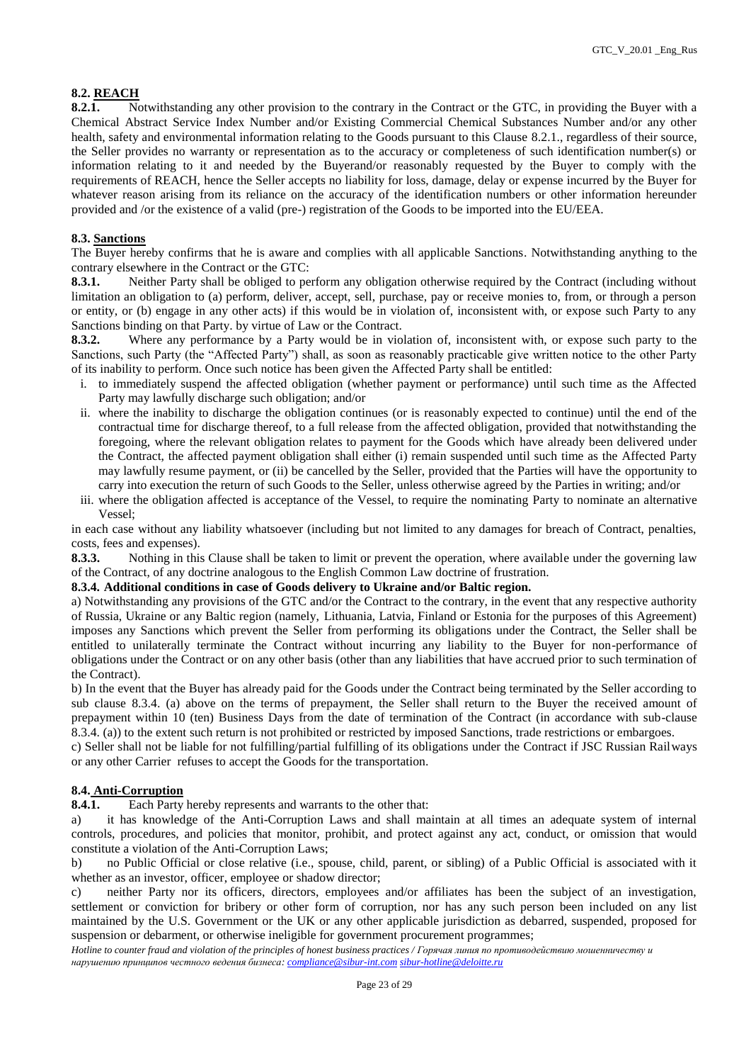## 8.2. REACH

**8.2.1.** Notwithstanding any other provision to the contrary in the Contract or the GTC, in providing the Buyer with a Chemical Abstract Service Index Number and/or Existing Commercial Chemical Substances Number and/or any other health, safety and environmental information relating to the Goods pursuant to this Clause 8.2.1., regardless of their source, the Seller provides no warranty or representation as to the accuracy or completeness of such identification number(s) or information relating to it and needed by the Buyerand/or reasonably requested by the Buyer to comply with the requirements of REACH, hence the Seller accepts no liability for loss, damage, delay or expense incurred by the Buyer for whatever reason arising from its reliance on the accuracy of the identification numbers or other information hereunder provided and /or the existence of a valid (pre-) registration of the Goods to be imported into the EU/EEA.

## 8.3. Sanctions

The Buyer hereby confirms that he is aware and complies with all applicable Sanctions. Notwithstanding anything to the contrary elsewhere in the Contract or the GTC:

**8.3.1.** Neither Party shall be obliged to perform any obligation otherwise required by the Contract (including without limitation an obligation to (a) perform, deliver, accept, sell, purchase, pay or receive monies to, from, or through a person or entity, or (b) engage in any other acts) if this would be in violation of, inconsistent with, or expose such Party to any Sanctions binding on that Party. by virtue of Law or the Contract.

**8.3.2.** Where any performance by a Party would be in violation of, inconsistent with, or expose such party to the Sanctions, such Party (the "Affected Party") shall, as soon as reasonably practicable give written notice to the other Party of its inability to perform. Once such notice has been given the Affected Party shall be entitled:

i. to immediately suspend the affected obligation (whether payment or performance) until such time as the Affected Party may lawfully discharge such obligation; and/or

ii. where the inability to discharge the obligation continues (or is reasonably expected to continue) until the end of the contractual time for discharge thereof, to a full release from the affected obligation, provided that notwithstanding the foregoing, where the relevant obligation relates to payment for the Goods which have already been delivered under the Contract, the affected payment obligation shall either (i) remain suspended until such time as the Affected Party may lawfully resume payment, or (ii) be cancelled by the Seller, provided that the Parties will have the opportunity to carry into execution the return of such Goods to the Seller, unless otherwise agreed by the Parties in writing; and/or

iii. where the obligation affected is acceptance of the Vessel, to require the nominating Party to nominate an alternative Vessel;

in each case without any liability whatsoever (including but not limited to any damages for breach of Contract, penalties, costs, fees and expenses).

**8.3.3.** Nothing in this Clause shall be taken to limit or prevent the operation, where available under the governing law of the Contract, of any doctrine analogous to the English Common Law doctrine of frustration.

**8.3.4. Additional conditions in case of Goods delivery to Ukraine and/or Baltic region.**

a) Notwithstanding any provisions of the GTC and/or the Contract to the contrary, in the event that any respective authority of Russia, Ukraine or any Baltic region (namely, Lithuania, Latvia, Finland or Estonia for the purposes of this Agreement) imposes any Sanctions which prevent the Seller from performing its obligations under the Contract, the Seller shall be entitled to unilaterally terminate the Contract without incurring any liability to the Buyer for non-performance of obligations under the Contract or on any other basis (other than any liabilities that have accrued prior to such termination of the Contract).

b) In the event that the Buyer has already paid for the Goods under the Contract being terminated by the Seller according to sub clause 8.3.4. (a) above on the terms of prepayment, the Seller shall return to the Buyer the received amount of prepayment within 10 (ten) Business Days from the date of termination of the Contract (in accordance with sub-clause 8.3.4. (a)) to the extent such return is not prohibited or restricted by imposed Sanctions, trade restrictions or embargoes.

c) Seller shall not be liable for not fulfilling/partial fulfilling of its obligations under the Contract if JSC Russian Railways or any other Carrier refuses to accept the Goods for the transportation.

## 8.4. Anti-Corruption

**8.4.1.** Each Party hereby represents and warrants to the other that:

a) it has knowledge of the Anti-Corruption Laws and shall maintain at all times an adequate system of internal controls, procedures, and policies that monitor, prohibit, and protect against any act, conduct, or omission that would constitute a violation of the Anti-Corruption Laws;

b) no Public Official or close relative (i.e., spouse, child, parent, or sibling) of a Public Official is associated with it whether as an investor, officer, employee or shadow director;

c) neither Party nor its officers, directors, employees and/or affiliates has been the subject of an investigation, settlement or conviction for bribery or other form of corruption, nor has any such person been included on any list maintained by the U.S. Government or the UK or any other applicable jurisdiction as debarred, suspended, proposed for suspension or debarment, or otherwise ineligible for government procurement programmes;

*Hotline to counter fraud and violation of the principles of honest business practices / Горячая линия по противодействию мошенничеству и нарушению принципов честного ведения бизнеса: compliance@sibur-int.com sibur-hotline@deloitte.ru*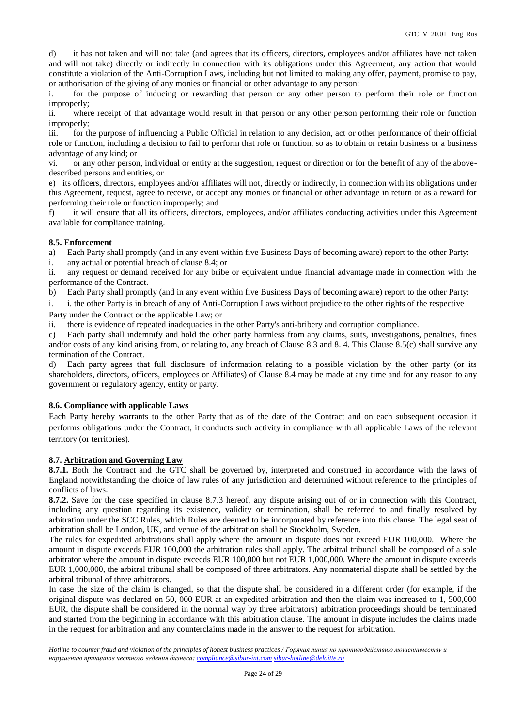d) it has not taken and will not take (and agrees that its officers, directors, employees and/or affiliates have not taken and will not take) directly or indirectly in connection with its obligations under this Agreement, any action that would constitute a violation of the Anti-Corruption Laws, including but not limited to making any offer, payment, promise to pay, or authorisation of the giving of any monies or financial or other advantage to any person:

i. for the purpose of inducing or rewarding that person or any other person to perform their role or function improperly;

ii. where receipt of that advantage would result in that person or any other person performing their role or function improperly;

iii. for the purpose of influencing a Public Official in relation to any decision, act or other performance of their official role or function, including a decision to fail to perform that role or function, so as to obtain or retain business or a business advantage of any kind; or

vi. or any other person, individual or entity at the suggestion, request or direction or for the benefit of any of the above-described persons and entities, or

e) its officers, directors, employees and/or affiliates will not, directly or indirectly, in connection with its obligations under this Agreement, request, agree to receive, or accept any monies or financial or other advantage in return or as a reward for performing their role or function improperly; and

f) it will ensure that all its officers, directors, employees, and/or affiliates conducting activities under this Agreement available for compliance training.

**8.5. Enforcement**

a) Each Party shall promptly (and in any event within five Business Days of becoming aware) report to the other Party:

i. any actual or potential breach of clause 8.4; or

ii. any request or demand received for any bribe or equivalent undue financial advantage made in connection with the performance of the Contract.

b) Each Party shall promptly (and in any event within five Business Days of becoming aware) report to the other Party:

i. i. the other Party is in breach of any of Anti-Corruption Laws without prejudice to the other rights of the respective Party under the Contract or the applicable Law; or

ii. there is evidence of repeated inadequacies in the other Party's anti-bribery and corruption compliance.

c) Each party shall indemnify and hold the other party harmless from any claims, suits, investigations, penalties, fines and/or costs of any kind arising from, or relating to, any breach of Clause 8.3 and 8. 4. This Clause 8.5(c) shall survive any termination of the Contract.

d) Each party agrees that full disclosure of information relating to a possible violation by the other party (or its shareholders, directors, officers, employees or Affiliates) of Clause 8.4 may be made at any time and for any reason to any government or regulatory agency, entity or party.

**8.6. Compliance with applicable Laws**

Each Party hereby warrants to the other Party that as of the date of the Contract and on each subsequent occasion it performs obligations under the Contract, it conducts such activity in compliance with all applicable Laws of the relevant territory (or territories).

**8.7. Arbitration and Governing Law**

**8.7.1.** Both the Contract and the GTC shall be governed by, interpreted and construed in accordance with the laws of England notwithstanding the choice of law rules of any jurisdiction and determined without reference to the principles of conflicts of laws.

**8.7.2.** Save for the case specified in clause 8.7.3 hereof, any dispute arising out of or in connection with this Contract, including any question regarding its existence, validity or termination, shall be referred to and finally resolved by arbitration under the SCC Rules, which Rules are deemed to be incorporated by reference into this clause. The legal seat of arbitration shall be London, UK, and venue of the arbitration shall be Stockholm, Sweden.

The rules for expedited arbitrations shall apply where the amount in dispute does not exceed EUR 100,000. Where the amount in dispute exceeds EUR 100,000 the arbitration rules shall apply. The arbitral tribunal shall be composed of a sole arbitrator where the amount in dispute exceeds EUR 100,000 but not EUR 1,000,000. Where the amount in dispute exceeds EUR 1,000,000, the arbitral tribunal shall be composed of three arbitrators. Any nonmaterial dispute shall be settled by the arbitral tribunal of three arbitrators.

In case the size of the claim is changed, so that the dispute shall be considered in a different order (for example, if the original dispute was declared on 50, 000 EUR at an expedited arbitration and then the claim was increased to 1, 500,000 EUR, the dispute shall be considered in the normal way by three arbitrators) arbitration proceedings should be terminated and started from the beginning in accordance with this arbitration clause. The amount in dispute includes the claims made in the request for arbitration and any counterclaims made in the answer to the request for arbitration.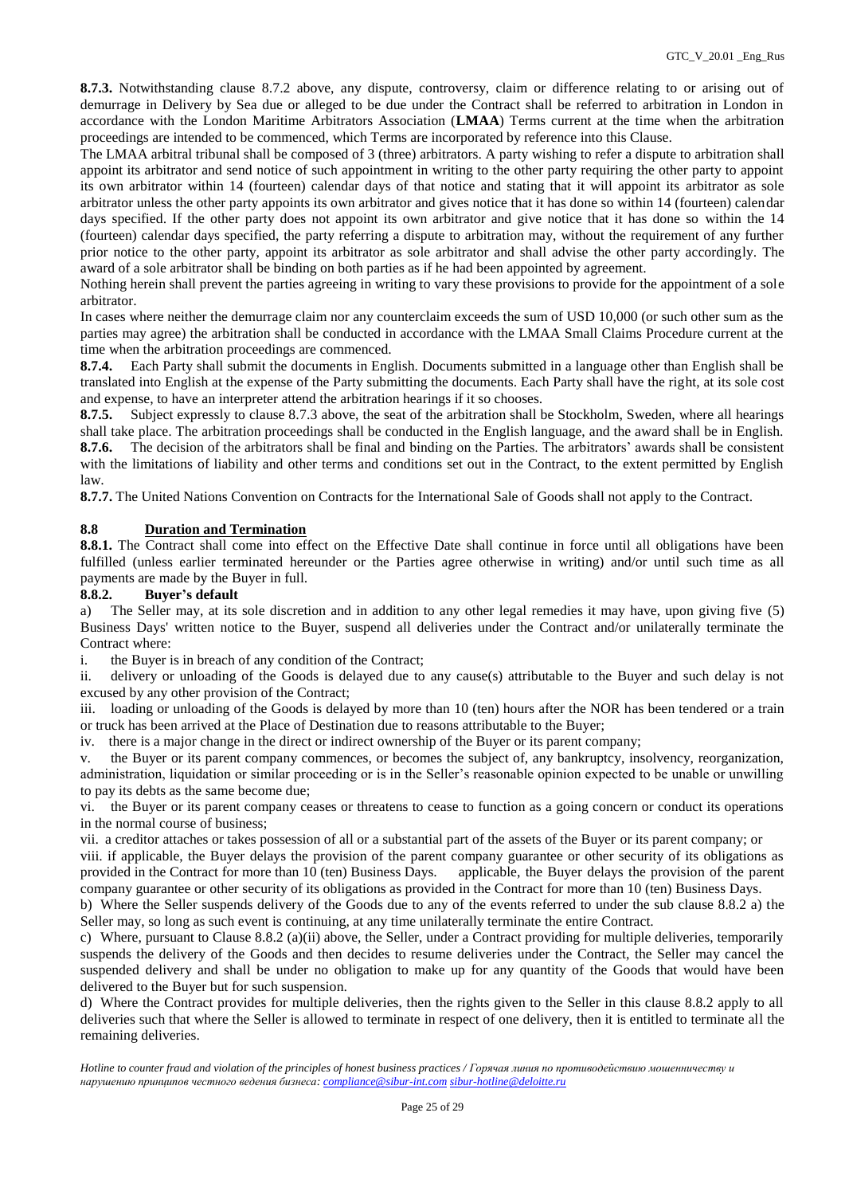**8.7.3.** Notwithstanding clause 8.7.2 above, any dispute, controversy, claim or difference relating to or arising out of demurrage in Delivery by Sea due or alleged to be due under the Contract shall be referred to arbitration in London in accordance with the London Maritime Arbitrators Association (**LMAA**) Terms current at the time when the arbitration proceedings are intended to be commenced, which Terms are incorporated by reference into this Clause.

The LMAA arbitral tribunal shall be composed of 3 (three) arbitrators. A party wishing to refer a dispute to arbitration shall appoint its arbitrator and send notice of such appointment in writing to the other party requiring the other party to appoint its own arbitrator within 14 (fourteen) calendar days of that notice and stating that it will appoint its arbitrator as sole arbitrator unless the other party appoints its own arbitrator and gives notice that it has done so within 14 (fourteen) calendar days specified. If the other party does not appoint its own arbitrator and give notice that it has done so within the 14 (fourteen) calendar days specified, the party referring a dispute to arbitration may, without the requirement of any further prior notice to the other party, appoint its arbitrator as sole arbitrator and shall advise the other party accordingly. The award of a sole arbitrator shall be binding on both parties as if he had been appointed by agreement.

Nothing herein shall prevent the parties agreeing in writing to vary these provisions to provide for the appointment of a sole arbitrator.

In cases where neither the demurrage claim nor any counterclaim exceeds the sum of USD 10,000 (or such other sum as the parties may agree) the arbitration shall be conducted in accordance with the LMAA Small Claims Procedure current at the time when the arbitration proceedings are commenced.

**8.7.4.** Each Party shall submit the documents in English. Documents submitted in a language other than English shall be translated into English at the expense of the Party submitting the documents. Each Party shall have the right, at its sole cost and expense, to have an interpreter attend the arbitration hearings if it so chooses.

**8.7.5.** Subject expressly to clause 8.7.3 above, the seat of the arbitration shall be Stockholm, Sweden, where all hearings shall take place. The arbitration proceedings shall be conducted in the English language, and the award shall be in English.

**8.7.6.** The decision of the arbitrators shall be final and binding on the Parties. The arbitrators' awards shall be consistent with the limitations of liability and other terms and conditions set out in the Contract, to the extent permitted by English law.

**8.7.7.** The United Nations Convention on Contracts for the International Sale of Goods shall not apply to the Contract.

## 8.8 Duration and Termination

**8.8.1.** The Contract shall come into effect on the Effective Date shall continue in force until all obligations have been fulfilled (unless earlier terminated hereunder or the Parties agree otherwise in writing) and/or until such time as all payments are made by the Buyer in full.

**8.8.2. Buyer's default**

a) The Seller may, at its sole discretion and in addition to any other legal remedies it may have, upon giving five (5) Business Days' written notice to the Buyer, suspend all deliveries under the Contract and/or unilaterally terminate the Contract where:

i. the Buyer is in breach of any condition of the Contract;

ii. delivery or unloading of the Goods is delayed due to any cause(s) attributable to the Buyer and such delay is not excused by any other provision of the Contract;

iii. loading or unloading of the Goods is delayed by more than 10 (ten) hours after the NOR has been tendered or a train or truck has been arrived at the Place of Destination due to reasons attributable to the Buyer;

iv. there is a major change in the direct or indirect ownership of the Buyer or its parent company;

v. the Buyer or its parent company commences, or becomes the subject of, any bankruptcy, insolvency, reorganization, administration, liquidation or similar proceeding or is in the Seller's reasonable opinion expected to be unable or unwilling to pay its debts as the same become due;

vi. the Buyer or its parent company ceases or threatens to cease to function as a going concern or conduct its operations in the normal course of business;

vii. a creditor attaches or takes possession of all or a substantial part of the assets of the Buyer or its parent company; or

viii. if applicable, the Buyer delays the provision of the parent company guarantee or other security of its obligations as provided in the Contract for more than 10 (ten) Business Days. applicable, the Buyer delays the provision of the parent company guarantee or other security of its obligations as provided in the Contract for more than 10 (ten) Business Days.

b) Where the Seller suspends delivery of the Goods due to any of the events referred to under the sub clause 8.8.2 a) the Seller may, so long as such event is continuing, at any time unilaterally terminate the entire Contract.

c) Where, pursuant to Clause 8.8.2 (a)(ii) above, the Seller, under a Contract providing for multiple deliveries, temporarily suspends the delivery of the Goods and then decides to resume deliveries under the Contract, the Seller may cancel the suspended delivery and shall be under no obligation to make up for any quantity of the Goods that would have been delivered to the Buyer but for such suspension.

d) Where the Contract provides for multiple deliveries, then the rights given to the Seller in this clause 8.8.2 apply to all deliveries such that where the Seller is allowed to terminate in respect of one delivery, then it is entitled to terminate all the remaining deliveries.

*Hotline to counter fraud and violation of the principles of honest business practices / Горячая линия по противодействию мошенничеству и нарушению принципов честного ведения бизнеса: compliance@sibur-int.com sibur-hotline@deloitte.ru*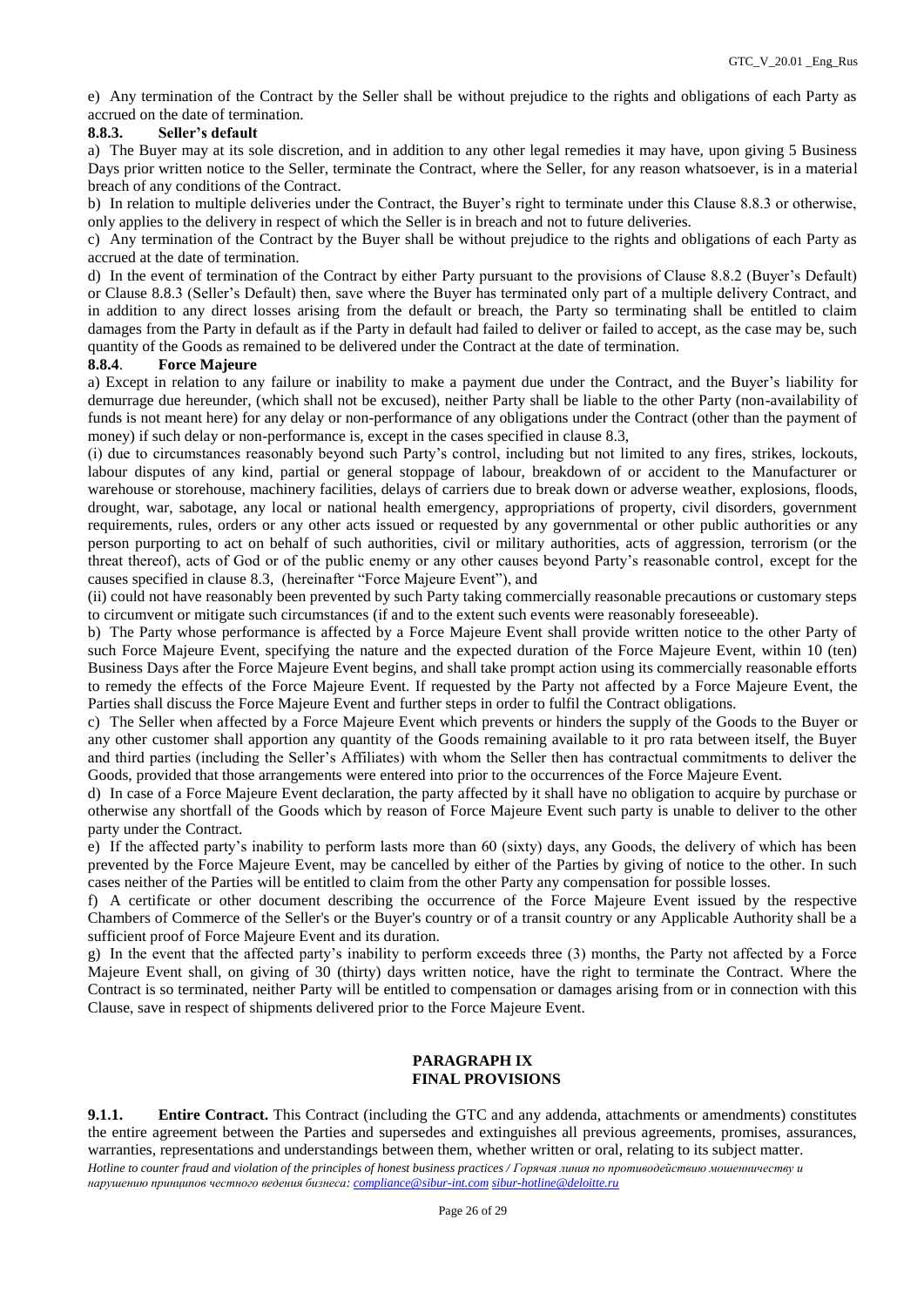e) Any termination of the Contract by the Seller shall be without prejudice to the rights and obligations of each Party as accrued on the date of termination.

**8.8.3. Seller's default**

a) The Buyer may at its sole discretion, and in addition to any other legal remedies it may have, upon giving 5 Business Days prior written notice to the Seller, terminate the Contract, where the Seller, for any reason whatsoever, is in a material breach of any conditions of the Contract.

b) In relation to multiple deliveries under the Contract, the Buyer's right to terminate under this Clause 8.8.3 or otherwise, only applies to the delivery in respect of which the Seller is in breach and not to future deliveries.

c) Any termination of the Contract by the Buyer shall be without prejudice to the rights and obligations of each Party as accrued at the date of termination.

d) In the event of termination of the Contract by either Party pursuant to the provisions of Clause 8.8.2 (Buyer's Default) or Clause 8.8.3 (Seller's Default) then, save where the Buyer has terminated only part of a multiple delivery Contract, and in addition to any direct losses arising from the default or breach, the Party so terminating shall be entitled to claim damages from the Party in default as if the Party in default had failed to deliver or failed to accept, as the case may be, such quantity of the Goods as remained to be delivered under the Contract at the date of termination.

**8.8.4**. **Force Majeure**

a) Except in relation to any failure or inability to make a payment due under the Contract, and the Buyer's liability for demurrage due hereunder, (which shall not be excused), neither Party shall be liable to the other Party (non-availability of funds is not meant here) for any delay or non-performance of any obligations under the Contract (other than the payment of money) if such delay or non-performance is, except in the cases specified in clause 8.3,

(i) due to circumstances reasonably beyond such Party's control, including but not limited to any fires, strikes, lockouts, labour disputes of any kind, partial or general stoppage of labour, breakdown of or accident to the Manufacturer or warehouse or storehouse, machinery facilities, delays of carriers due to break down or adverse weather, explosions, floods, drought, war, sabotage, any local or national health emergency, appropriations of property, civil disorders, government requirements, rules, orders or any other acts issued or requested by any governmental or other public authorities or any person purporting to act on behalf of such authorities, civil or military authorities, acts of aggression, terrorism (or the threat thereof), acts of God or of the public enemy or any other causes beyond Party's reasonable control, except for the causes specified in clause 8.3, (hereinafter "Force Majeure Event"), and

(ii) could not have reasonably been prevented by such Party taking commercially reasonable precautions or customary steps to circumvent or mitigate such circumstances (if and to the extent such events were reasonably foreseeable).

b) The Party whose performance is affected by a Force Majeure Event shall provide written notice to the other Party of such Force Majeure Event, specifying the nature and the expected duration of the Force Majeure Event, within 10 (ten) Business Days after the Force Majeure Event begins, and shall take prompt action using its commercially reasonable efforts to remedy the effects of the Force Majeure Event. If requested by the Party not affected by a Force Majeure Event, the Parties shall discuss the Force Majeure Event and further steps in order to fulfil the Contract obligations.

c) The Seller when affected by a Force Majeure Event which prevents or hinders the supply of the Goods to the Buyer or any other customer shall apportion any quantity of the Goods remaining available to it pro rata between itself, the Buyer and third parties (including the Seller's Affiliates) with whom the Seller then has contractual commitments to deliver the Goods, provided that those arrangements were entered into prior to the occurrences of the Force Majeure Event.

d) In case of a Force Majeure Event declaration, the party affected by it shall have no obligation to acquire by purchase or otherwise any shortfall of the Goods which by reason of Force Majeure Event such party is unable to deliver to the other party under the Contract.

e) If the affected party's inability to perform lasts more than 60 (sixty) days, any Goods, the delivery of which has been prevented by the Force Majeure Event, may be cancelled by either of the Parties by giving of notice to the other. In such cases neither of the Parties will be entitled to claim from the other Party any compensation for possible losses.

f) A certificate or other document describing the occurrence of the Force Majeure Event issued by the respective Chambers of Commerce of the Seller's or the Buyer's country or of a transit country or any Applicable Authority shall be a sufficient proof of Force Majeure Event and its duration.

g) In the event that the affected party's inability to perform exceeds three (3) months, the Party not affected by a Force Majeure Event shall, on giving of 30 (thirty) days written notice, have the right to terminate the Contract. Where the Contract is so terminated, neither Party will be entitled to compensation or damages arising from or in connection with this Clause, save in respect of shipments delivered prior to the Force Majeure Event.

## PARAGRAPH IX
## FINAL PROVISIONS

**9.1.1. Entire Contract.** This Contract (including the GTC and any addenda, attachments or amendments) constitutes the entire agreement between the Parties and supersedes and extinguishes all previous agreements, promises, assurances, warranties, representations and understandings between them, whether written or oral, relating to its subject matter.

*Hotline to counter fraud and violation of the principles of honest business practices / Горячая линия по противодействию мошенничеству и нарушению принципов честного ведения бизнеса: compliance@sibur-int.com sibur-hotline@deloitte.ru*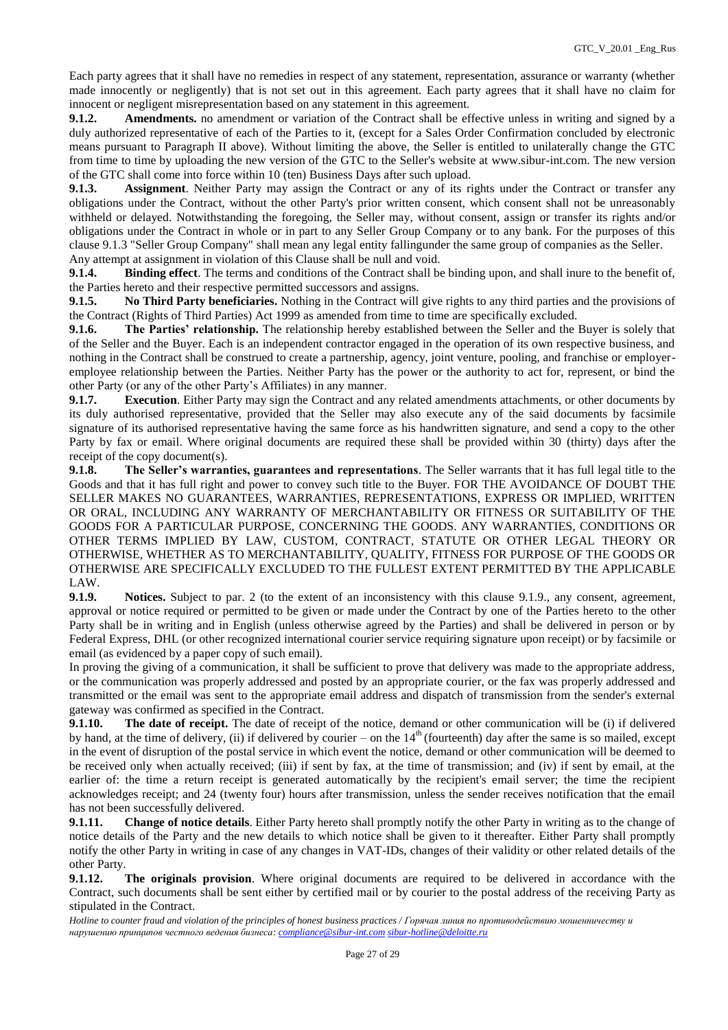Each party agrees that it shall have no remedies in respect of any statement, representation, assurance or warranty (whether made innocently or negligently) that is not set out in this agreement. Each party agrees that it shall have no claim for innocent or negligent misrepresentation based on any statement in this agreement.

**9.1.2. Amendments.** no amendment or variation of the Contract shall be effective unless in writing and signed by a duly authorized representative of each of the Parties to it, (except for a Sales Order Confirmation concluded by electronic means pursuant to Paragraph II above). Without limiting the above, the Seller is entitled to unilaterally change the GTC from time to time by uploading the new version of the GTC to the Seller's website at www.sibur-int.com. The new version of the GTC shall come into force within 10 (ten) Business Days after such upload.

**9.1.3. Assignment**. Neither Party may assign the Contract or any of its rights under the Contract or transfer any obligations under the Contract, without the other Party's prior written consent, which consent shall not be unreasonably withheld or delayed. Notwithstanding the foregoing, the Seller may, without consent, assign or transfer its rights and/or obligations under the Contract in whole or in part to any Seller Group Company or to any bank. For the purposes of this clause 9.1.3 "Seller Group Company" shall mean any legal entity fallingunder the same group of companies as the Seller. Any attempt at assignment in violation of this Clause shall be null and void.

**9.1.4. Binding effect**. The terms and conditions of the Contract shall be binding upon, and shall inure to the benefit of, the Parties hereto and their respective permitted successors and assigns.

**9.1.5. No Third Party beneficiaries.** Nothing in the Contract will give rights to any third parties and the provisions of the Contract (Rights of Third Parties) Act 1999 as amended from time to time are specifically excluded.

**9.1.6. The Parties' relationship.** The relationship hereby established between the Seller and the Buyer is solely that of the Seller and the Buyer. Each is an independent contractor engaged in the operation of its own respective business, and nothing in the Contract shall be construed to create a partnership, agency, joint venture, pooling, and franchise or employer-employee relationship between the Parties. Neither Party has the power or the authority to act for, represent, or bind the other Party (or any of the other Party's Affiliates) in any manner.

**9.1.7. Execution**. Either Party may sign the Contract and any related amendments attachments, or other documents by its duly authorised representative, provided that the Seller may also execute any of the said documents by facsimile signature of its authorised representative having the same force as his handwritten signature, and send a copy to the other Party by fax or email. Where original documents are required these shall be provided within 30 (thirty) days after the receipt of the copy document(s).

**9.1.8. The Seller's warranties, guarantees and representations**. The Seller warrants that it has full legal title to the Goods and that it has full right and power to convey such title to the Buyer. FOR THE AVOIDANCE OF DOUBT THE SELLER MAKES NO GUARANTEES, WARRANTIES, REPRESENTATIONS, EXPRESS OR IMPLIED, WRITTEN OR ORAL, INCLUDING ANY WARRANTY OF MERCHANTABILITY OR FITNESS OR SUITABILITY OF THE GOODS FOR A PARTICULAR PURPOSE, CONCERNING THE GOODS. ANY WARRANTIES, CONDITIONS OR OTHER TERMS IMPLIED BY LAW, CUSTOM, CONTRACT, STATUTE OR OTHER LEGAL THEORY OR OTHERWISE, WHETHER AS TO MERCHANTABILITY, QUALITY, FITNESS FOR PURPOSE OF THE GOODS OR OTHERWISE ARE SPECIFICALLY EXCLUDED TO THE FULLEST EXTENT PERMITTED BY THE APPLICABLE LAW.

**9.1.9. Notices.** Subject to par. 2 (to the extent of an inconsistency with this clause 9.1.9., any consent, agreement, approval or notice required or permitted to be given or made under the Contract by one of the Parties hereto to the other Party shall be in writing and in English (unless otherwise agreed by the Parties) and shall be delivered in person or by Federal Express, DHL (or other recognized international courier service requiring signature upon receipt) or by facsimile or email (as evidenced by a paper copy of such email).

In proving the giving of a communication, it shall be sufficient to prove that delivery was made to the appropriate address, or the communication was properly addressed and posted by an appropriate courier, or the fax was properly addressed and transmitted or the email was sent to the appropriate email address and dispatch of transmission from the sender's external gateway was confirmed as specified in the Contract.

**9.1.10. The date of receipt.** The date of receipt of the notice, demand or other communication will be (i) if delivered by hand, at the time of delivery, (ii) if delivered by courier – on the 14th (fourteenth) day after the same is so mailed, except in the event of disruption of the postal service in which event the notice, demand or other communication will be deemed to be received only when actually received; (iii) if sent by fax, at the time of transmission; and (iv) if sent by email, at the earlier of: the time a return receipt is generated automatically by the recipient's email server; the time the recipient acknowledges receipt; and 24 (twenty four) hours after transmission, unless the sender receives notification that the email has not been successfully delivered.

**9.1.11. Change of notice details**. Either Party hereto shall promptly notify the other Party in writing as to the change of notice details of the Party and the new details to which notice shall be given to it thereafter. Either Party shall promptly notify the other Party in writing in case of any changes in VAT-IDs, changes of their validity or other related details of the other Party.

**9.1.12. The originals provision**. Where original documents are required to be delivered in accordance with the Contract, such documents shall be sent either by certified mail or by courier to the postal address of the receiving Party as stipulated in the Contract.

*Hotline to counter fraud and violation of the principles of honest business practices / Горячая линия по противодействию мошенничеству и нарушению принципов честного ведения бизнеса: compliance@sibur-int.com sibur-hotline@deloitte.ru*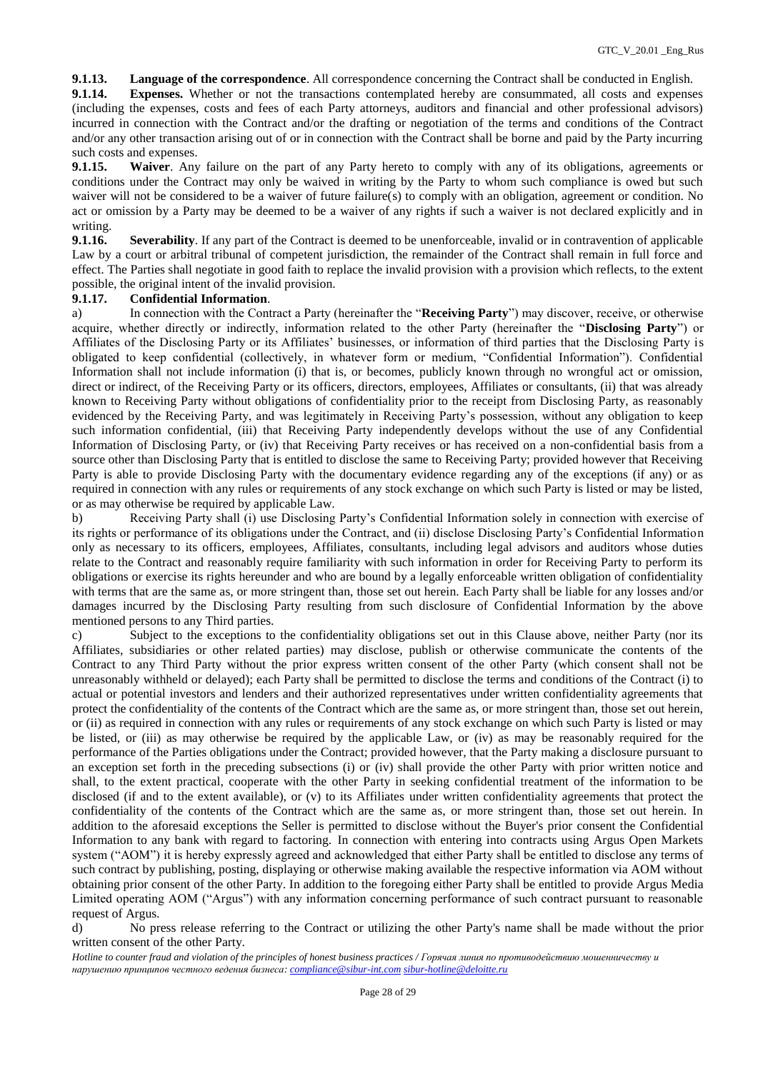**9.1.13. Language of the correspondence**. All correspondence concerning the Contract shall be conducted in English.

**9.1.14. Expenses.** Whether or not the transactions contemplated hereby are consummated, all costs and expenses (including the expenses, costs and fees of each Party attorneys, auditors and financial and other professional advisors) incurred in connection with the Contract and/or the drafting or negotiation of the terms and conditions of the Contract and/or any other transaction arising out of or in connection with the Contract shall be borne and paid by the Party incurring such costs and expenses.

**9.1.15. Waiver**. Any failure on the part of any Party hereto to comply with any of its obligations, agreements or conditions under the Contract may only be waived in writing by the Party to whom such compliance is owed but such waiver will not be considered to be a waiver of future failure(s) to comply with an obligation, agreement or condition. No act or omission by a Party may be deemed to be a waiver of any rights if such a waiver is not declared explicitly and in writing.

**9.1.16. Severability**. If any part of the Contract is deemed to be unenforceable, invalid or in contravention of applicable Law by a court or arbitral tribunal of competent jurisdiction, the remainder of the Contract shall remain in full force and effect. The Parties shall negotiate in good faith to replace the invalid provision with a provision which reflects, to the extent possible, the original intent of the invalid provision.

**9.1.17. Confidential Information**.

a) In connection with the Contract a Party (hereinafter the "**Receiving Party**") may discover, receive, or otherwise acquire, whether directly or indirectly, information related to the other Party (hereinafter the "**Disclosing Party**") or Affiliates of the Disclosing Party or its Affiliates' businesses, or information of third parties that the Disclosing Party is obligated to keep confidential (collectively, in whatever form or medium, "Confidential Information"). Confidential Information shall not include information (i) that is, or becomes, publicly known through no wrongful act or omission, direct or indirect, of the Receiving Party or its officers, directors, employees, Affiliates or consultants, (ii) that was already known to Receiving Party without obligations of confidentiality prior to the receipt from Disclosing Party, as reasonably evidenced by the Receiving Party, and was legitimately in Receiving Party's possession, without any obligation to keep such information confidential, (iii) that Receiving Party independently develops without the use of any Confidential Information of Disclosing Party, or (iv) that Receiving Party receives or has received on a non-confidential basis from a source other than Disclosing Party that is entitled to disclose the same to Receiving Party; provided however that Receiving Party is able to provide Disclosing Party with the documentary evidence regarding any of the exceptions (if any) or as required in connection with any rules or requirements of any stock exchange on which such Party is listed or may be listed, or as may otherwise be required by applicable Law.

b) Receiving Party shall (i) use Disclosing Party's Confidential Information solely in connection with exercise of its rights or performance of its obligations under the Contract, and (ii) disclose Disclosing Party's Confidential Information only as necessary to its officers, employees, Affiliates, consultants, including legal advisors and auditors whose duties relate to the Contract and reasonably require familiarity with such information in order for Receiving Party to perform its obligations or exercise its rights hereunder and who are bound by a legally enforceable written obligation of confidentiality with terms that are the same as, or more stringent than, those set out herein. Each Party shall be liable for any losses and/or damages incurred by the Disclosing Party resulting from such disclosure of Confidential Information by the above mentioned persons to any Third parties.

c) Subject to the exceptions to the confidentiality obligations set out in this Clause above, neither Party (nor its Affiliates, subsidiaries or other related parties) may disclose, publish or otherwise communicate the contents of the Contract to any Third Party without the prior express written consent of the other Party (which consent shall not be unreasonably withheld or delayed); each Party shall be permitted to disclose the terms and conditions of the Contract (i) to actual or potential investors and lenders and their authorized representatives under written confidentiality agreements that protect the confidentiality of the contents of the Contract which are the same as, or more stringent than, those set out herein, or (ii) as required in connection with any rules or requirements of any stock exchange on which such Party is listed or may be listed, or (iii) as may otherwise be required by the applicable Law, or (iv) as may be reasonably required for the performance of the Parties obligations under the Contract; provided however, that the Party making a disclosure pursuant to an exception set forth in the preceding subsections (i) or (iv) shall provide the other Party with prior written notice and shall, to the extent practical, cooperate with the other Party in seeking confidential treatment of the information to be disclosed (if and to the extent available), or (v) to its Affiliates under written confidentiality agreements that protect the confidentiality of the contents of the Contract which are the same as, or more stringent than, those set out herein. In addition to the aforesaid exceptions the Seller is permitted to disclose without the Buyer's prior consent the Confidential Information to any bank with regard to factoring. In connection with entering into contracts using Argus Open Markets system ("AOM") it is hereby expressly agreed and acknowledged that either Party shall be entitled to disclose any terms of such contract by publishing, posting, displaying or otherwise making available the respective information via AOM without obtaining prior consent of the other Party. In addition to the foregoing either Party shall be entitled to provide Argus Media Limited operating AOM ("Argus") with any information concerning performance of such contract pursuant to reasonable request of Argus.

d) No press release referring to the Contract or utilizing the other Party's name shall be made without the prior written consent of the other Party.

*Hotline to counter fraud and violation of the principles of honest business practices / Горячая линия по противодействию мошенничеству и нарушению принципов честного ведения бизнеса: compliance@sibur-int.com sibur-hotline@deloitte.ru*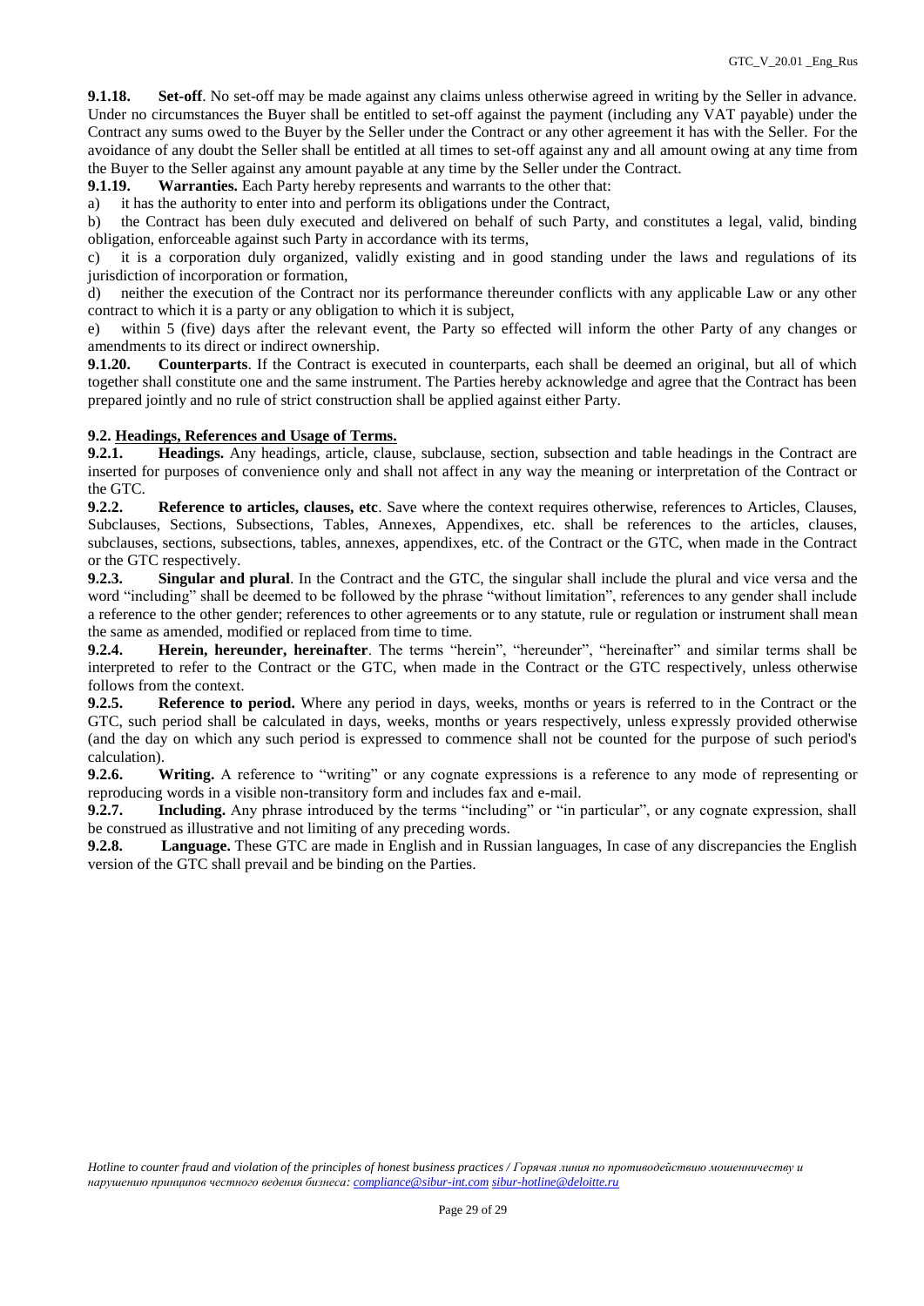**9.1.18. Set-off**. No set-off may be made against any claims unless otherwise agreed in writing by the Seller in advance. Under no circumstances the Buyer shall be entitled to set-off against the payment (including any VAT payable) under the Contract any sums owed to the Buyer by the Seller under the Contract or any other agreement it has with the Seller. For the avoidance of any doubt the Seller shall be entitled at all times to set-off against any and all amount owing at any time from the Buyer to the Seller against any amount payable at any time by the Seller under the Contract.

**9.1.19. Warranties.** Each Party hereby represents and warrants to the other that:

a) it has the authority to enter into and perform its obligations under the Contract,

b) the Contract has been duly executed and delivered on behalf of such Party, and constitutes a legal, valid, binding obligation, enforceable against such Party in accordance with its terms,

c) it is a corporation duly organized, validly existing and in good standing under the laws and regulations of its jurisdiction of incorporation or formation,

d) neither the execution of the Contract nor its performance thereunder conflicts with any applicable Law or any other contract to which it is a party or any obligation to which it is subject,

e) within 5 (five) days after the relevant event, the Party so effected will inform the other Party of any changes or amendments to its direct or indirect ownership.

**9.1.20. Counterparts**. If the Contract is executed in counterparts, each shall be deemed an original, but all of which together shall constitute one and the same instrument. The Parties hereby acknowledge and agree that the Contract has been prepared jointly and no rule of strict construction shall be applied against either Party.

**9.2. Headings, References and Usage of Terms.**

**9.2.1. Headings.** Any headings, article, clause, subclause, section, subsection and table headings in the Contract are inserted for purposes of convenience only and shall not affect in any way the meaning or interpretation of the Contract or the GTC.

**9.2.2. Reference to articles, clauses, etc**. Save where the context requires otherwise, references to Articles, Clauses, Subclauses, Sections, Subsections, Tables, Annexes, Appendixes, etc. shall be references to the articles, clauses, subclauses, sections, subsections, tables, annexes, appendixes, etc. of the Contract or the GTC, when made in the Contract or the GTC respectively.

**9.2.3. Singular and plural**. In the Contract and the GTC, the singular shall include the plural and vice versa and the word "including" shall be deemed to be followed by the phrase "without limitation", references to any gender shall include a reference to the other gender; references to other agreements or to any statute, rule or regulation or instrument shall mean the same as amended, modified or replaced from time to time.

**9.2.4. Herein, hereunder, hereinafter**. The terms "herein", "hereunder", "hereinafter" and similar terms shall be interpreted to refer to the Contract or the GTC, when made in the Contract or the GTC respectively, unless otherwise follows from the context.

**9.2.5. Reference to period.** Where any period in days, weeks, months or years is referred to in the Contract or the GTC, such period shall be calculated in days, weeks, months or years respectively, unless expressly provided otherwise (and the day on which any such period is expressed to commence shall not be counted for the purpose of such period's calculation).

**9.2.6. Writing.** A reference to "writing" or any cognate expressions is a reference to any mode of representing or reproducing words in a visible non-transitory form and includes fax and e-mail.

**9.2.7. Including.** Any phrase introduced by the terms "including" or "in particular", or any cognate expression, shall be construed as illustrative and not limiting of any preceding words.

**9.2.8. Language.** These GTC are made in English and in Russian languages, In case of any discrepancies the English version of the GTC shall prevail and be binding on the Parties.